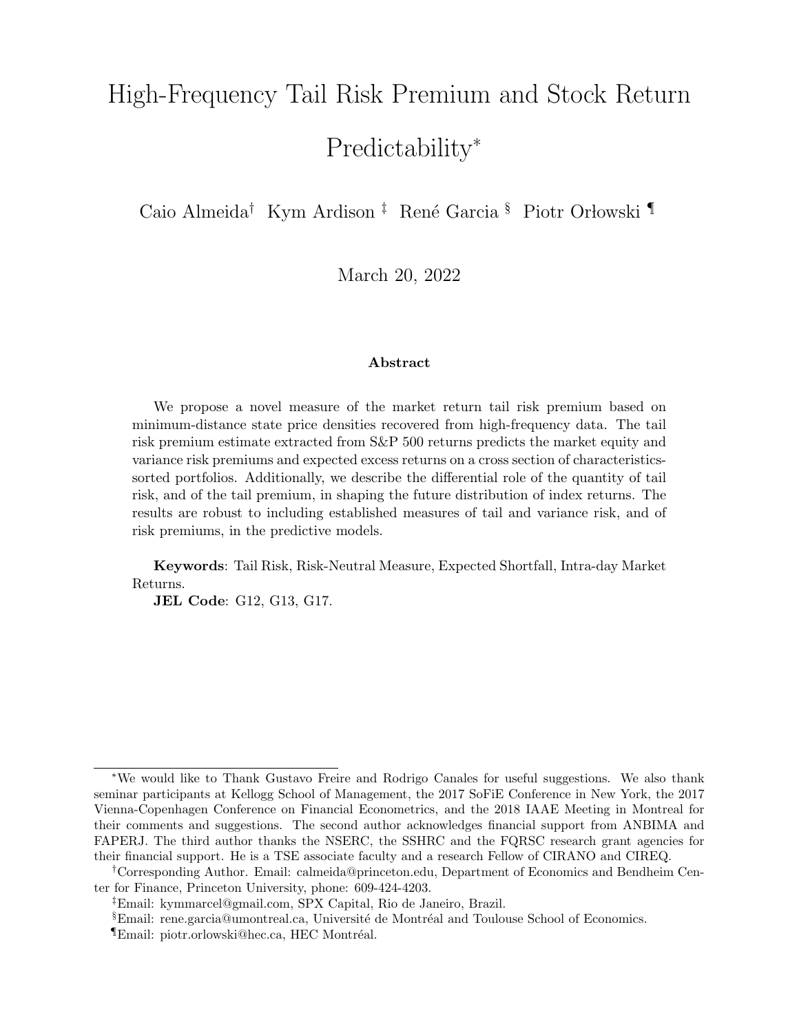# High-Frequency Tail Risk Premium and Stock Return Predictability*

Caio Almeida† Kym Ardison ‡ René Garcia § Piotr Orłowski ¶

March 20, 2022

### Abstract

We propose a novel measure of the market return tail risk premium based on minimum-distance state price densities recovered from high-frequency data. The tail risk premium estimate extracted from S&P 500 returns predicts the market equity and variance risk premiums and expected excess returns on a cross section of characteristics-sorted portfolios. Additionally, we describe the differential role of the quantity of tail risk, and of the tail premium, in shaping the future distribution of index returns. The results are robust to including established measures of tail and variance risk, and of risk premiums, in the predictive models.

**Keywords**: Tail Risk, Risk-Neutral Measure, Expected Shortfall, Intra-day Market Returns.

**JEL Code**: G12, G13, G17.

---

*We would like to Thank Gustavo Freire and Rodrigo Canales for useful suggestions. We also thank seminar participants at Kellogg School of Management, the 2017 SoFiE Conference in New York, the 2017 Vienna-Copenhagen Conference on Financial Econometrics, and the 2018 IAAE Meeting in Montreal for their comments and suggestions. The second author acknowledges financial support from ANBIMA and FAPERJ. The third author thanks the NSERC, the SSHRC and the FQRSC research grant agencies for their financial support. He is a TSE associate faculty and a research Fellow of CIRANO and CIREQ.

†Corresponding Author. Email: calmeida@princeton.edu, Department of Economics and Bendheim Center for Finance, Princeton University, phone: 609-424-4203.

‡Email: kymmarcel@gmail.com, SPX Capital, Rio de Janeiro, Brazil.

§Email: rene.garcia@umontreal.ca, Université de Montréal and Toulouse School of Economics.

¶Email: piotr.orlowski@hec.ca, HEC Montréal.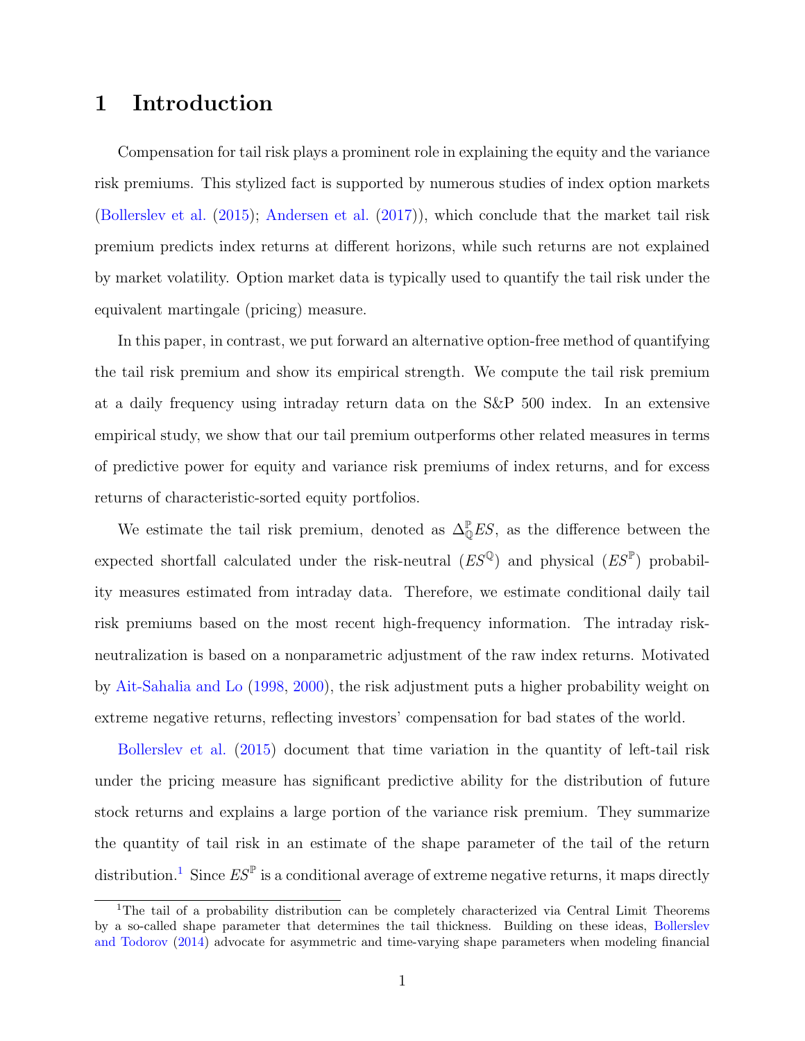# 1 Introduction

Compensation for tail risk plays a prominent role in explaining the equity and the variance risk premiums. This stylized fact is supported by numerous studies of index option markets (Bollerslev et al. (2015); Andersen et al. (2017)), which conclude that the market tail risk premium predicts index returns at different horizons, while such returns are not explained by market volatility. Option market data is typically used to quantify the tail risk under the equivalent martingale (pricing) measure.

In this paper, in contrast, we put forward an alternative option-free method of quantifying the tail risk premium and show its empirical strength. We compute the tail risk premium at a daily frequency using intraday return data on the S&P 500 index. In an extensive empirical study, we show that our tail premium outperforms other related measures in terms of predictive power for equity and variance risk premiums of index returns, and for excess returns of characteristic-sorted equity portfolios.

We estimate the tail risk premium, denoted as $\Delta^{\mathbb{P}}_{\mathbb{Q}}ES$, as the difference between the expected shortfall calculated under the risk-neutral ($ES^{\mathbb{Q}}$) and physical ($ES^{\mathbb{P}}$) probability measures estimated from intraday data. Therefore, we estimate conditional daily tail risk premiums based on the most recent high-frequency information. The intraday risk-neutralization is based on a nonparametric adjustment of the raw index returns. Motivated by Ait-Sahalia and Lo (1998, 2000), the risk adjustment puts a higher probability weight on extreme negative returns, reflecting investors' compensation for bad states of the world.

Bollerslev et al. (2015) document that time variation in the quantity of left-tail risk under the pricing measure has significant predictive ability for the distribution of future stock returns and explains a large portion of the variance risk premium. They summarize the quantity of tail risk in an estimate of the shape parameter of the tail of the return distribution.[1] Since $ES^{\mathbb{P}}$ is a conditional average of extreme negative returns, it maps directly

[1] The tail of a probability distribution can be completely characterized via Central Limit Theorems by a so-called shape parameter that determines the tail thickness. Building on these ideas, Bollerslev and Todorov (2014) advocate for asymmetric and time-varying shape parameters when modeling financial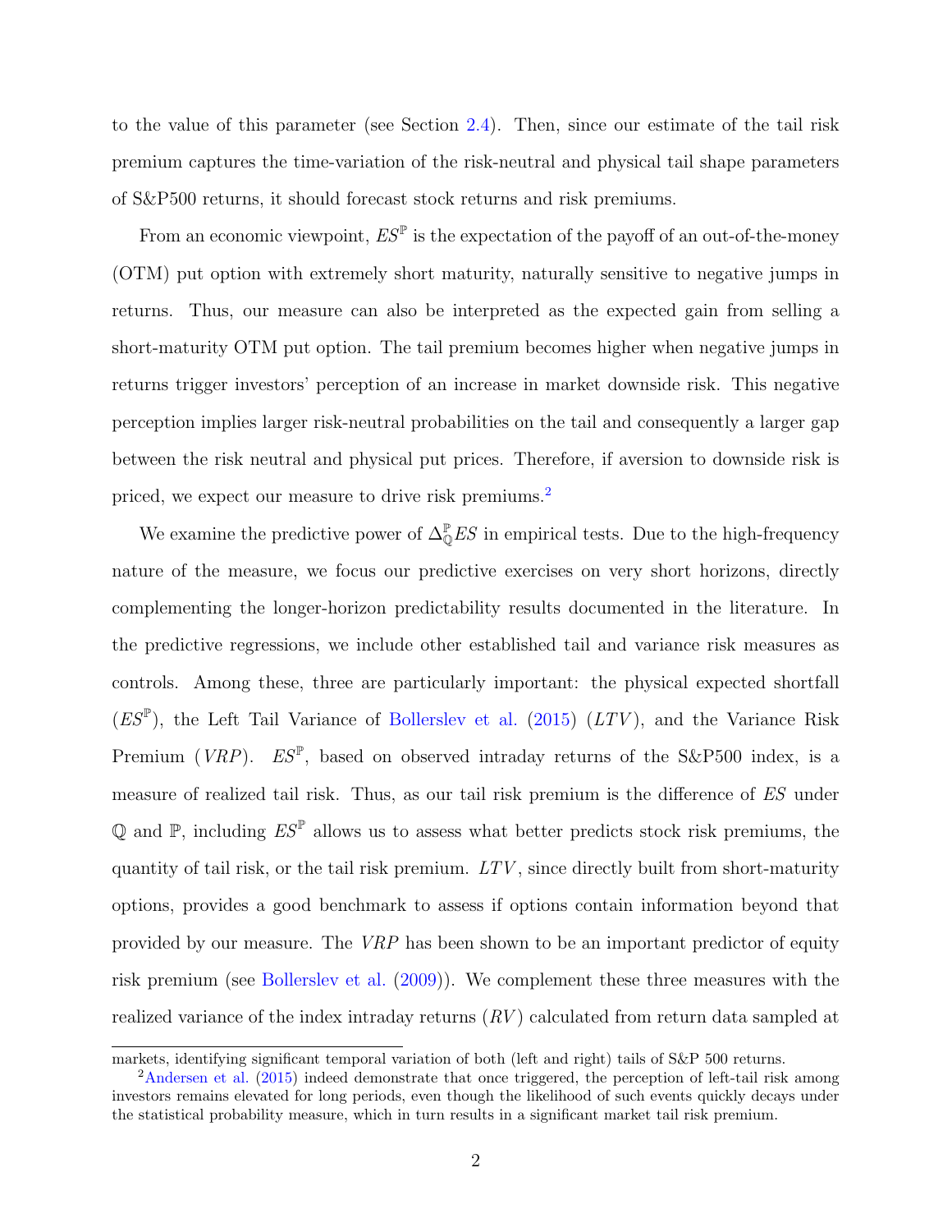to the value of this parameter (see Section 2.4). Then, since our estimate of the tail risk premium captures the time-variation of the risk-neutral and physical tail shape parameters of S&P500 returns, it should forecast stock returns and risk premiums.

From an economic viewpoint, $ES^{\mathbb{P}}$ is the expectation of the payoff of an out-of-the-money (OTM) put option with extremely short maturity, naturally sensitive to negative jumps in returns. Thus, our measure can also be interpreted as the expected gain from selling a short-maturity OTM put option. The tail premium becomes higher when negative jumps in returns trigger investors' perception of an increase in market downside risk. This negative perception implies larger risk-neutral probabilities on the tail and consequently a larger gap between the risk neutral and physical put prices. Therefore, if aversion to downside risk is priced, we expect our measure to drive risk premiums.[2]

We examine the predictive power of $\Delta^{\mathbb{P}}_{\mathbb{Q}}ES$ in empirical tests. Due to the high-frequency nature of the measure, we focus our predictive exercises on very short horizons, directly complementing the longer-horizon predictability results documented in the literature. In the predictive regressions, we include other established tail and variance risk measures as controls. Among these, three are particularly important: the physical expected shortfall ($ES^{\mathbb{P}}$), the Left Tail Variance of Bollerslev et al. (2015) ($LTV$), and the Variance Risk Premium ($VRP$). $ES^{\mathbb{P}}$, based on observed intraday returns of the S&P500 index, is a measure of realized tail risk. Thus, as our tail risk premium is the difference of $ES$ under $\mathbb{Q}$ and $\mathbb{P}$, including $ES^{\mathbb{P}}$ allows us to assess what better predicts stock risk premiums, the quantity of tail risk, or the tail risk premium. $LTV$, since directly built from short-maturity options, provides a good benchmark to assess if options contain information beyond that provided by our measure. The $VRP$ has been shown to be an important predictor of equity risk premium (see Bollerslev et al. (2009)). We complement these three measures with the realized variance of the index intraday returns ($RV$) calculated from return data sampled at

markets, identifying significant temporal variation of both (left and right) tails of S&P 500 returns.

[2] Andersen et al. (2015) indeed demonstrate that once triggered, the perception of left-tail risk among investors remains elevated for long periods, even though the likelihood of such events quickly decays under the statistical probability measure, which in turn results in a significant market tail risk premium.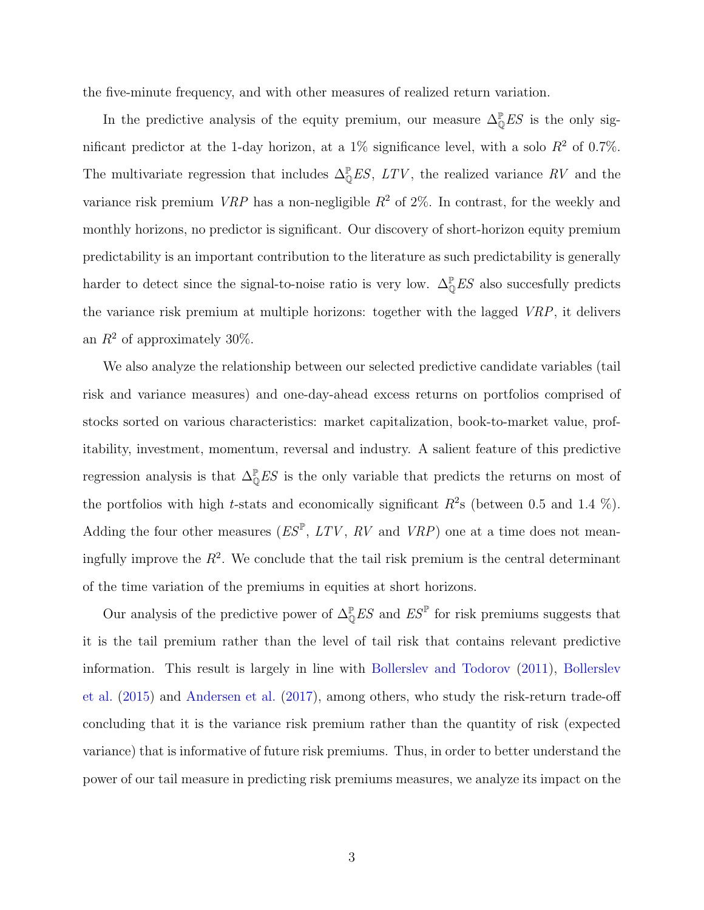the five-minute frequency, and with other measures of realized return variation.

In the predictive analysis of the equity premium, our measure $\Delta_{\mathbb{Q}}^{\mathbb{P}}ES$ is the only significant predictor at the 1-day horizon, at a 1% significance level, with a solo $R^2$ of 0.7%. The multivariate regression that includes $\Delta_{\mathbb{Q}}^{\mathbb{P}}ES$, $LTV$, the realized variance $RV$ and the variance risk premium $VRP$ has a non-negligible $R^2$ of 2%. In contrast, for the weekly and monthly horizons, no predictor is significant. Our discovery of short-horizon equity premium predictability is an important contribution to the literature as such predictability is generally harder to detect since the signal-to-noise ratio is very low. $\Delta_{\mathbb{Q}}^{\mathbb{P}}ES$ also succesfully predicts the variance risk premium at multiple horizons: together with the lagged $VRP$, it delivers an $R^2$ of approximately 30%.

We also analyze the relationship between our selected predictive candidate variables (tail risk and variance measures) and one-day-ahead excess returns on portfolios comprised of stocks sorted on various characteristics: market capitalization, book-to-market value, profitability, investment, momentum, reversal and industry. A salient feature of this predictive regression analysis is that $\Delta_{\mathbb{Q}}^{\mathbb{P}}ES$ is the only variable that predicts the returns on most of the portfolios with high $t$-stats and economically significant $R^2$s (between 0.5 and 1.4 %). Adding the four other measures ($ES^{\mathbb{P}}$, $LTV$, $RV$ and $VRP$) one at a time does not meaningfully improve the $R^2$. We conclude that the tail risk premium is the central determinant of the time variation of the premiums in equities at short horizons.

Our analysis of the predictive power of $\Delta_{\mathbb{Q}}^{\mathbb{P}}ES$ and $ES^{\mathbb{P}}$ for risk premiums suggests that it is the tail premium rather than the level of tail risk that contains relevant predictive information. This result is largely in line with Bollerslev and Todorov (2011), Bollerslev et al. (2015) and Andersen et al. (2017), among others, who study the risk-return trade-off concluding that it is the variance risk premium rather than the quantity of risk (expected variance) that is informative of future risk premiums. Thus, in order to better understand the power of our tail measure in predicting risk premiums measures, we analyze its impact on the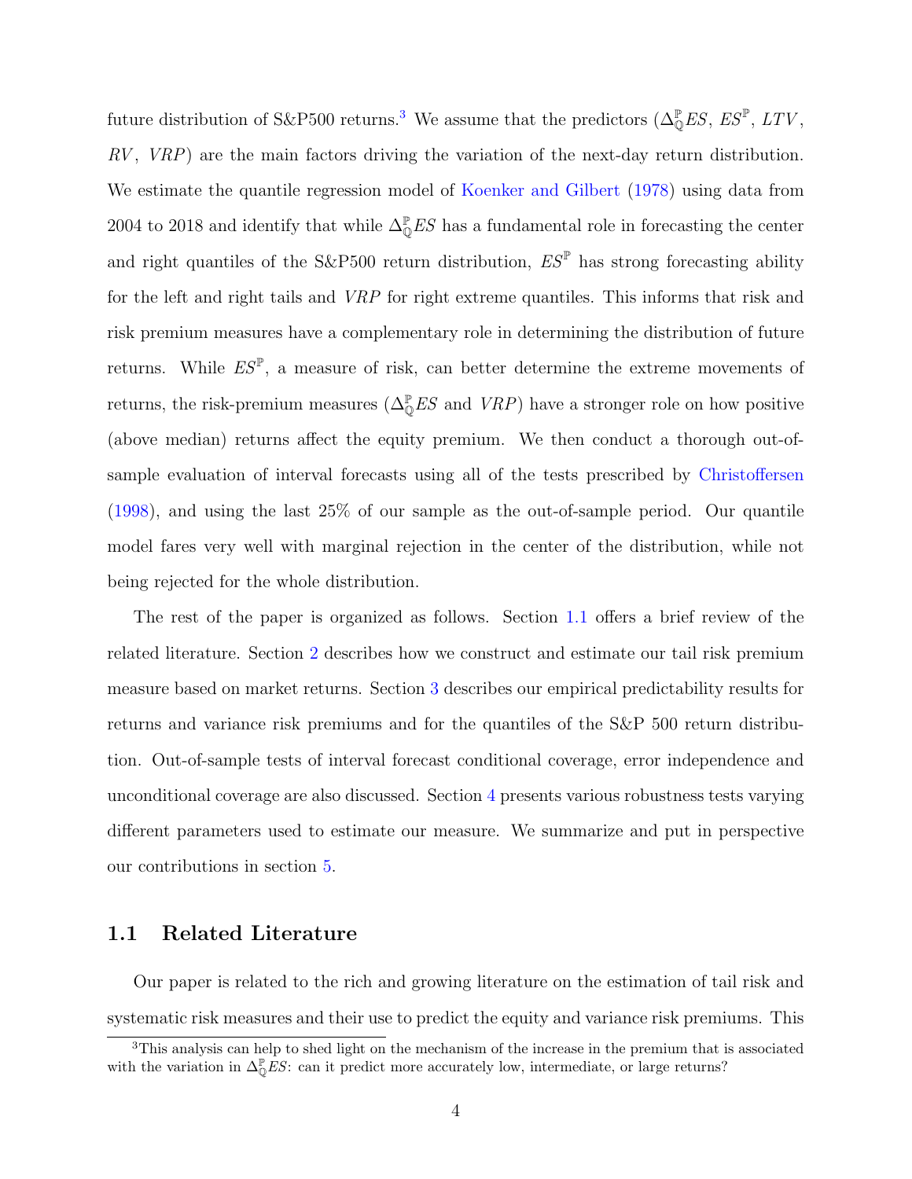future distribution of S&P500 returns.[3] We assume that the predictors ($\Delta^{\mathbb{P}}_{\mathbb{Q}}ES$, $ES^{\mathbb{P}}$, $LTV$, $RV$, $VRP$) are the main factors driving the variation of the next-day return distribution. We estimate the quantile regression model of Koenker and Gilbert (1978) using data from 2004 to 2018 and identify that while $\Delta^{\mathbb{P}}_{\mathbb{Q}}ES$ has a fundamental role in forecasting the center and right quantiles of the S&P500 return distribution, $ES^{\mathbb{P}}$ has strong forecasting ability for the left and right tails and $VRP$ for right extreme quantiles. This informs that risk and risk premium measures have a complementary role in determining the distribution of future returns. While $ES^{\mathbb{P}}$, a measure of risk, can better determine the extreme movements of returns, the risk-premium measures ($\Delta^{\mathbb{P}}_{\mathbb{Q}}ES$ and $VRP$) have a stronger role on how positive (above median) returns affect the equity premium. We then conduct a thorough out-of-sample evaluation of interval forecasts using all of the tests prescribed by Christoffersen (1998), and using the last 25% of our sample as the out-of-sample period. Our quantile model fares very well with marginal rejection in the center of the distribution, while not being rejected for the whole distribution.

The rest of the paper is organized as follows. Section 1.1 offers a brief review of the related literature. Section 2 describes how we construct and estimate our tail risk premium measure based on market returns. Section 3 describes our empirical predictability results for returns and variance risk premiums and for the quantiles of the S&P 500 return distribution. Out-of-sample tests of interval forecast conditional coverage, error independence and unconditional coverage are also discussed. Section 4 presents various robustness tests varying different parameters used to estimate our measure. We summarize and put in perspective our contributions in section 5.

## 1.1 Related Literature

Our paper is related to the rich and growing literature on the estimation of tail risk and systematic risk measures and their use to predict the equity and variance risk premiums. This

[3] This analysis can help to shed light on the mechanism of the increase in the premium that is associated with the variation in $\Delta^{\mathbb{P}}_{\mathbb{Q}}ES$: can it predict more accurately low, intermediate, or large returns?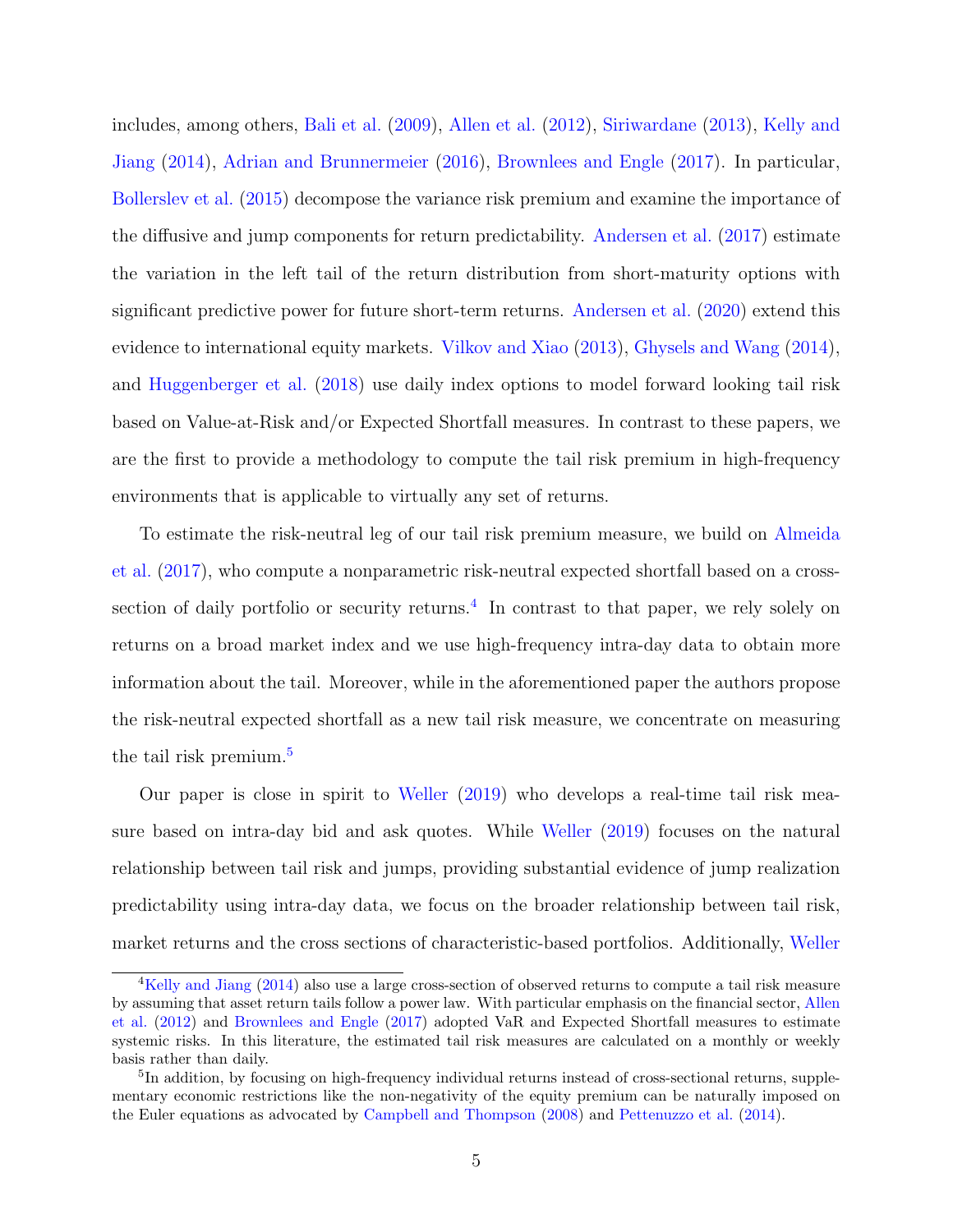includes, among others, Bali et al. (2009), Allen et al. (2012), Siriwardane (2013), Kelly and Jiang (2014), Adrian and Brunnermeier (2016), Brownlees and Engle (2017). In particular, Bollerslev et al. (2015) decompose the variance risk premium and examine the importance of the diffusive and jump components for return predictability. Andersen et al. (2017) estimate the variation in the left tail of the return distribution from short-maturity options with significant predictive power for future short-term returns. Andersen et al. (2020) extend this evidence to international equity markets. Vilkov and Xiao (2013), Ghysels and Wang (2014), and Huggenberger et al. (2018) use daily index options to model forward looking tail risk based on Value-at-Risk and/or Expected Shortfall measures. In contrast to these papers, we are the first to provide a methodology to compute the tail risk premium in high-frequency environments that is applicable to virtually any set of returns.

To estimate the risk-neutral leg of our tail risk premium measure, we build on Almeida et al. (2017), who compute a nonparametric risk-neutral expected shortfall based on a cross-section of daily portfolio or security returns.[4] In contrast to that paper, we rely solely on returns on a broad market index and we use high-frequency intra-day data to obtain more information about the tail. Moreover, while in the aforementioned paper the authors propose the risk-neutral expected shortfall as a new tail risk measure, we concentrate on measuring the tail risk premium.[5]

Our paper is close in spirit to Weller (2019) who develops a real-time tail risk measure based on intra-day bid and ask quotes. While Weller (2019) focuses on the natural relationship between tail risk and jumps, providing substantial evidence of jump realization predictability using intra-day data, we focus on the broader relationship between tail risk, market returns and the cross sections of characteristic-based portfolios. Additionally, Weller

---

[4] Kelly and Jiang (2014) also use a large cross-section of observed returns to compute a tail risk measure by assuming that asset return tails follow a power law. With particular emphasis on the financial sector, Allen et al. (2012) and Brownlees and Engle (2017) adopted VaR and Expected Shortfall measures to estimate systemic risks. In this literature, the estimated tail risk measures are calculated on a monthly or weekly basis rather than daily.

[5] In addition, by focusing on high-frequency individual returns instead of cross-sectional returns, supplementary economic restrictions like the non-negativity of the equity premium can be naturally imposed on the Euler equations as advocated by Campbell and Thompson (2008) and Pettenuzzo et al. (2014).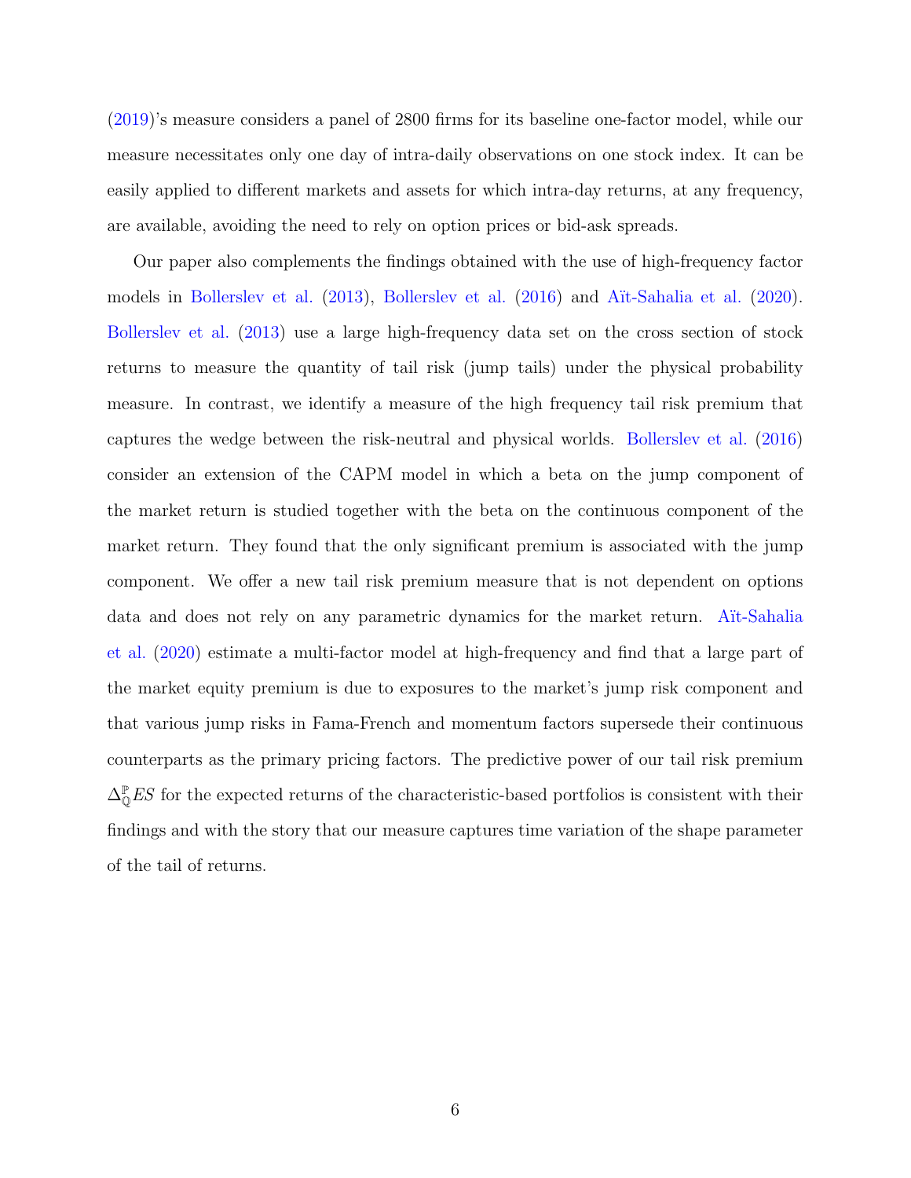(2019)'s measure considers a panel of 2800 firms for its baseline one-factor model, while our measure necessitates only one day of intra-daily observations on one stock index. It can be easily applied to different markets and assets for which intra-day returns, at any frequency, are available, avoiding the need to rely on option prices or bid-ask spreads.

Our paper also complements the findings obtained with the use of high-frequency factor models in Bollerslev et al. (2013), Bollerslev et al. (2016) and Aït-Sahalia et al. (2020). Bollerslev et al. (2013) use a large high-frequency data set on the cross section of stock returns to measure the quantity of tail risk (jump tails) under the physical probability measure. In contrast, we identify a measure of the high frequency tail risk premium that captures the wedge between the risk-neutral and physical worlds. Bollerslev et al. (2016) consider an extension of the CAPM model in which a beta on the jump component of the market return is studied together with the beta on the continuous component of the market return. They found that the only significant premium is associated with the jump component. We offer a new tail risk premium measure that is not dependent on options data and does not rely on any parametric dynamics for the market return. Aït-Sahalia et al. (2020) estimate a multi-factor model at high-frequency and find that a large part of the market equity premium is due to exposures to the market's jump risk component and that various jump risks in Fama-French and momentum factors supersede their continuous counterparts as the primary pricing factors. The predictive power of our tail risk premium $\Delta_{\mathbb{Q}}^{\mathbb{P}}ES$ for the expected returns of the characteristic-based portfolios is consistent with their findings and with the story that our measure captures time variation of the shape parameter of the tail of returns.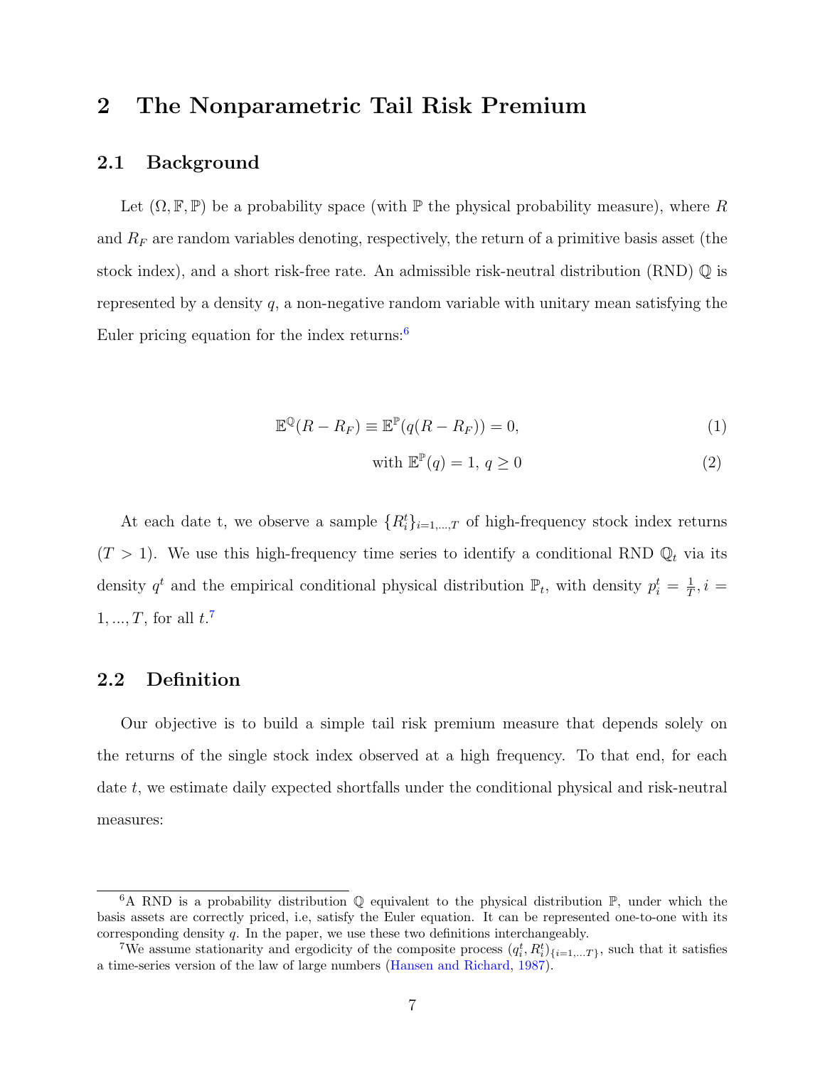# 2 The Nonparametric Tail Risk Premium

## 2.1 Background

Let $(\Omega, \mathbb{F}, \mathbb{P})$ be a probability space (with $\mathbb{P}$ the physical probability measure), where $R$ and $R_F$ are random variables denoting, respectively, the return of a primitive basis asset (the stock index), and a short risk-free rate. An admissible risk-neutral distribution (RND) $\mathbb{Q}$ is represented by a density $q$, a non-negative random variable with unitary mean satisfying the Euler pricing equation for the index returns:[6]

$$\mathbb{E}^{\mathbb{Q}}(R - R_F) \equiv \mathbb{E}^{\mathbb{P}}(q(R - R_F)) = 0, \tag{1}$$

$$\text{with } \mathbb{E}^{\mathbb{P}}(q) = 1,\, q \geq 0 \tag{2}$$

At each date t, we observe a sample $\{R_i^t\}_{i=1,...,T}$ of high-frequency stock index returns ($T > 1$). We use this high-frequency time series to identify a conditional RND $\mathbb{Q}_t$ via its density $q^t$ and the empirical conditional physical distribution $\mathbb{P}_t$, with density $p_i^t = \frac{1}{T}, i = 1, ..., T$, for all $t$.[7]

## 2.2 Definition

Our objective is to build a simple tail risk premium measure that depends solely on the returns of the single stock index observed at a high frequency. To that end, for each date $t$, we estimate daily expected shortfalls under the conditional physical and risk-neutral measures:

[6] A RND is a probability distribution $\mathbb{Q}$ equivalent to the physical distribution $\mathbb{P}$, under which the basis assets are correctly priced, i.e, satisfy the Euler equation. It can be represented one-to-one with its corresponding density $q$. In the paper, we use these two definitions interchangeably.

[7] We assume stationarity and ergodicity of the composite process $(q_i^t, R_i^t)_{\{i=1,...T\}}$, such that it satisfies a time-series version of the law of large numbers (Hansen and Richard, 1987).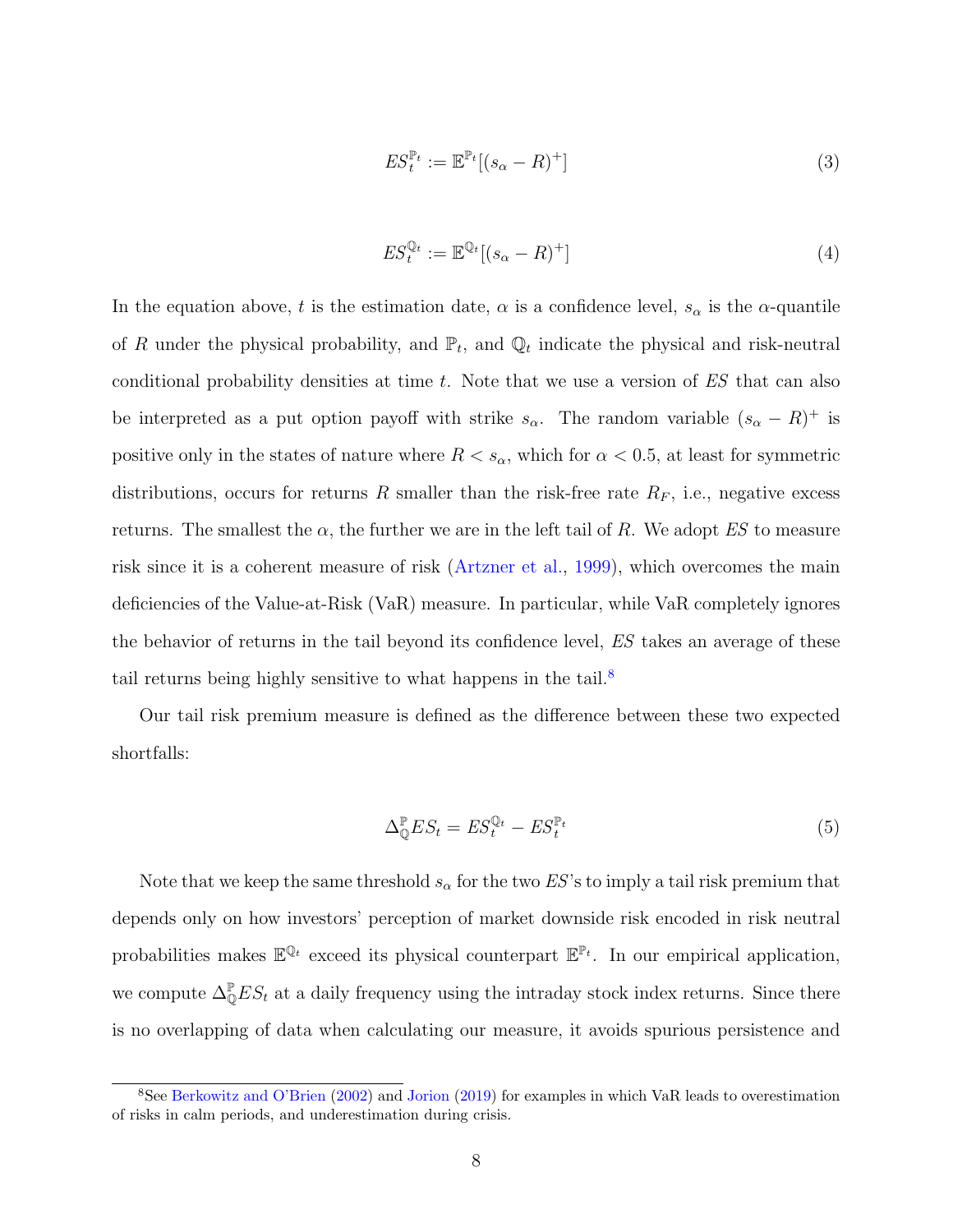$$ES_t^{\mathbb{P}_t} := \mathbb{E}^{\mathbb{P}_t}[(s_\alpha - R)^+] \tag{3}$$

$$ES_t^{\mathbb{Q}_t} := \mathbb{E}^{\mathbb{Q}_t}[(s_\alpha - R)^+] \tag{4}$$

In the equation above, $t$ is the estimation date, $\alpha$ is a confidence level, $s_\alpha$ is the $\alpha$-quantile of $R$ under the physical probability, and $\mathbb{P}_t$, and $\mathbb{Q}_t$ indicate the physical and risk-neutral conditional probability densities at time $t$. Note that we use a version of $ES$ that can also be interpreted as a put option payoff with strike $s_\alpha$. The random variable $(s_\alpha - R)^+$ is positive only in the states of nature where $R < s_\alpha$, which for $\alpha < 0.5$, at least for symmetric distributions, occurs for returns $R$ smaller than the risk-free rate $R_F$, i.e., negative excess returns. The smallest the $\alpha$, the further we are in the left tail of $R$. We adopt $ES$ to measure risk since it is a coherent measure of risk (Artzner et al., 1999), which overcomes the main deficiencies of the Value-at-Risk (VaR) measure. In particular, while VaR completely ignores the behavior of returns in the tail beyond its confidence level, $ES$ takes an average of these tail returns being highly sensitive to what happens in the tail.[8]

Our tail risk premium measure is defined as the difference between these two expected shortfalls:

$$\Delta_{\mathbb{Q}}^{\mathbb{P}} ES_t = ES_t^{\mathbb{Q}_t} - ES_t^{\mathbb{P}_t} \tag{5}$$

Note that we keep the same threshold $s_\alpha$ for the two $ES$'s to imply a tail risk premium that depends only on how investors' perception of market downside risk encoded in risk neutral probabilities makes $\mathbb{E}^{\mathbb{Q}_t}$ exceed its physical counterpart $\mathbb{E}^{\mathbb{P}_t}$. In our empirical application, we compute $\Delta_{\mathbb{Q}}^{\mathbb{P}} ES_t$ at a daily frequency using the intraday stock index returns. Since there is no overlapping of data when calculating our measure, it avoids spurious persistence and

[8] See Berkowitz and O'Brien (2002) and Jorion (2019) for examples in which VaR leads to overestimation of risks in calm periods, and underestimation during crisis.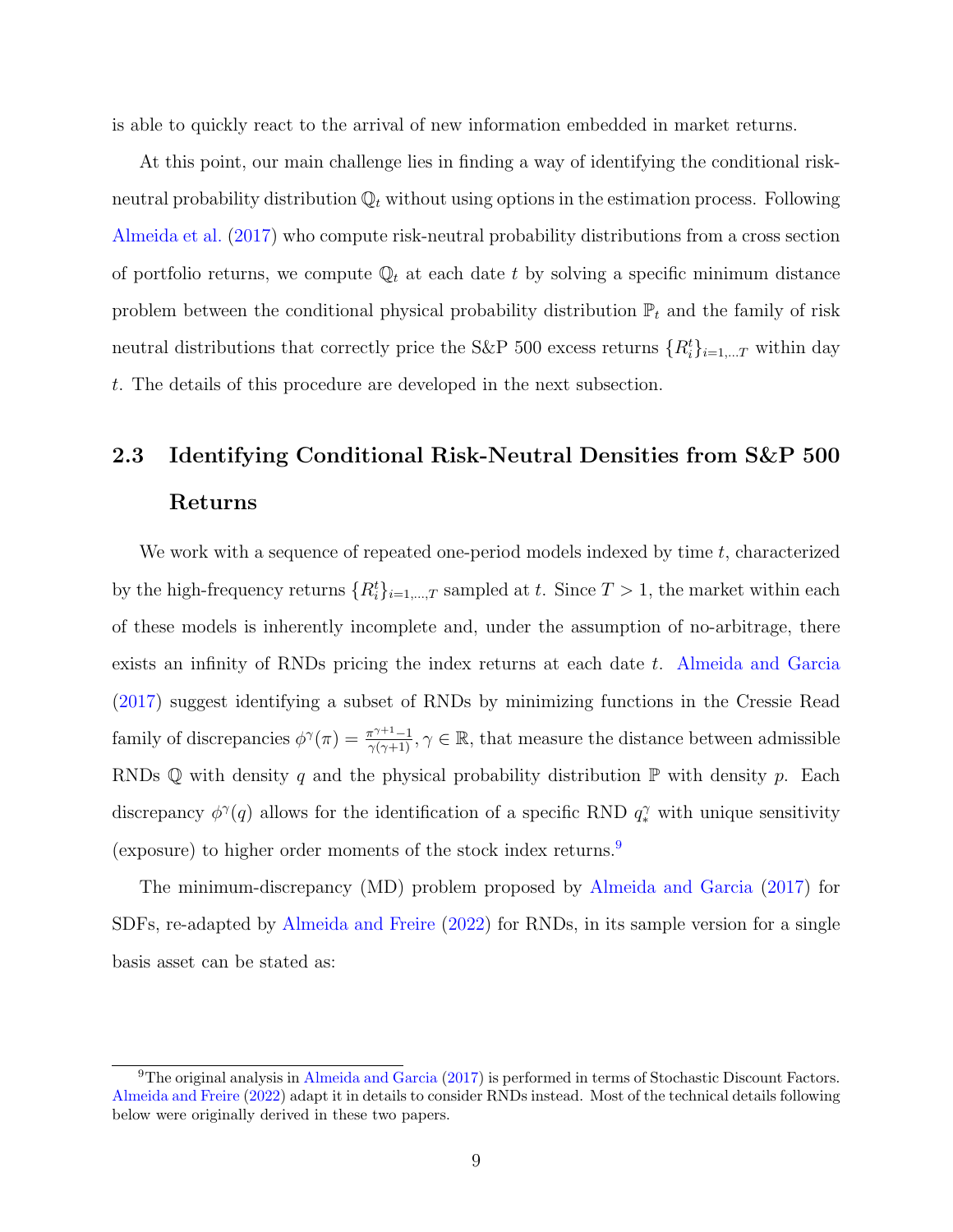is able to quickly react to the arrival of new information embedded in market returns.

At this point, our main challenge lies in finding a way of identifying the conditional risk-neutral probability distribution $\mathbb{Q}_t$ without using options in the estimation process. Following Almeida et al. (2017) who compute risk-neutral probability distributions from a cross section of portfolio returns, we compute $\mathbb{Q}_t$ at each date $t$ by solving a specific minimum distance problem between the conditional physical probability distribution $\mathbb{P}_t$ and the family of risk neutral distributions that correctly price the S&P 500 excess returns $\{R_i^t\}_{i=1,...T}$ within day $t$. The details of this procedure are developed in the next subsection.

### 2.3 Identifying Conditional Risk-Neutral Densities from S&P 500 Returns

We work with a sequence of repeated one-period models indexed by time $t$, characterized by the high-frequency returns $\{R_i^t\}_{i=1,...,T}$ sampled at $t$. Since $T > 1$, the market within each of these models is inherently incomplete and, under the assumption of no-arbitrage, there exists an infinity of RNDs pricing the index returns at each date $t$. Almeida and Garcia (2017) suggest identifying a subset of RNDs by minimizing functions in the Cressie Read family of discrepancies $\phi^\gamma(\pi) = \frac{\pi^{\gamma+1}-1}{\gamma(\gamma+1)}, \gamma \in \mathbb{R}$, that measure the distance between admissible RNDs $\mathbb{Q}$ with density $q$ and the physical probability distribution $\mathbb{P}$ with density $p$. Each discrepancy $\phi^\gamma(q)$ allows for the identification of a specific RND $q_*^\gamma$ with unique sensitivity (exposure) to higher order moments of the stock index returns.[9]

The minimum-discrepancy (MD) problem proposed by Almeida and Garcia (2017) for SDFs, re-adapted by Almeida and Freire (2022) for RNDs, in its sample version for a single basis asset can be stated as:

[9]The original analysis in Almeida and Garcia (2017) is performed in terms of Stochastic Discount Factors. Almeida and Freire (2022) adapt it in details to consider RNDs instead. Most of the technical details following below were originally derived in these two papers.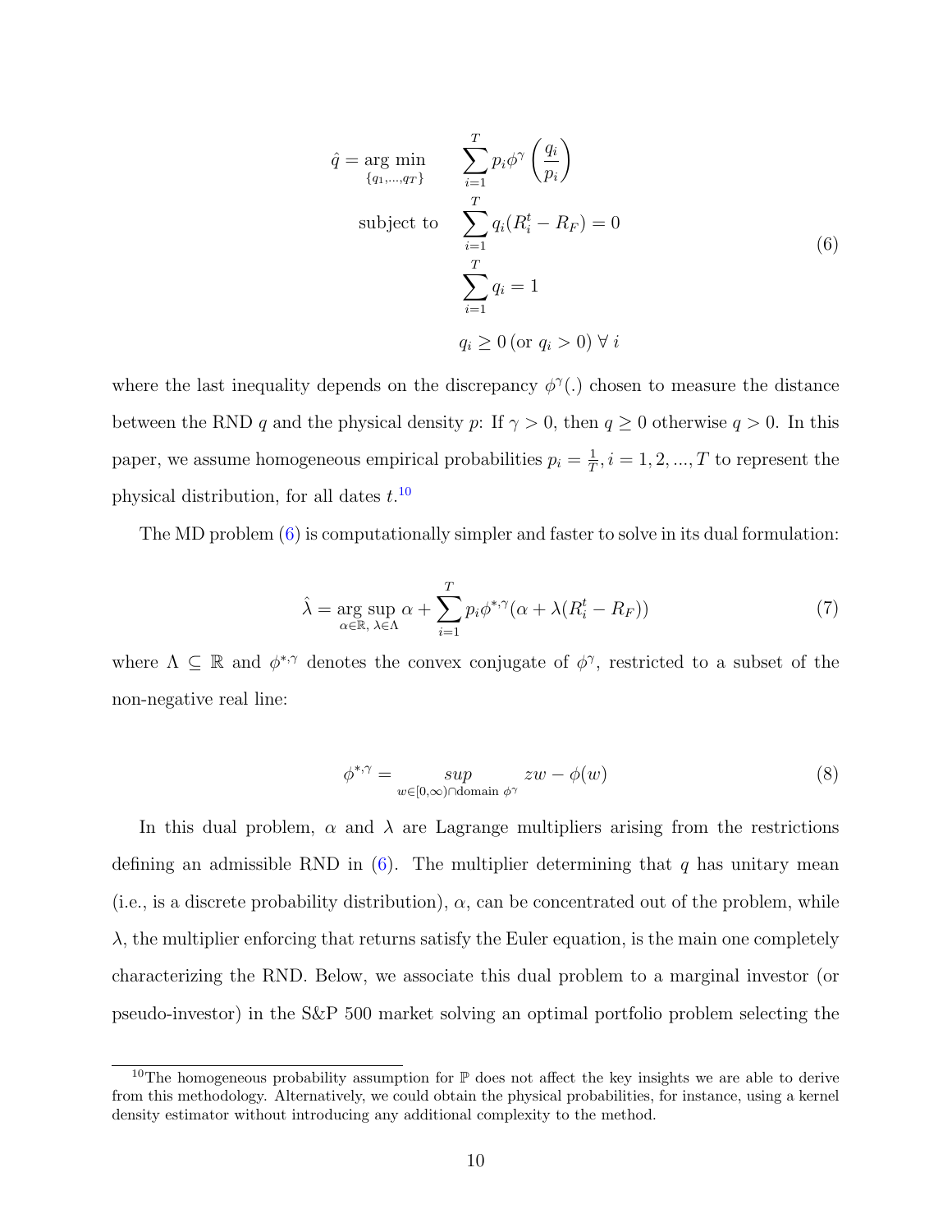$$
\begin{aligned}
\hat{q} = \underset{\{q_1,\ldots,q_T\}}{\arg\min} \quad & \sum_{i=1}^{T} p_i \phi^{\gamma}\left(\frac{q_i}{p_i}\right) \\
\text{subject to} \quad & \sum_{i=1}^{T} q_i (R_i^t - R_F) = 0 \\
& \sum_{i=1}^{T} q_i = 1 \\
& q_i \geq 0 \, (\text{or } q_i > 0) \; \forall \, i
\end{aligned}
\tag{6}
$$

where the last inequality depends on the discrepancy $\phi^{\gamma}(.)$ chosen to measure the distance between the RND $q$ and the physical density $p$: If $\gamma > 0$, then $q \geq 0$ otherwise $q > 0$. In this paper, we assume homogeneous empirical probabilities $p_i = \frac{1}{T}, i = 1, 2, ..., T$ to represent the physical distribution, for all dates $t$.[10]

The MD problem (6) is computationally simpler and faster to solve in its dual formulation:

$$
\hat{\lambda} = \underset{\alpha \in \mathbb{R}, \, \lambda \in \Lambda}{\arg\sup} \; \alpha + \sum_{i=1}^{T} p_i \phi^{*,\gamma}(\alpha + \lambda(R_i^t - R_F))
\tag{7}
$$

where $\Lambda \subseteq \mathbb{R}$ and $\phi^{*,\gamma}$ denotes the convex conjugate of $\phi^{\gamma}$, restricted to a subset of the non-negative real line:

$$
\phi^{*,\gamma} = \underset{w \in [0,\infty) \cap \text{domain } \phi^{\gamma}}{sup} \; zw - \phi(w)
\tag{8}
$$

In this dual problem, $\alpha$ and $\lambda$ are Lagrange multipliers arising from the restrictions defining an admissible RND in (6). The multiplier determining that $q$ has unitary mean (i.e., is a discrete probability distribution), $\alpha$, can be concentrated out of the problem, while $\lambda$, the multiplier enforcing that returns satisfy the Euler equation, is the main one completely characterizing the RND. Below, we associate this dual problem to a marginal investor (or pseudo-investor) in the S&P 500 market solving an optimal portfolio problem selecting the

[10]The homogeneous probability assumption for $\mathbb{P}$ does not affect the key insights we are able to derive from this methodology. Alternatively, we could obtain the physical probabilities, for instance, using a kernel density estimator without introducing any additional complexity to the method.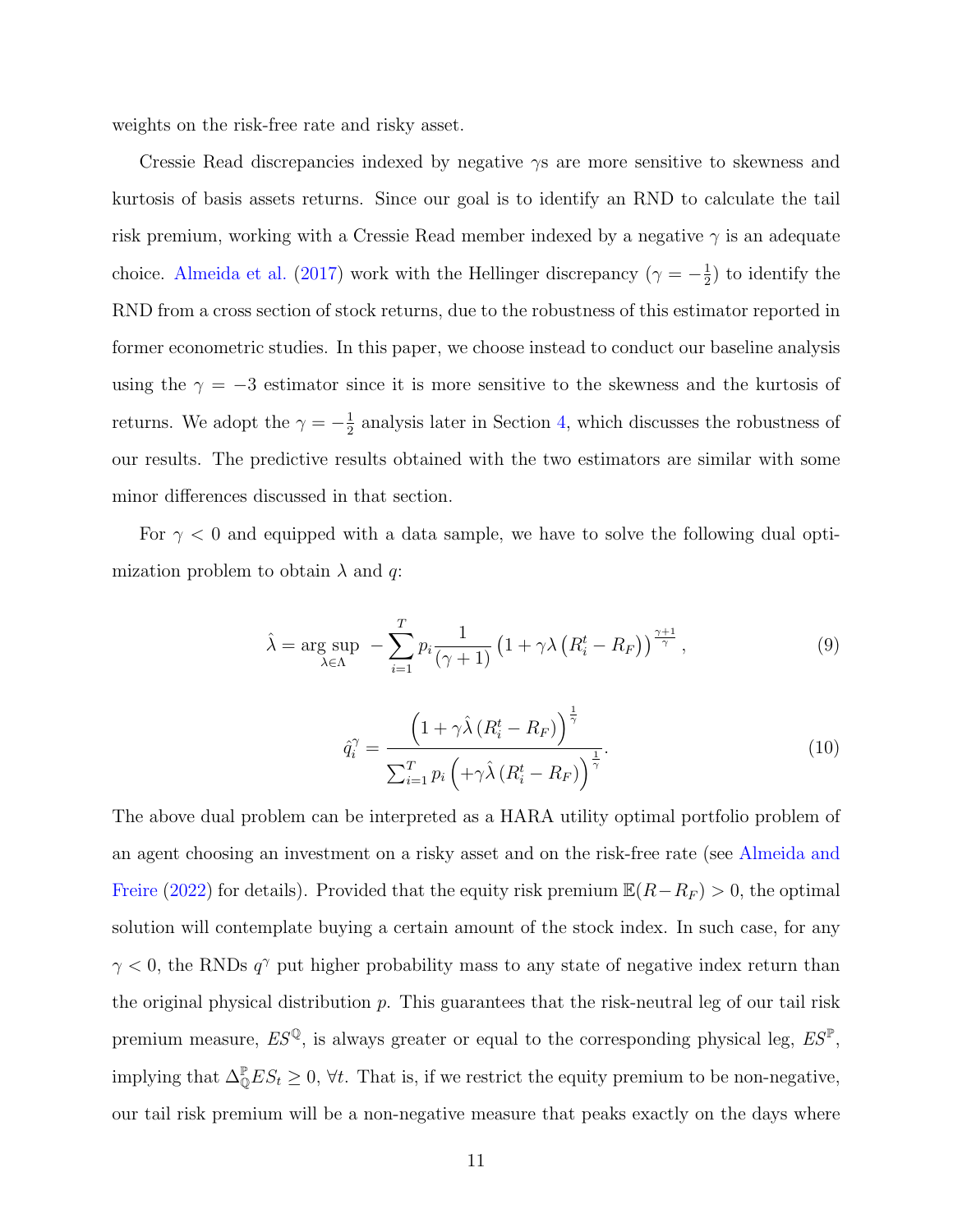weights on the risk-free rate and risky asset.

Cressie Read discrepancies indexed by negative $\gamma$s are more sensitive to skewness and kurtosis of basis assets returns. Since our goal is to identify an RND to calculate the tail risk premium, working with a Cressie Read member indexed by a negative $\gamma$ is an adequate choice. Almeida et al. (2017) work with the Hellinger discrepancy ($\gamma = -\frac{1}{2}$) to identify the RND from a cross section of stock returns, due to the robustness of this estimator reported in former econometric studies. In this paper, we choose instead to conduct our baseline analysis using the $\gamma = -3$ estimator since it is more sensitive to the skewness and the kurtosis of returns. We adopt the $\gamma = -\frac{1}{2}$ analysis later in Section 4, which discusses the robustness of our results. The predictive results obtained with the two estimators are similar with some minor differences discussed in that section.

For $\gamma < 0$ and equipped with a data sample, we have to solve the following dual optimization problem to obtain $\lambda$ and $q$:

$$\hat{\lambda} = \arg\sup_{\lambda \in \Lambda} \; - \sum_{i=1}^{T} p_i \frac{1}{(\gamma + 1)} \left(1 + \gamma \lambda \left(R_i^t - R_F\right)\right)^{\frac{\gamma+1}{\gamma}}, \tag{9}$$

$$\hat{q}_i^{\gamma} = \frac{\left(1 + \gamma \hat{\lambda} \left(R_i^t - R_F\right)\right)^{\frac{1}{\gamma}}}{\sum_{i=1}^{T} p_i \left(+\gamma \hat{\lambda} \left(R_i^t - R_F\right)\right)^{\frac{1}{\gamma}}}. \tag{10}$$

The above dual problem can be interpreted as a HARA utility optimal portfolio problem of an agent choosing an investment on a risky asset and on the risk-free rate (see Almeida and Freire (2022) for details). Provided that the equity risk premium $\mathbb{E}(R - R_F) > 0$, the optimal solution will contemplate buying a certain amount of the stock index. In such case, for any $\gamma < 0$, the RNDs $q^{\gamma}$ put higher probability mass to any state of negative index return than the original physical distribution $p$. This guarantees that the risk-neutral leg of our tail risk premium measure, $ES^{\mathbb{Q}}$, is always greater or equal to the corresponding physical leg, $ES^{\mathbb{P}}$, implying that $\Delta_{\mathbb{Q}}^{\mathbb{P}} ES_t \geq 0$, $\forall t$. That is, if we restrict the equity premium to be non-negative, our tail risk premium will be a non-negative measure that peaks exactly on the days where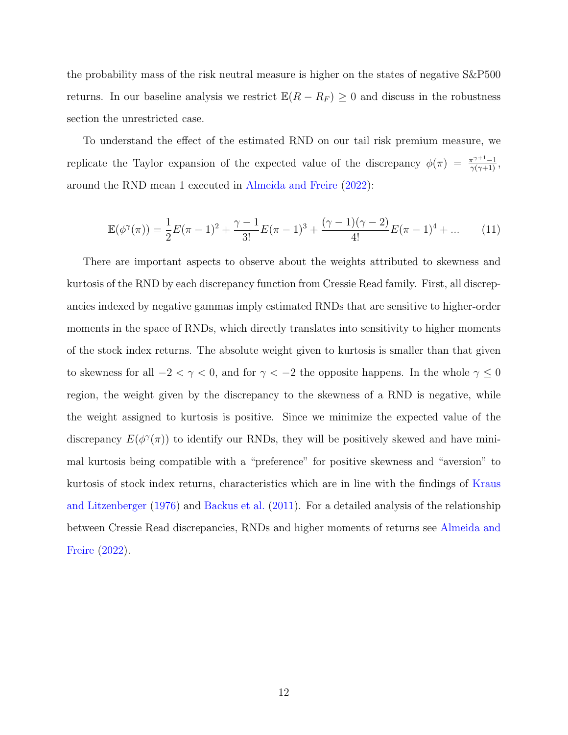the probability mass of the risk neutral measure is higher on the states of negative S&P500 returns. In our baseline analysis we restrict $\mathbb{E}(R - R_F) \geq 0$ and discuss in the robustness section the unrestricted case.

To understand the effect of the estimated RND on our tail risk premium measure, we replicate the Taylor expansion of the expected value of the discrepancy $\phi(\pi) = \frac{\pi^{\gamma+1}-1}{\gamma(\gamma+1)}$, around the RND mean 1 executed in Almeida and Freire (2022):

$$\mathbb{E}(\phi^{\gamma}(\pi)) = \frac{1}{2}E(\pi-1)^2 + \frac{\gamma-1}{3!}E(\pi-1)^3 + \frac{(\gamma-1)(\gamma-2)}{4!}E(\pi-1)^4 + ... \tag{11}$$

There are important aspects to observe about the weights attributed to skewness and kurtosis of the RND by each discrepancy function from Cressie Read family. First, all discrepancies indexed by negative gammas imply estimated RNDs that are sensitive to higher-order moments in the space of RNDs, which directly translates into sensitivity to higher moments of the stock index returns. The absolute weight given to kurtosis is smaller than that given to skewness for all $-2 < \gamma < 0$, and for $\gamma < -2$ the opposite happens. In the whole $\gamma \leq 0$ region, the weight given by the discrepancy to the skewness of a RND is negative, while the weight assigned to kurtosis is positive. Since we minimize the expected value of the discrepancy $E(\phi^{\gamma}(\pi))$ to identify our RNDs, they will be positively skewed and have minimal kurtosis being compatible with a "preference" for positive skewness and "aversion" to kurtosis of stock index returns, characteristics which are in line with the findings of Kraus and Litzenberger (1976) and Backus et al. (2011). For a detailed analysis of the relationship between Cressie Read discrepancies, RNDs and higher moments of returns see Almeida and Freire (2022).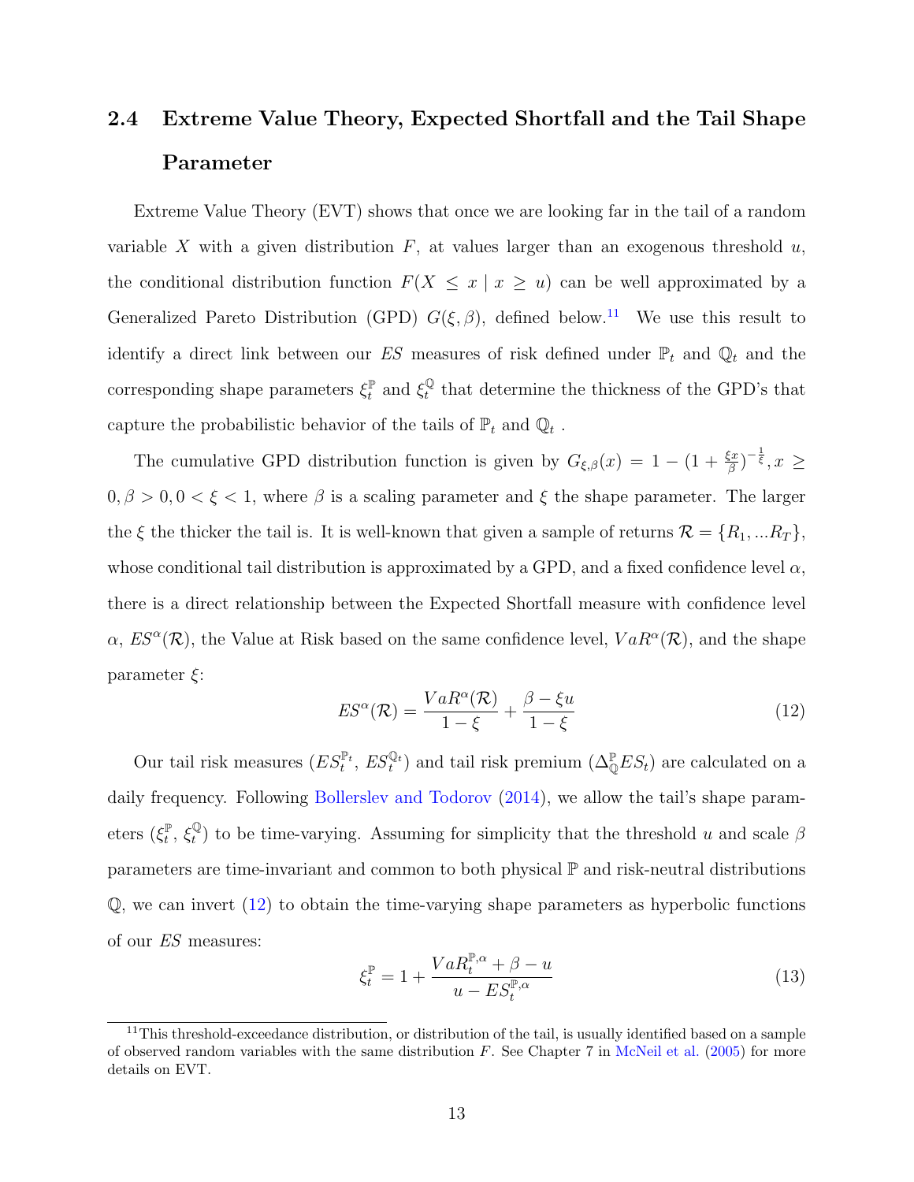## 2.4 Extreme Value Theory, Expected Shortfall and the Tail Shape Parameter

Extreme Value Theory (EVT) shows that once we are looking far in the tail of a random variable $X$ with a given distribution $F$, at values larger than an exogenous threshold $u$, the conditional distribution function $F(X \leq x \mid x \geq u)$ can be well approximated by a Generalized Pareto Distribution (GPD) $G(\xi, \beta)$, defined below.[11] We use this result to identify a direct link between our $ES$ measures of risk defined under $\mathbb{P}_t$ and $\mathbb{Q}_t$ and the corresponding shape parameters $\xi_t^{\mathbb{P}}$ and $\xi_t^{\mathbb{Q}}$ that determine the thickness of the GPD's that capture the probabilistic behavior of the tails of $\mathbb{P}_t$ and $\mathbb{Q}_t$ .

The cumulative GPD distribution function is given by $G_{\xi,\beta}(x) = 1 - (1 + \frac{\xi x}{\beta})^{-\frac{1}{\xi}}, x \geq 0, \beta > 0, 0 < \xi < 1$, where $\beta$ is a scaling parameter and $\xi$ the shape parameter. The larger the $\xi$ the thicker the tail is. It is well-known that given a sample of returns $\mathcal{R} = \{R_1, ...R_T\}$, whose conditional tail distribution is approximated by a GPD, and a fixed confidence level $\alpha$, there is a direct relationship between the Expected Shortfall measure with confidence level $\alpha$, $ES^{\alpha}(\mathcal{R})$, the Value at Risk based on the same confidence level, $VaR^{\alpha}(\mathcal{R})$, and the shape parameter $\xi$:

$$ES^{\alpha}(\mathcal{R}) = \frac{VaR^{\alpha}(\mathcal{R})}{1 - \xi} + \frac{\beta - \xi u}{1 - \xi} \tag{12}$$

Our tail risk measures ($ES_t^{\mathbb{P}_t}$, $ES_t^{\mathbb{Q}_t}$) and tail risk premium ($\Delta_{\mathbb{Q}}^{\mathbb{P}} ES_t$) are calculated on a daily frequency. Following Bollerslev and Todorov (2014), we allow the tail's shape parameters ($\xi_t^{\mathbb{P}}$, $\xi_t^{\mathbb{Q}}$) to be time-varying. Assuming for simplicity that the threshold $u$ and scale $\beta$ parameters are time-invariant and common to both physical $\mathbb{P}$ and risk-neutral distributions $\mathbb{Q}$, we can invert (12) to obtain the time-varying shape parameters as hyperbolic functions of our $ES$ measures:

$$\xi_t^{\mathbb{P}} = 1 + \frac{VaR_t^{\mathbb{P},\alpha} + \beta - u}{u - ES_t^{\mathbb{P},\alpha}} \tag{13}$$

[11] This threshold-exceedance distribution, or distribution of the tail, is usually identified based on a sample of observed random variables with the same distribution $F$. See Chapter 7 in McNeil et al. (2005) for more details on EVT.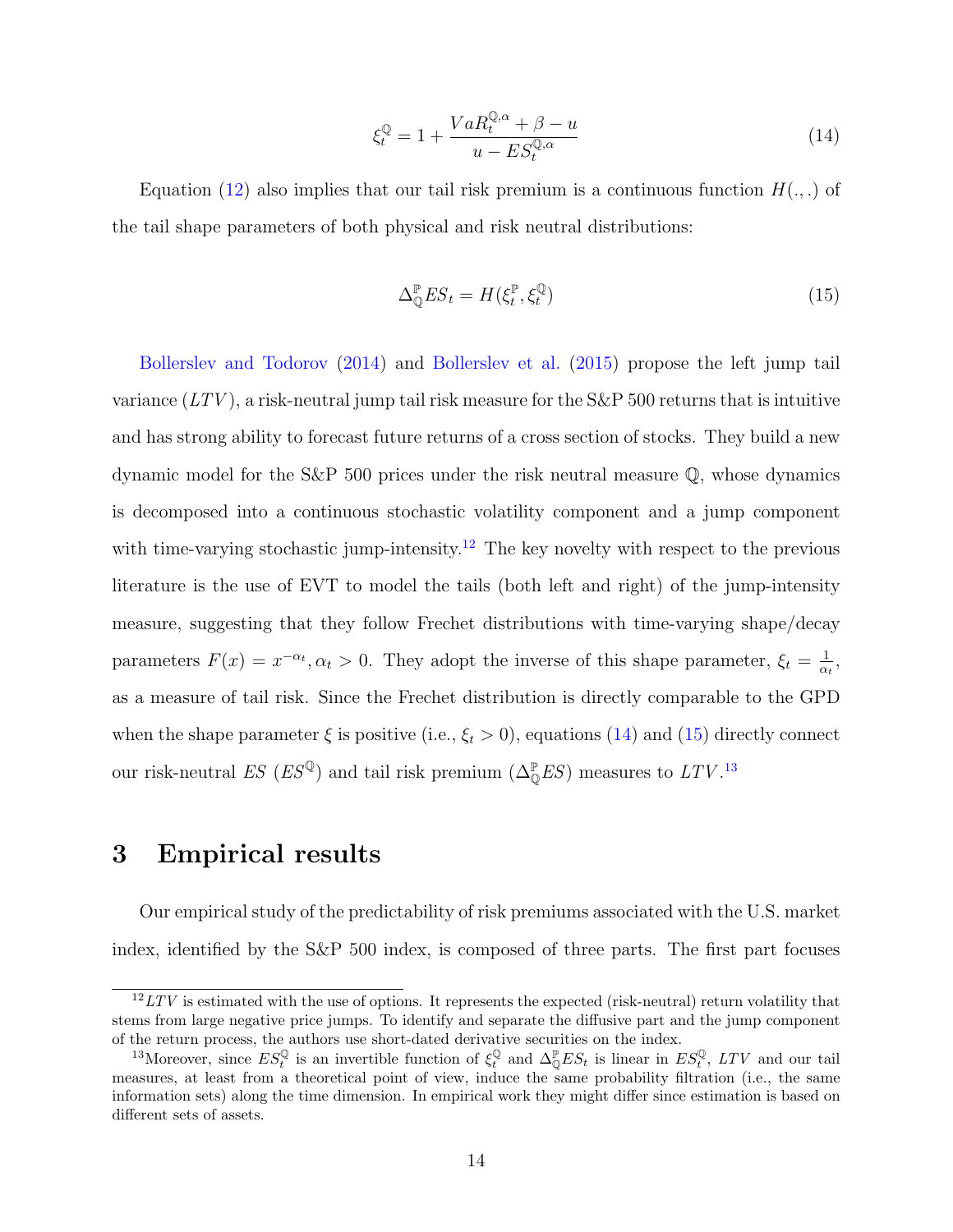$$\xi_t^{\mathbb{Q}} = 1 + \frac{VaR_t^{\mathbb{Q},\alpha} + \beta - u}{u - ES_t^{\mathbb{Q},\alpha}} \tag{14}$$

Equation (12) also implies that our tail risk premium is a continuous function $H(.,.)$ of the tail shape parameters of both physical and risk neutral distributions:

$$\Delta_{\mathbb{Q}}^{\mathbb{P}} ES_t = H(\xi_t^{\mathbb{P}}, \xi_t^{\mathbb{Q}}) \tag{15}$$

Bollerslev and Todorov (2014) and Bollerslev et al. (2015) propose the left jump tail variance ($LTV$), a risk-neutral jump tail risk measure for the S&P 500 returns that is intuitive and has strong ability to forecast future returns of a cross section of stocks. They build a new dynamic model for the S&P 500 prices under the risk neutral measure $\mathbb{Q}$, whose dynamics is decomposed into a continuous stochastic volatility component and a jump component with time-varying stochastic jump-intensity.[12] The key novelty with respect to the previous literature is the use of EVT to model the tails (both left and right) of the jump-intensity measure, suggesting that they follow Frechet distributions with time-varying shape/decay parameters $F(x) = x^{-\alpha_t}, \alpha_t > 0$. They adopt the inverse of this shape parameter, $\xi_t = \frac{1}{\alpha_t}$, as a measure of tail risk. Since the Frechet distribution is directly comparable to the GPD when the shape parameter $\xi$ is positive (i.e., $\xi_t > 0$), equations (14) and (15) directly connect our risk-neutral $ES$ ($ES^{\mathbb{Q}}$) and tail risk premium ($\Delta_{\mathbb{Q}}^{\mathbb{P}} ES$) measures to $LTV$.[13]

# 3 Empirical results

Our empirical study of the predictability of risk premiums associated with the U.S. market index, identified by the S&P 500 index, is composed of three parts. The first part focuses

[12] $LTV$ is estimated with the use of options. It represents the expected (risk-neutral) return volatility that stems from large negative price jumps. To identify and separate the diffusive part and the jump component of the return process, the authors use short-dated derivative securities on the index.

[13] Moreover, since $ES_t^{\mathbb{Q}}$ is an invertible function of $\xi_t^{\mathbb{Q}}$ and $\Delta_{\mathbb{Q}}^{\mathbb{P}} ES_t$ is linear in $ES_t^{\mathbb{Q}}$, $LTV$ and our tail measures, at least from a theoretical point of view, induce the same probability filtration (i.e., the same information sets) along the time dimension. In empirical work they might differ since estimation is based on different sets of assets.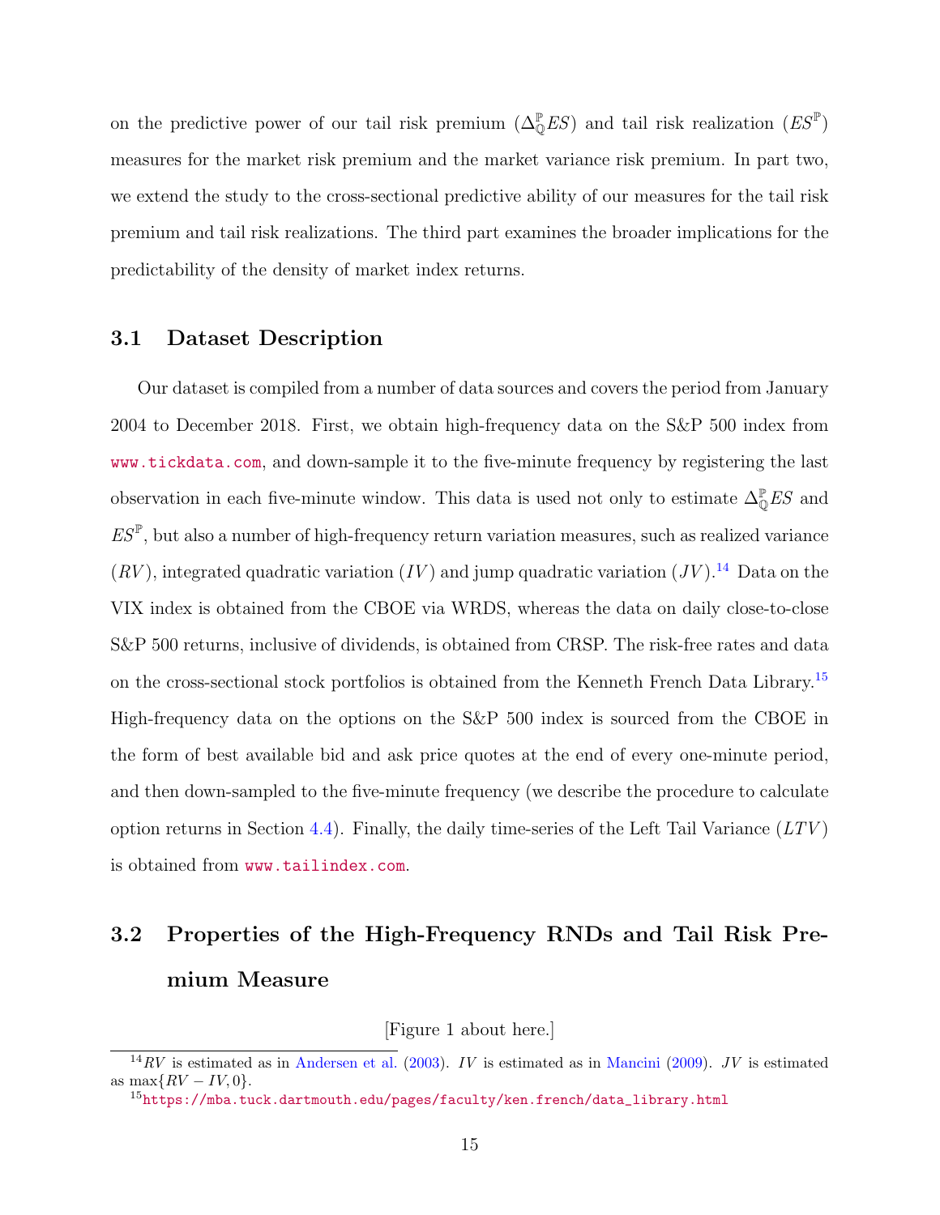on the predictive power of our tail risk premium ($\Delta^{\mathbb{P}}_{\mathbb{Q}}ES$) and tail risk realization ($ES^{\mathbb{P}}$) measures for the market risk premium and the market variance risk premium. In part two, we extend the study to the cross-sectional predictive ability of our measures for the tail risk premium and tail risk realizations. The third part examines the broader implications for the predictability of the density of market index returns.

## 3.1 Dataset Description

Our dataset is compiled from a number of data sources and covers the period from January 2004 to December 2018. First, we obtain high-frequency data on the S&P 500 index from www.tickdata.com, and down-sample it to the five-minute frequency by registering the last observation in each five-minute window. This data is used not only to estimate $\Delta^{\mathbb{P}}_{\mathbb{Q}}ES$ and $ES^{\mathbb{P}}$, but also a number of high-frequency return variation measures, such as realized variance ($RV$), integrated quadratic variation ($IV$) and jump quadratic variation ($JV$).[14] Data on the VIX index is obtained from the CBOE via WRDS, whereas the data on daily close-to-close S&P 500 returns, inclusive of dividends, is obtained from CRSP. The risk-free rates and data on the cross-sectional stock portfolios is obtained from the Kenneth French Data Library.[15] High-frequency data on the options on the S&P 500 index is sourced from the CBOE in the form of best available bid and ask price quotes at the end of every one-minute period, and then down-sampled to the five-minute frequency (we describe the procedure to calculate option returns in Section 4.4). Finally, the daily time-series of the Left Tail Variance ($LTV$) is obtained from www.tailindex.com.

## 3.2 Properties of the High-Frequency RNDs and Tail Risk Premium Measure

[Figure 1 about here.]

[14] $RV$ is estimated as in Andersen et al. (2003). $IV$ is estimated as in Mancini (2009). $JV$ is estimated as $\max\{RV - IV, 0\}$.

[15] https://mba.tuck.dartmouth.edu/pages/faculty/ken.french/data_library.html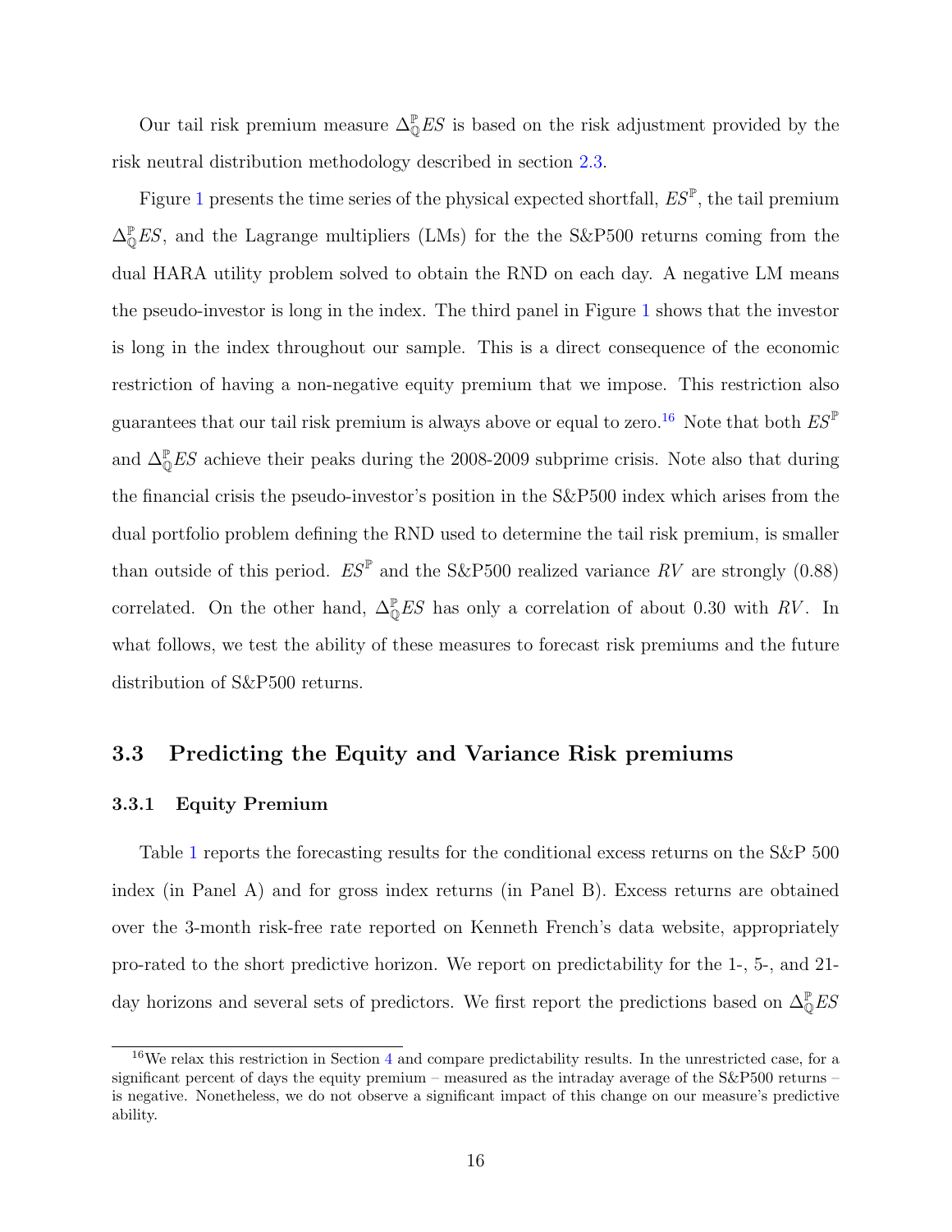Our tail risk premium measure $\Delta_{\mathbb{Q}}^{\mathbb{P}} ES$ is based on the risk adjustment provided by the risk neutral distribution methodology described in section 2.3.

Figure 1 presents the time series of the physical expected shortfall, $ES^{\mathbb{P}}$, the tail premium $\Delta_{\mathbb{Q}}^{\mathbb{P}} ES$, and the Lagrange multipliers (LMs) for the the S&P500 returns coming from the dual HARA utility problem solved to obtain the RND on each day. A negative LM means the pseudo-investor is long in the index. The third panel in Figure 1 shows that the investor is long in the index throughout our sample. This is a direct consequence of the economic restriction of having a non-negative equity premium that we impose. This restriction also guarantees that our tail risk premium is always above or equal to zero.[16] Note that both $ES^{\mathbb{P}}$ and $\Delta_{\mathbb{Q}}^{\mathbb{P}} ES$ achieve their peaks during the 2008-2009 subprime crisis. Note also that during the financial crisis the pseudo-investor's position in the S&P500 index which arises from the dual portfolio problem defining the RND used to determine the tail risk premium, is smaller than outside of this period. $ES^{\mathbb{P}}$ and the S&P500 realized variance $RV$ are strongly (0.88) correlated. On the other hand, $\Delta_{\mathbb{Q}}^{\mathbb{P}} ES$ has only a correlation of about 0.30 with $RV$. In what follows, we test the ability of these measures to forecast risk premiums and the future distribution of S&P500 returns.

## 3.3 Predicting the Equity and Variance Risk premiums

### 3.3.1 Equity Premium

Table 1 reports the forecasting results for the conditional excess returns on the S&P 500 index (in Panel A) and for gross index returns (in Panel B). Excess returns are obtained over the 3-month risk-free rate reported on Kenneth French's data website, appropriately pro-rated to the short predictive horizon. We report on predictability for the 1-, 5-, and 21-day horizons and several sets of predictors. We first report the predictions based on $\Delta_{\mathbb{Q}}^{\mathbb{P}} ES$

[16] We relax this restriction in Section 4 and compare predictability results. In the unrestricted case, for a significant percent of days the equity premium – measured as the intraday average of the S&P500 returns – is negative. Nonetheless, we do not observe a significant impact of this change on our measure's predictive ability.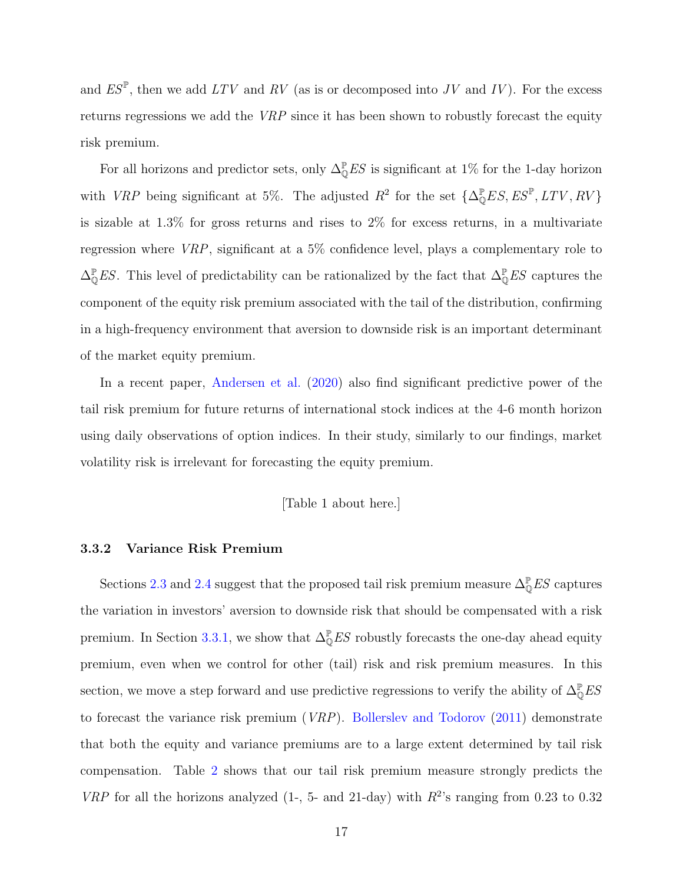and $ES^{\mathbb{P}}$, then we add $LTV$ and $RV$ (as is or decomposed into $JV$ and $IV$). For the excess returns regressions we add the $VRP$ since it has been shown to robustly forecast the equity risk premium.

For all horizons and predictor sets, only $\Delta^{\mathbb{P}}_{\mathbb{Q}}ES$ is significant at 1% for the 1-day horizon with $VRP$ being significant at 5%. The adjusted $R^2$ for the set $\{\Delta^{\mathbb{P}}_{\mathbb{Q}}ES, ES^{\mathbb{P}}, LTV, RV\}$ is sizable at 1.3% for gross returns and rises to 2% for excess returns, in a multivariate regression where $VRP$, significant at a 5% confidence level, plays a complementary role to $\Delta^{\mathbb{P}}_{\mathbb{Q}}ES$. This level of predictability can be rationalized by the fact that $\Delta^{\mathbb{P}}_{\mathbb{Q}}ES$ captures the component of the equity risk premium associated with the tail of the distribution, confirming in a high-frequency environment that aversion to downside risk is an important determinant of the market equity premium.

In a recent paper, Andersen et al. (2020) also find significant predictive power of the tail risk premium for future returns of international stock indices at the 4-6 month horizon using daily observations of option indices. In their study, similarly to our findings, market volatility risk is irrelevant for forecasting the equity premium.

[Table 1 about here.]

### 3.3.2 Variance Risk Premium

Sections 2.3 and 2.4 suggest that the proposed tail risk premium measure $\Delta^{\mathbb{P}}_{\mathbb{Q}}ES$ captures the variation in investors' aversion to downside risk that should be compensated with a risk premium. In Section 3.3.1, we show that $\Delta^{\mathbb{P}}_{\mathbb{Q}}ES$ robustly forecasts the one-day ahead equity premium, even when we control for other (tail) risk and risk premium measures. In this section, we move a step forward and use predictive regressions to verify the ability of $\Delta^{\mathbb{P}}_{\mathbb{Q}}ES$ to forecast the variance risk premium ($VRP$). Bollerslev and Todorov (2011) demonstrate that both the equity and variance premiums are to a large extent determined by tail risk compensation. Table 2 shows that our tail risk premium measure strongly predicts the $VRP$ for all the horizons analyzed (1-, 5- and 21-day) with $R^2$'s ranging from 0.23 to 0.32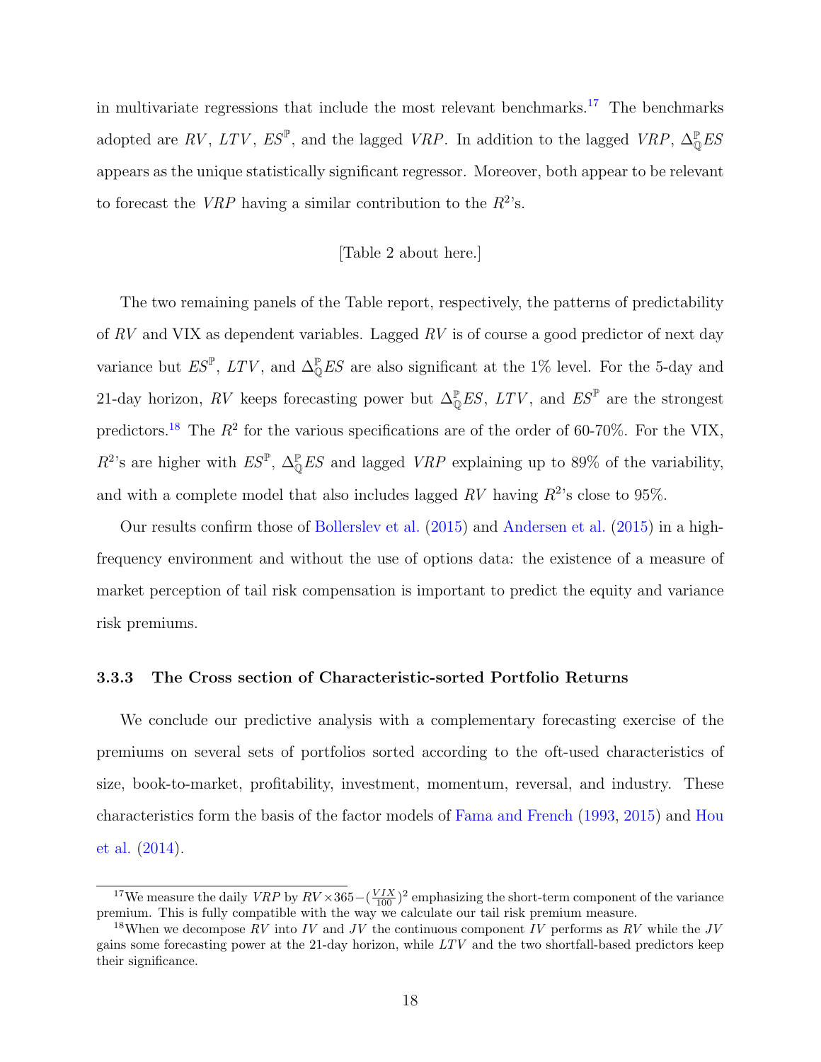in multivariate regressions that include the most relevant benchmarks.[17] The benchmarks adopted are $RV$, $LTV$, $ES^{\mathbb{P}}$, and the lagged $VRP$. In addition to the lagged $VRP$, $\Delta^{\mathbb{P}}_{\mathbb{Q}}ES$ appears as the unique statistically significant regressor. Moreover, both appear to be relevant to forecast the $VRP$ having a similar contribution to the $R^2$'s.

[Table 2 about here.]

The two remaining panels of the Table report, respectively, the patterns of predictability of $RV$ and VIX as dependent variables. Lagged $RV$ is of course a good predictor of next day variance but $ES^{\mathbb{P}}$, $LTV$, and $\Delta^{\mathbb{P}}_{\mathbb{Q}}ES$ are also significant at the 1% level. For the 5-day and 21-day horizon, $RV$ keeps forecasting power but $\Delta^{\mathbb{P}}_{\mathbb{Q}}ES$, $LTV$, and $ES^{\mathbb{P}}$ are the strongest predictors.[18] The $R^2$ for the various specifications are of the order of 60-70%. For the VIX, $R^2$'s are higher with $ES^{\mathbb{P}}$, $\Delta^{\mathbb{P}}_{\mathbb{Q}}ES$ and lagged $VRP$ explaining up to 89% of the variability, and with a complete model that also includes lagged $RV$ having $R^2$'s close to 95%.

Our results confirm those of Bollerslev et al. (2015) and Andersen et al. (2015) in a high-frequency environment and without the use of options data: the existence of a measure of market perception of tail risk compensation is important to predict the equity and variance risk premiums.

### 3.3.3 The Cross section of Characteristic-sorted Portfolio Returns

We conclude our predictive analysis with a complementary forecasting exercise of the premiums on several sets of portfolios sorted according to the oft-used characteristics of size, book-to-market, profitability, investment, momentum, reversal, and industry. These characteristics form the basis of the factor models of Fama and French (1993, 2015) and Hou et al. (2014).

[17] We measure the daily $VRP$ by $RV \times 365 - (\frac{VIX}{100})^2$ emphasizing the short-term component of the variance premium. This is fully compatible with the way we calculate our tail risk premium measure.

[18] When we decompose $RV$ into $IV$ and $JV$ the continuous component $IV$ performs as $RV$ while the $JV$ gains some forecasting power at the 21-day horizon, while $LTV$ and the two shortfall-based predictors keep their significance.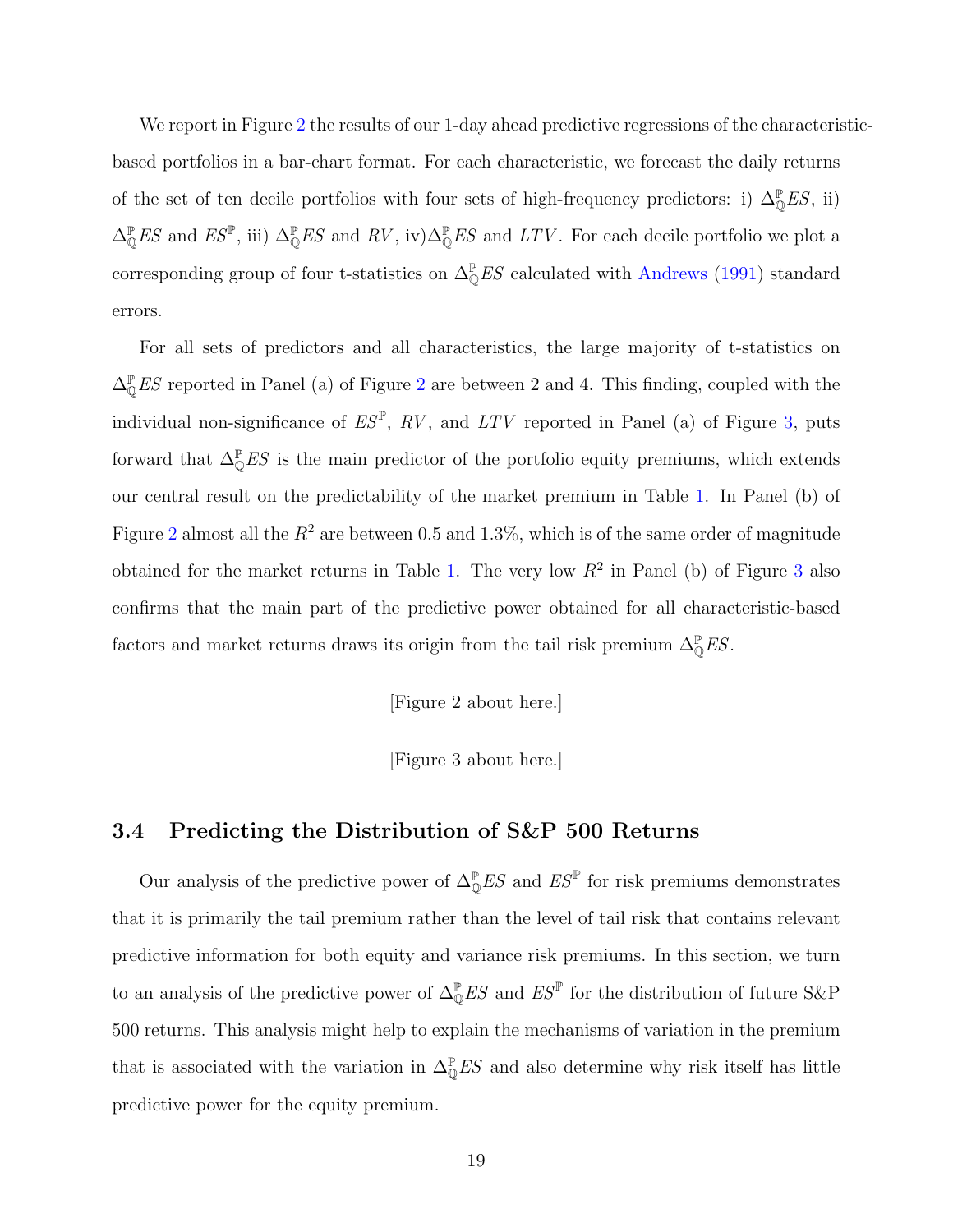We report in Figure 2 the results of our 1-day ahead predictive regressions of the characteristic-based portfolios in a bar-chart format. For each characteristic, we forecast the daily returns of the set of ten decile portfolios with four sets of high-frequency predictors: i) $\Delta^{\mathbb{P}}_{\mathbb{Q}}ES$, ii) $\Delta^{\mathbb{P}}_{\mathbb{Q}}ES$ and $ES^{\mathbb{P}}$, iii) $\Delta^{\mathbb{P}}_{\mathbb{Q}}ES$ and $RV$, iv)$\Delta^{\mathbb{P}}_{\mathbb{Q}}ES$ and $LTV$. For each decile portfolio we plot a corresponding group of four t-statistics on $\Delta^{\mathbb{P}}_{\mathbb{Q}}ES$ calculated with Andrews (1991) standard errors.

For all sets of predictors and all characteristics, the large majority of t-statistics on $\Delta^{\mathbb{P}}_{\mathbb{Q}}ES$ reported in Panel (a) of Figure 2 are between 2 and 4. This finding, coupled with the individual non-significance of $ES^{\mathbb{P}}$, $RV$, and $LTV$ reported in Panel (a) of Figure 3, puts forward that $\Delta^{\mathbb{P}}_{\mathbb{Q}}ES$ is the main predictor of the portfolio equity premiums, which extends our central result on the predictability of the market premium in Table 1. In Panel (b) of Figure 2 almost all the $R^2$ are between 0.5 and 1.3%, which is of the same order of magnitude obtained for the market returns in Table 1. The very low $R^2$ in Panel (b) of Figure 3 also confirms that the main part of the predictive power obtained for all characteristic-based factors and market returns draws its origin from the tail risk premium $\Delta^{\mathbb{P}}_{\mathbb{Q}}ES$.

[Figure 2 about here.]

[Figure 3 about here.]

### 3.4 Predicting the Distribution of S&P 500 Returns

Our analysis of the predictive power of $\Delta^{\mathbb{P}}_{\mathbb{Q}}ES$ and $ES^{\mathbb{P}}$ for risk premiums demonstrates that it is primarily the tail premium rather than the level of tail risk that contains relevant predictive information for both equity and variance risk premiums. In this section, we turn to an analysis of the predictive power of $\Delta^{\mathbb{P}}_{\mathbb{Q}}ES$ and $ES^{\mathbb{P}}$ for the distribution of future S&P 500 returns. This analysis might help to explain the mechanisms of variation in the premium that is associated with the variation in $\Delta^{\mathbb{P}}_{\mathbb{Q}}ES$ and also determine why risk itself has little predictive power for the equity premium.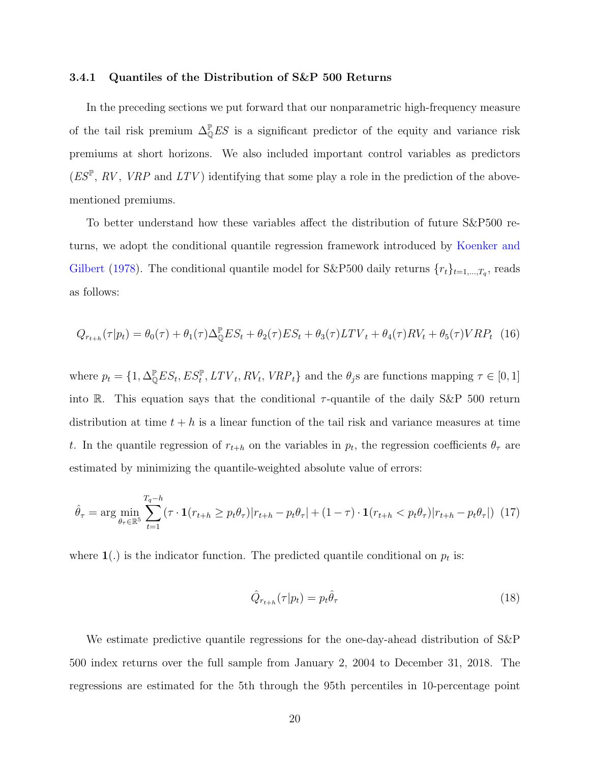### 3.4.1 Quantiles of the Distribution of S&P 500 Returns

In the preceding sections we put forward that our nonparametric high-frequency measure of the tail risk premium $\Delta_{\mathbb{Q}}^{\mathbb{P}}ES$ is a significant predictor of the equity and variance risk premiums at short horizons. We also included important control variables as predictors ($ES^{\mathbb{P}}$, $RV$, $VRP$ and $LTV$) identifying that some play a role in the prediction of the above-mentioned premiums.

To better understand how these variables affect the distribution of future S&P500 returns, we adopt the conditional quantile regression framework introduced by Koenker and Gilbert (1978). The conditional quantile model for S&P500 daily returns $\{r_t\}_{t=1,\ldots,T_q}$, reads as follows:

$$Q_{r_{t+h}}(\tau|p_t) = \theta_0(\tau) + \theta_1(\tau)\Delta_{\mathbb{Q}}^{\mathbb{P}}ES_t + \theta_2(\tau)ES_t + \theta_3(\tau)LTV_t + \theta_4(\tau)RV_t + \theta_5(\tau)VRP_t \quad (16)$$

where $p_t = \{1, \Delta_{\mathbb{Q}}^{\mathbb{P}}ES_t, ES_t^{\mathbb{P}}, LTV_t, RV_t, VRP_t\}$ and the $\theta_j$s are functions mapping $\tau \in [0,1]$ into $\mathbb{R}$. This equation says that the conditional $\tau$-quantile of the daily S&P 500 return distribution at time $t+h$ is a linear function of the tail risk and variance measures at time $t$. In the quantile regression of $r_{t+h}$ on the variables in $p_t$, the regression coefficients $\theta_\tau$ are estimated by minimizing the quantile-weighted absolute value of errors:

$$\hat{\theta}_\tau = \arg\min_{\theta_\tau \in \mathbb{R}^5} \sum_{t=1}^{T_q-h} (\tau \cdot \mathbf{1}(r_{t+h} \geq p_t\theta_\tau)|r_{t+h} - p_t\theta_\tau| + (1-\tau) \cdot \mathbf{1}(r_{t+h} < p_t\theta_\tau)|r_{t+h} - p_t\theta_\tau|) \quad (17)$$

where $\mathbf{1}(.)$ is the indicator function. The predicted quantile conditional on $p_t$ is:

$$\hat{Q}_{r_{t+h}}(\tau|p_t) = p_t\hat{\theta}_\tau \quad (18)$$

We estimate predictive quantile regressions for the one-day-ahead distribution of S&P 500 index returns over the full sample from January 2, 2004 to December 31, 2018. The regressions are estimated for the 5th through the 95th percentiles in 10-percentage point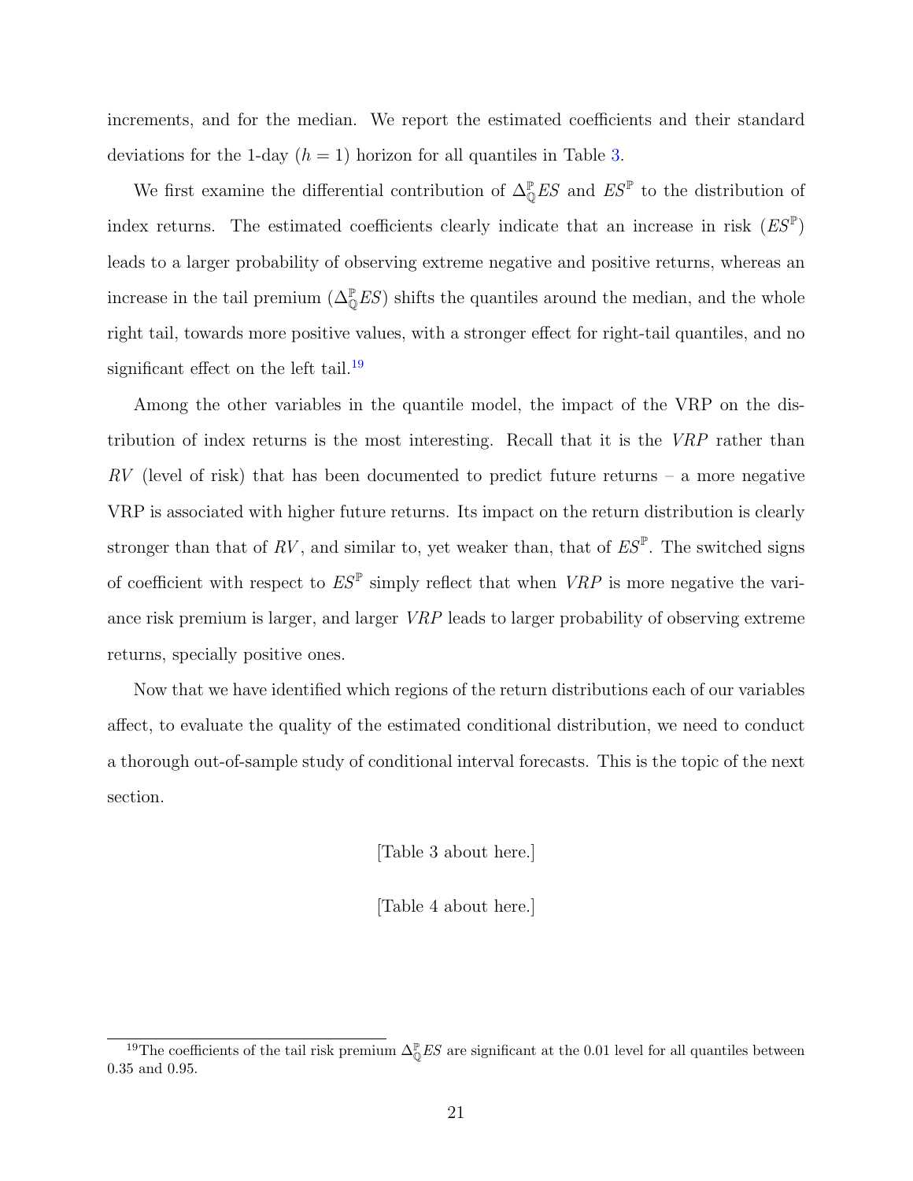increments, and for the median. We report the estimated coefficients and their standard deviations for the 1-day ($h = 1$) horizon for all quantiles in Table 3.

We first examine the differential contribution of $\Delta_{\mathbb{Q}}^{\mathbb{P}} ES$ and $ES^{\mathbb{P}}$ to the distribution of index returns. The estimated coefficients clearly indicate that an increase in risk ($ES^{\mathbb{P}}$) leads to a larger probability of observing extreme negative and positive returns, whereas an increase in the tail premium ($\Delta_{\mathbb{Q}}^{\mathbb{P}} ES$) shifts the quantiles around the median, and the whole right tail, towards more positive values, with a stronger effect for right-tail quantiles, and no significant effect on the left tail.[19]

Among the other variables in the quantile model, the impact of the VRP on the distribution of index returns is the most interesting. Recall that it is the $VRP$ rather than $RV$ (level of risk) that has been documented to predict future returns – a more negative VRP is associated with higher future returns. Its impact on the return distribution is clearly stronger than that of $RV$, and similar to, yet weaker than, that of $ES^{\mathbb{P}}$. The switched signs of coefficient with respect to $ES^{\mathbb{P}}$ simply reflect that when $VRP$ is more negative the variance risk premium is larger, and larger $VRP$ leads to larger probability of observing extreme returns, specially positive ones.

Now that we have identified which regions of the return distributions each of our variables affect, to evaluate the quality of the estimated conditional distribution, we need to conduct a thorough out-of-sample study of conditional interval forecasts. This is the topic of the next section.

[Table 3 about here.]

[Table 4 about here.]

[19] The coefficients of the tail risk premium $\Delta_{\mathbb{Q}}^{\mathbb{P}} ES$ are significant at the 0.01 level for all quantiles between 0.35 and 0.95.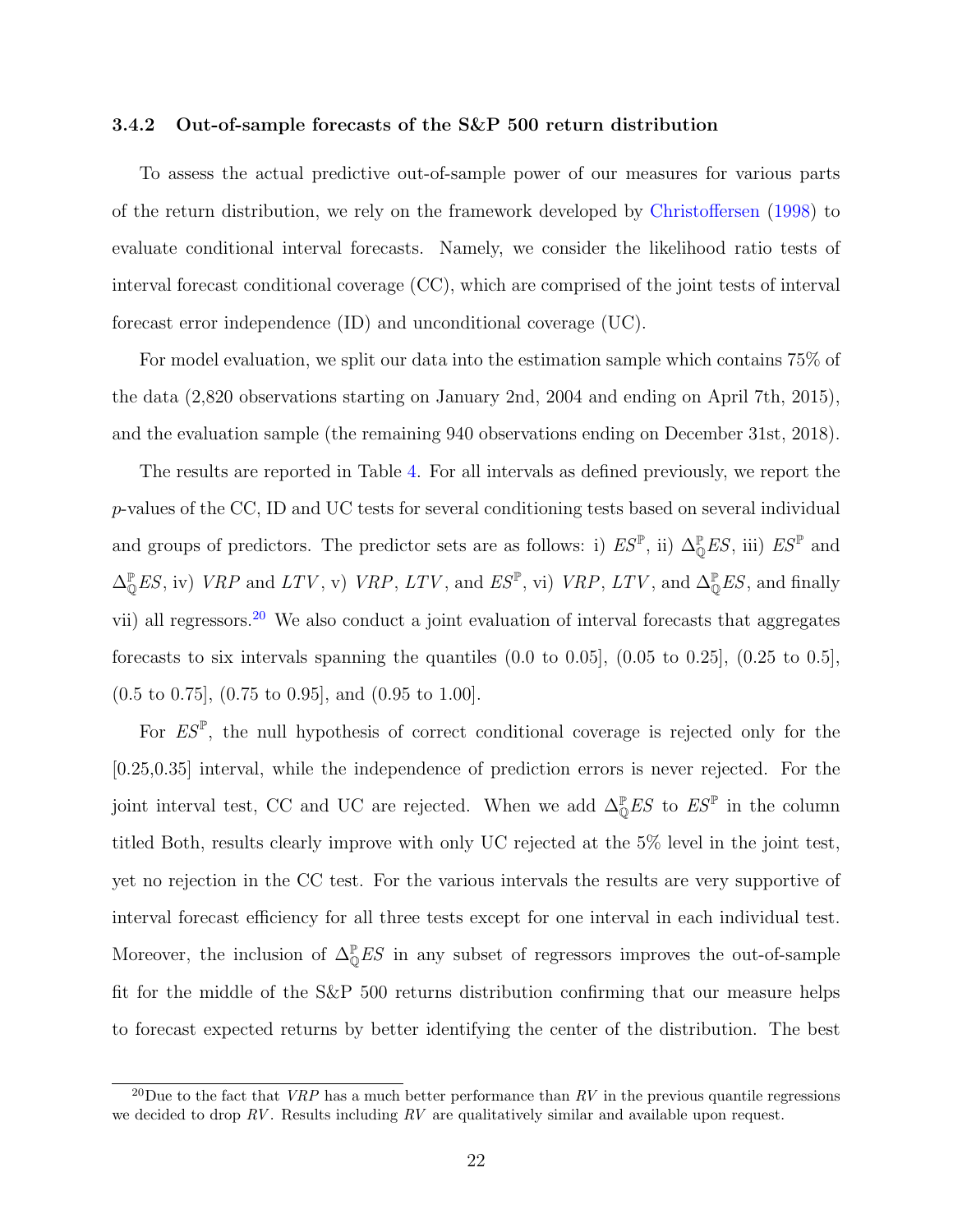### 3.4.2 Out-of-sample forecasts of the S&P 500 return distribution

To assess the actual predictive out-of-sample power of our measures for various parts of the return distribution, we rely on the framework developed by Christoffersen (1998) to evaluate conditional interval forecasts. Namely, we consider the likelihood ratio tests of interval forecast conditional coverage (CC), which are comprised of the joint tests of interval forecast error independence (ID) and unconditional coverage (UC).

For model evaluation, we split our data into the estimation sample which contains 75% of the data (2,820 observations starting on January 2nd, 2004 and ending on April 7th, 2015), and the evaluation sample (the remaining 940 observations ending on December 31st, 2018).

The results are reported in Table 4. For all intervals as defined previously, we report the $p$-values of the CC, ID and UC tests for several conditioning tests based on several individual and groups of predictors. The predictor sets are as follows: i) $ES^{\mathbb{P}}$, ii) $\Delta_{\mathbb{Q}}^{\mathbb{P}}ES$, iii) $ES^{\mathbb{P}}$ and $\Delta_{\mathbb{Q}}^{\mathbb{P}}ES$, iv) $VRP$ and $LTV$, v) $VRP$, $LTV$, and $ES^{\mathbb{P}}$, vi) $VRP$, $LTV$, and $\Delta_{\mathbb{Q}}^{\mathbb{P}}ES$, and finally vii) all regressors.[20] We also conduct a joint evaluation of interval forecasts that aggregates forecasts to six intervals spanning the quantiles (0.0 to 0.05], (0.05 to 0.25], (0.25 to 0.5], (0.5 to 0.75], (0.75 to 0.95], and (0.95 to 1.00].

For $ES^{\mathbb{P}}$, the null hypothesis of correct conditional coverage is rejected only for the [0.25,0.35] interval, while the independence of prediction errors is never rejected. For the joint interval test, CC and UC are rejected. When we add $\Delta_{\mathbb{Q}}^{\mathbb{P}}ES$ to $ES^{\mathbb{P}}$ in the column titled Both, results clearly improve with only UC rejected at the 5% level in the joint test, yet no rejection in the CC test. For the various intervals the results are very supportive of interval forecast efficiency for all three tests except for one interval in each individual test. Moreover, the inclusion of $\Delta_{\mathbb{Q}}^{\mathbb{P}}ES$ in any subset of regressors improves the out-of-sample fit for the middle of the S&P 500 returns distribution confirming that our measure helps to forecast expected returns by better identifying the center of the distribution. The best

[20] Due to the fact that $VRP$ has a much better performance than $RV$ in the previous quantile regressions we decided to drop $RV$. Results including $RV$ are qualitatively similar and available upon request.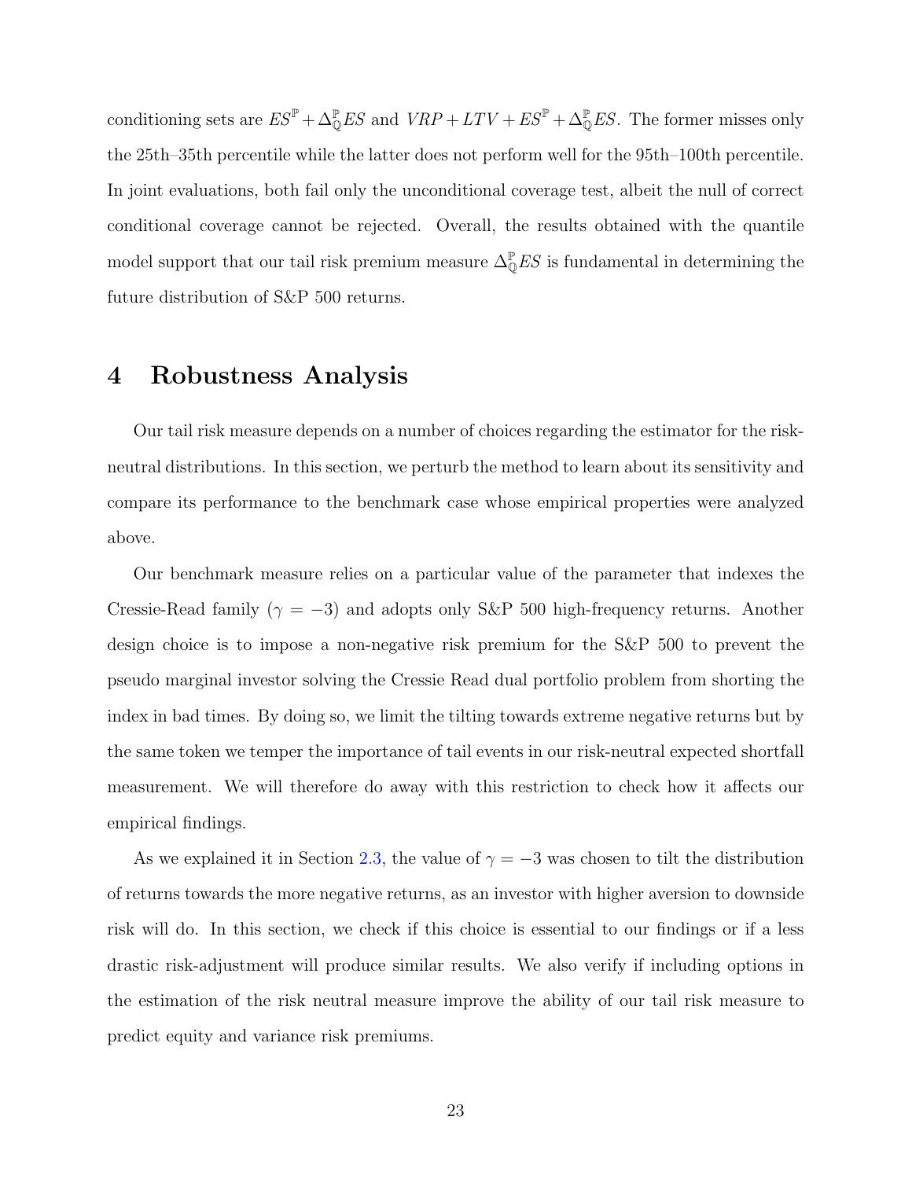conditioning sets are $ES^{\mathbb{P}} + \Delta^{\mathbb{P}}_{\mathbb{Q}}ES$ and $VRP + LTV + ES^{\mathbb{P}} + \Delta^{\mathbb{P}}_{\mathbb{Q}}ES$. The former misses only the 25th–35th percentile while the latter does not perform well for the 95th–100th percentile. In joint evaluations, both fail only the unconditional coverage test, albeit the null of correct conditional coverage cannot be rejected. Overall, the results obtained with the quantile model support that our tail risk premium measure $\Delta^{\mathbb{P}}_{\mathbb{Q}}ES$ is fundamental in determining the future distribution of S&P 500 returns.

# 4 Robustness Analysis

Our tail risk measure depends on a number of choices regarding the estimator for the risk-neutral distributions. In this section, we perturb the method to learn about its sensitivity and compare its performance to the benchmark case whose empirical properties were analyzed above.

Our benchmark measure relies on a particular value of the parameter that indexes the Cressie-Read family ($\gamma = -3$) and adopts only S&P 500 high-frequency returns. Another design choice is to impose a non-negative risk premium for the S&P 500 to prevent the pseudo marginal investor solving the Cressie Read dual portfolio problem from shorting the index in bad times. By doing so, we limit the tilting towards extreme negative returns but by the same token we temper the importance of tail events in our risk-neutral expected shortfall measurement. We will therefore do away with this restriction to check how it affects our empirical findings.

As we explained it in Section 2.3, the value of $\gamma = -3$ was chosen to tilt the distribution of returns towards the more negative returns, as an investor with higher aversion to downside risk will do. In this section, we check if this choice is essential to our findings or if a less drastic risk-adjustment will produce similar results. We also verify if including options in the estimation of the risk neutral measure improve the ability of our tail risk measure to predict equity and variance risk premiums.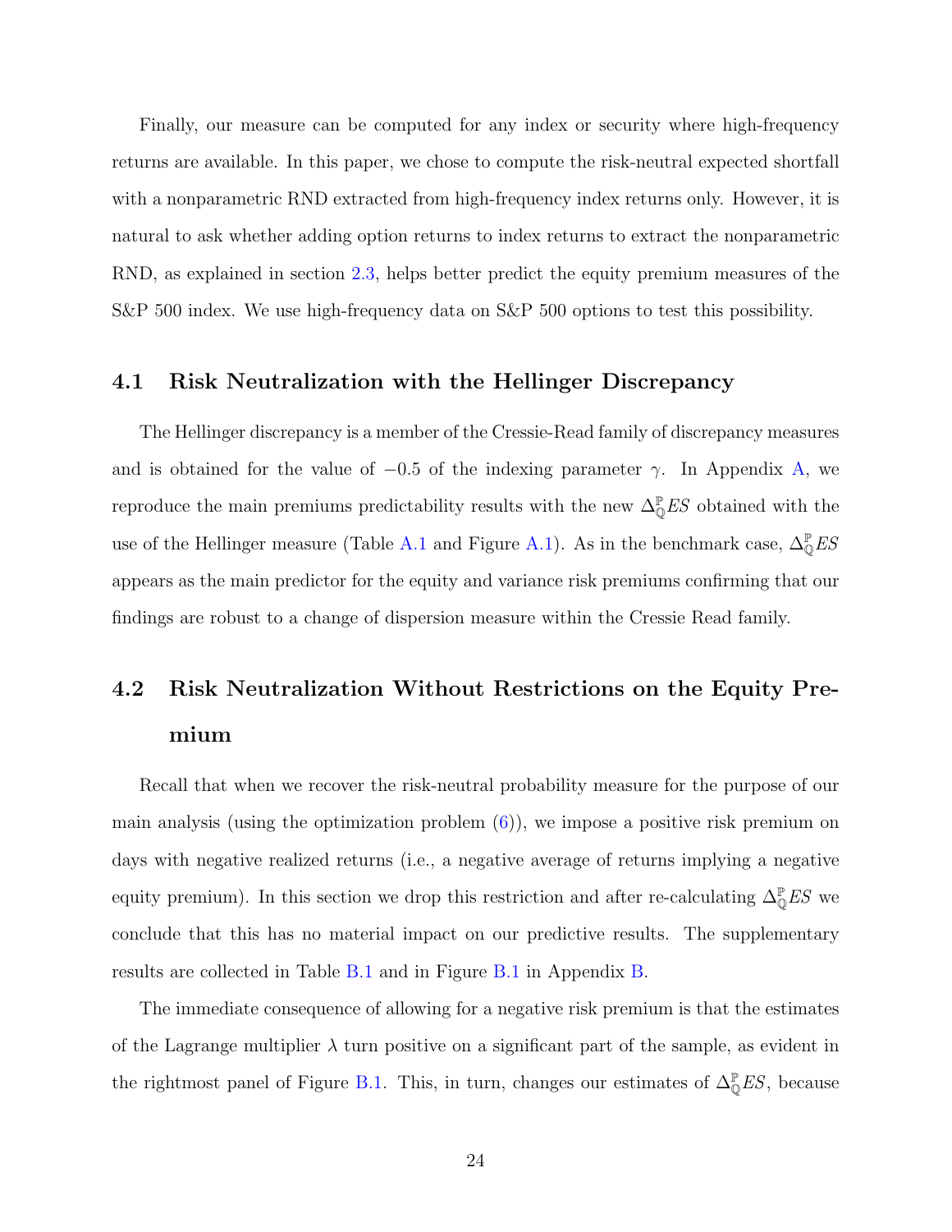Finally, our measure can be computed for any index or security where high-frequency returns are available. In this paper, we chose to compute the risk-neutral expected shortfall with a nonparametric RND extracted from high-frequency index returns only. However, it is natural to ask whether adding option returns to index returns to extract the nonparametric RND, as explained in section 2.3, helps better predict the equity premium measures of the S&P 500 index. We use high-frequency data on S&P 500 options to test this possibility.

### 4.1 Risk Neutralization with the Hellinger Discrepancy

The Hellinger discrepancy is a member of the Cressie-Read family of discrepancy measures and is obtained for the value of $-0.5$ of the indexing parameter $\gamma$. In Appendix A, we reproduce the main premiums predictability results with the new $\Delta_{\mathbb{Q}}^{\mathbb{P}} ES$ obtained with the use of the Hellinger measure (Table A.1 and Figure A.1). As in the benchmark case, $\Delta_{\mathbb{Q}}^{\mathbb{P}} ES$ appears as the main predictor for the equity and variance risk premiums confirming that our findings are robust to a change of dispersion measure within the Cressie Read family.

### 4.2 Risk Neutralization Without Restrictions on the Equity Premium

Recall that when we recover the risk-neutral probability measure for the purpose of our main analysis (using the optimization problem (6)), we impose a positive risk premium on days with negative realized returns (i.e., a negative average of returns implying a negative equity premium). In this section we drop this restriction and after re-calculating $\Delta_{\mathbb{Q}}^{\mathbb{P}} ES$ we conclude that this has no material impact on our predictive results. The supplementary results are collected in Table B.1 and in Figure B.1 in Appendix B.

The immediate consequence of allowing for a negative risk premium is that the estimates of the Lagrange multiplier $\lambda$ turn positive on a significant part of the sample, as evident in the rightmost panel of Figure B.1. This, in turn, changes our estimates of $\Delta_{\mathbb{Q}}^{\mathbb{P}} ES$, because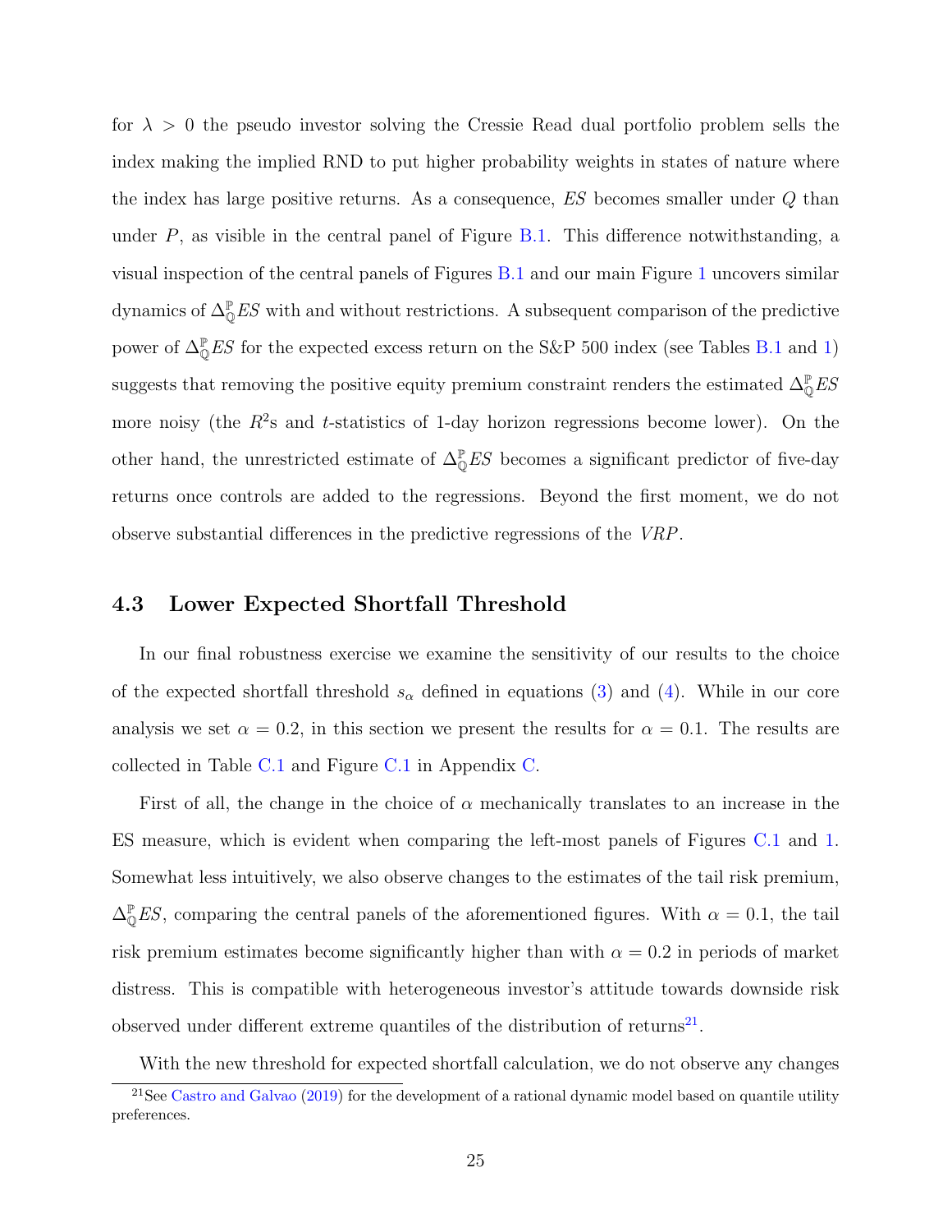for $\lambda > 0$ the pseudo investor solving the Cressie Read dual portfolio problem sells the index making the implied RND to put higher probability weights in states of nature where the index has large positive returns. As a consequence, $ES$ becomes smaller under $Q$ than under $P$, as visible in the central panel of Figure B.1. This difference notwithstanding, a visual inspection of the central panels of Figures B.1 and our main Figure 1 uncovers similar dynamics of $\Delta_{\mathbb{Q}}^{\mathbb{P}} ES$ with and without restrictions. A subsequent comparison of the predictive power of $\Delta_{\mathbb{Q}}^{\mathbb{P}} ES$ for the expected excess return on the S&P 500 index (see Tables B.1 and 1) suggests that removing the positive equity premium constraint renders the estimated $\Delta_{\mathbb{Q}}^{\mathbb{P}} ES$ more noisy (the $R^2$s and $t$-statistics of 1-day horizon regressions become lower). On the other hand, the unrestricted estimate of $\Delta_{\mathbb{Q}}^{\mathbb{P}} ES$ becomes a significant predictor of five-day returns once controls are added to the regressions. Beyond the first moment, we do not observe substantial differences in the predictive regressions of the $VRP$.

### 4.3 Lower Expected Shortfall Threshold

In our final robustness exercise we examine the sensitivity of our results to the choice of the expected shortfall threshold $s_\alpha$ defined in equations (3) and (4). While in our core analysis we set $\alpha = 0.2$, in this section we present the results for $\alpha = 0.1$. The results are collected in Table C.1 and Figure C.1 in Appendix C.

First of all, the change in the choice of $\alpha$ mechanically translates to an increase in the ES measure, which is evident when comparing the left-most panels of Figures C.1 and 1. Somewhat less intuitively, we also observe changes to the estimates of the tail risk premium, $\Delta_{\mathbb{Q}}^{\mathbb{P}} ES$, comparing the central panels of the aforementioned figures. With $\alpha = 0.1$, the tail risk premium estimates become significantly higher than with $\alpha = 0.2$ in periods of market distress. This is compatible with heterogeneous investor's attitude towards downside risk observed under different extreme quantiles of the distribution of returns[21].

With the new threshold for expected shortfall calculation, we do not observe any changes

[21]See Castro and Galvao (2019) for the development of a rational dynamic model based on quantile utility preferences.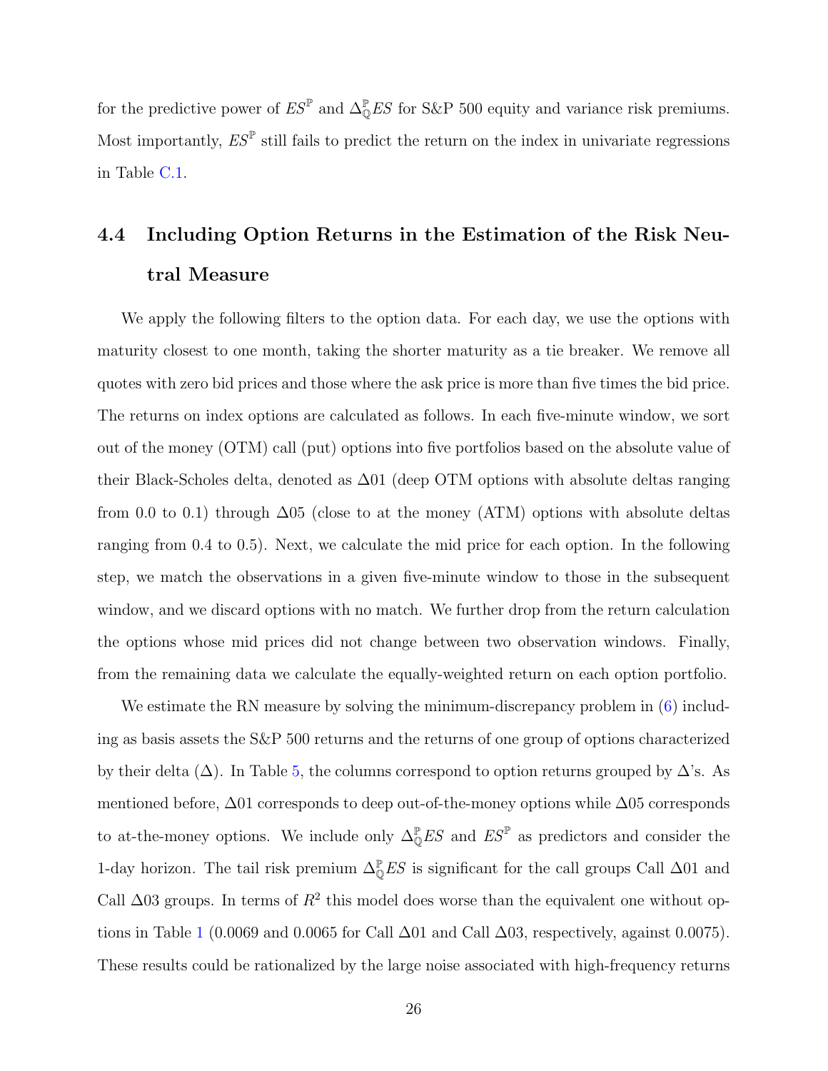for the predictive power of $ES^{\mathbb{P}}$ and $\Delta^{\mathbb{P}}_{\mathbb{Q}}ES$ for S&P 500 equity and variance risk premiums. Most importantly, $ES^{\mathbb{P}}$ still fails to predict the return on the index in univariate regressions in Table C.1.

## 4.4 Including Option Returns in the Estimation of the Risk Neutral Measure

We apply the following filters to the option data. For each day, we use the options with maturity closest to one month, taking the shorter maturity as a tie breaker. We remove all quotes with zero bid prices and those where the ask price is more than five times the bid price. The returns on index options are calculated as follows. In each five-minute window, we sort out of the money (OTM) call (put) options into five portfolios based on the absolute value of their Black-Scholes delta, denoted as $\Delta 01$ (deep OTM options with absolute deltas ranging from 0.0 to 0.1) through $\Delta 05$ (close to at the money (ATM) options with absolute deltas ranging from 0.4 to 0.5). Next, we calculate the mid price for each option. In the following step, we match the observations in a given five-minute window to those in the subsequent window, and we discard options with no match. We further drop from the return calculation the options whose mid prices did not change between two observation windows. Finally, from the remaining data we calculate the equally-weighted return on each option portfolio.

We estimate the RN measure by solving the minimum-discrepancy problem in (6) including as basis assets the S&P 500 returns and the returns of one group of options characterized by their delta ($\Delta$). In Table 5, the columns correspond to option returns grouped by $\Delta$'s. As mentioned before, $\Delta 01$ corresponds to deep out-of-the-money options while $\Delta 05$ corresponds to at-the-money options. We include only $\Delta^{\mathbb{P}}_{\mathbb{Q}}ES$ and $ES^{\mathbb{P}}$ as predictors and consider the 1-day horizon. The tail risk premium $\Delta^{\mathbb{P}}_{\mathbb{Q}}ES$ is significant for the call groups Call $\Delta 01$ and Call $\Delta 03$ groups. In terms of $R^2$ this model does worse than the equivalent one without options in Table 1 (0.0069 and 0.0065 for Call $\Delta 01$ and Call $\Delta 03$, respectively, against 0.0075). These results could be rationalized by the large noise associated with high-frequency returns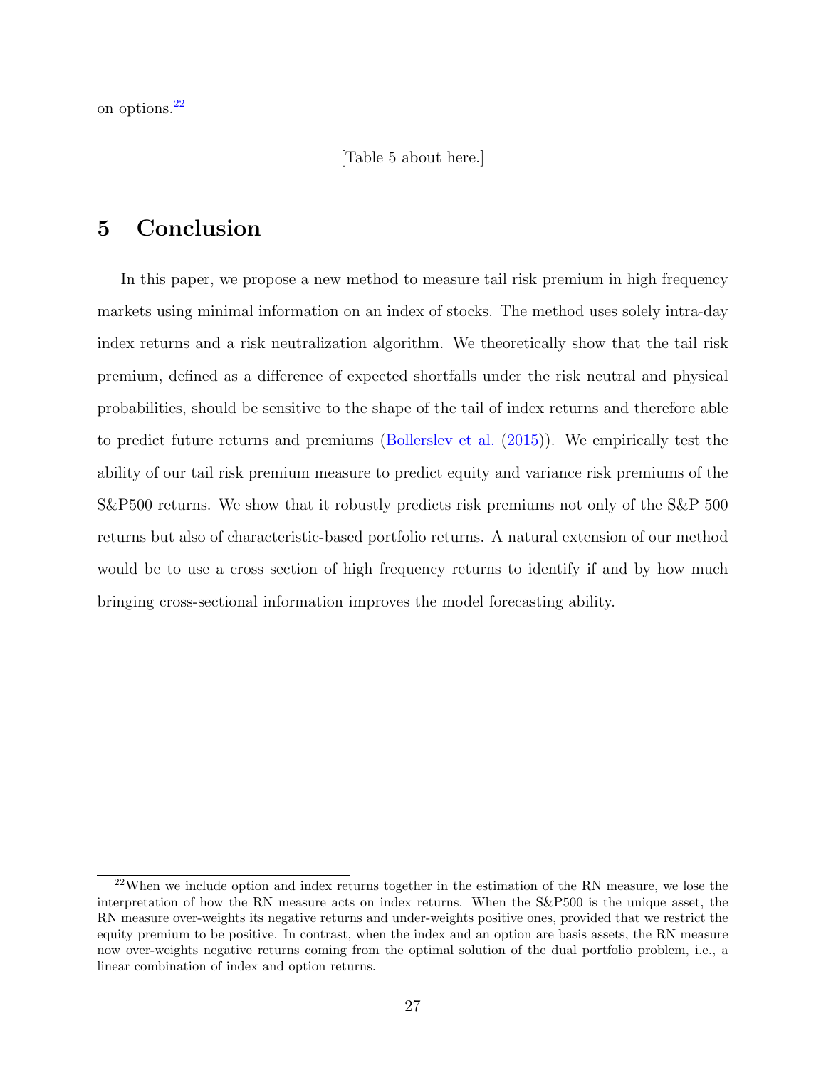on options.[22]

[Table 5 about here.]

# 5 Conclusion

In this paper, we propose a new method to measure tail risk premium in high frequency markets using minimal information on an index of stocks. The method uses solely intra-day index returns and a risk neutralization algorithm. We theoretically show that the tail risk premium, defined as a difference of expected shortfalls under the risk neutral and physical probabilities, should be sensitive to the shape of the tail of index returns and therefore able to predict future returns and premiums (Bollerslev et al. (2015)). We empirically test the ability of our tail risk premium measure to predict equity and variance risk premiums of the S&P500 returns. We show that it robustly predicts risk premiums not only of the S&P 500 returns but also of characteristic-based portfolio returns. A natural extension of our method would be to use a cross section of high frequency returns to identify if and by how much bringing cross-sectional information improves the model forecasting ability.

[22] When we include option and index returns together in the estimation of the RN measure, we lose the interpretation of how the RN measure acts on index returns. When the S&P500 is the unique asset, the RN measure over-weights its negative returns and under-weights positive ones, provided that we restrict the equity premium to be positive. In contrast, when the index and an option are basis assets, the RN measure now over-weights negative returns coming from the optimal solution of the dual portfolio problem, i.e., a linear combination of index and option returns.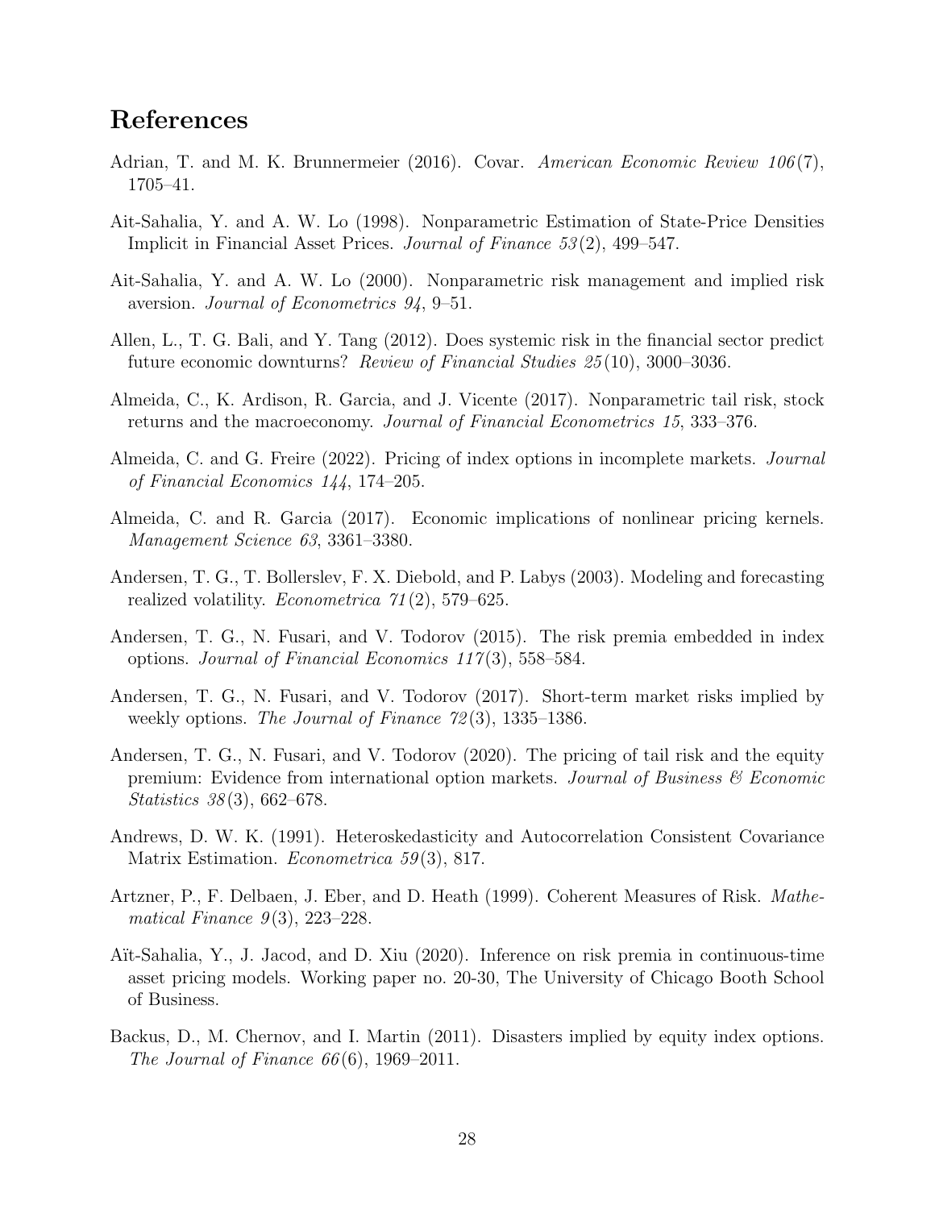## References

Adrian, T. and M. K. Brunnermeier (2016). Covar. *American Economic Review 106*(7), 1705–41.

Ait-Sahalia, Y. and A. W. Lo (1998). Nonparametric Estimation of State-Price Densities Implicit in Financial Asset Prices. *Journal of Finance 53*(2), 499–547.

Ait-Sahalia, Y. and A. W. Lo (2000). Nonparametric risk management and implied risk aversion. *Journal of Econometrics 94*, 9–51.

Allen, L., T. G. Bali, and Y. Tang (2012). Does systemic risk in the financial sector predict future economic downturns? *Review of Financial Studies 25*(10), 3000–3036.

Almeida, C., K. Ardison, R. Garcia, and J. Vicente (2017). Nonparametric tail risk, stock returns and the macroeconomy. *Journal of Financial Econometrics 15*, 333–376.

Almeida, C. and G. Freire (2022). Pricing of index options in incomplete markets. *Journal of Financial Economics 144*, 174–205.

Almeida, C. and R. Garcia (2017). Economic implications of nonlinear pricing kernels. *Management Science 63*, 3361–3380.

Andersen, T. G., T. Bollerslev, F. X. Diebold, and P. Labys (2003). Modeling and forecasting realized volatility. *Econometrica 71*(2), 579–625.

Andersen, T. G., N. Fusari, and V. Todorov (2015). The risk premia embedded in index options. *Journal of Financial Economics 117*(3), 558–584.

Andersen, T. G., N. Fusari, and V. Todorov (2017). Short-term market risks implied by weekly options. *The Journal of Finance 72*(3), 1335–1386.

Andersen, T. G., N. Fusari, and V. Todorov (2020). The pricing of tail risk and the equity premium: Evidence from international option markets. *Journal of Business & Economic Statistics 38*(3), 662–678.

Andrews, D. W. K. (1991). Heteroskedasticity and Autocorrelation Consistent Covariance Matrix Estimation. *Econometrica 59*(3), 817.

Artzner, P., F. Delbaen, J. Eber, and D. Heath (1999). Coherent Measures of Risk. *Mathematical Finance 9*(3), 223–228.

Aït-Sahalia, Y., J. Jacod, and D. Xiu (2020). Inference on risk premia in continuous-time asset pricing models. Working paper no. 20-30, The University of Chicago Booth School of Business.

Backus, D., M. Chernov, and I. Martin (2011). Disasters implied by equity index options. *The Journal of Finance 66*(6), 1969–2011.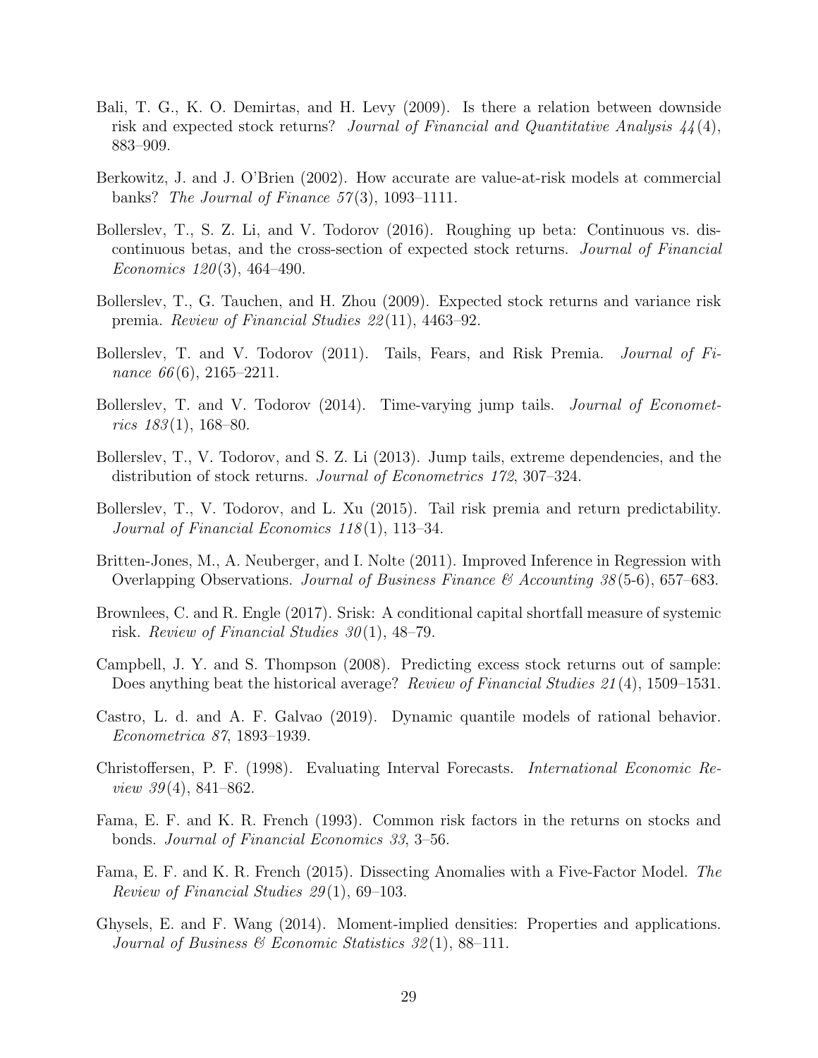Bali, T. G., K. O. Demirtas, and H. Levy (2009). Is there a relation between downside risk and expected stock returns? *Journal of Financial and Quantitative Analysis 44*(4), 883–909.

Berkowitz, J. and J. O'Brien (2002). How accurate are value-at-risk models at commercial banks? *The Journal of Finance 57*(3), 1093–1111.

Bollerslev, T., S. Z. Li, and V. Todorov (2016). Roughing up beta: Continuous vs. discontinuous betas, and the cross-section of expected stock returns. *Journal of Financial Economics 120*(3), 464–490.

Bollerslev, T., G. Tauchen, and H. Zhou (2009). Expected stock returns and variance risk premia. *Review of Financial Studies 22*(11), 4463–92.

Bollerslev, T. and V. Todorov (2011). Tails, Fears, and Risk Premia. *Journal of Finance 66*(6), 2165–2211.

Bollerslev, T. and V. Todorov (2014). Time-varying jump tails. *Journal of Econometrics 183*(1), 168–80.

Bollerslev, T., V. Todorov, and S. Z. Li (2013). Jump tails, extreme dependencies, and the distribution of stock returns. *Journal of Econometrics 172*, 307–324.

Bollerslev, T., V. Todorov, and L. Xu (2015). Tail risk premia and return predictability. *Journal of Financial Economics 118*(1), 113–34.

Britten-Jones, M., A. Neuberger, and I. Nolte (2011). Improved Inference in Regression with Overlapping Observations. *Journal of Business Finance & Accounting 38*(5-6), 657–683.

Brownlees, C. and R. Engle (2017). Srisk: A conditional capital shortfall measure of systemic risk. *Review of Financial Studies 30*(1), 48–79.

Campbell, J. Y. and S. Thompson (2008). Predicting excess stock returns out of sample: Does anything beat the historical average? *Review of Financial Studies 21*(4), 1509–1531.

Castro, L. d. and A. F. Galvao (2019). Dynamic quantile models of rational behavior. *Econometrica 87*, 1893–1939.

Christoffersen, P. F. (1998). Evaluating Interval Forecasts. *International Economic Review 39*(4), 841–862.

Fama, E. F. and K. R. French (1993). Common risk factors in the returns on stocks and bonds. *Journal of Financial Economics 33*, 3–56.

Fama, E. F. and K. R. French (2015). Dissecting Anomalies with a Five-Factor Model. *The Review of Financial Studies 29*(1), 69–103.

Ghysels, E. and F. Wang (2014). Moment-implied densities: Properties and applications. *Journal of Business & Economic Statistics 32*(1), 88–111.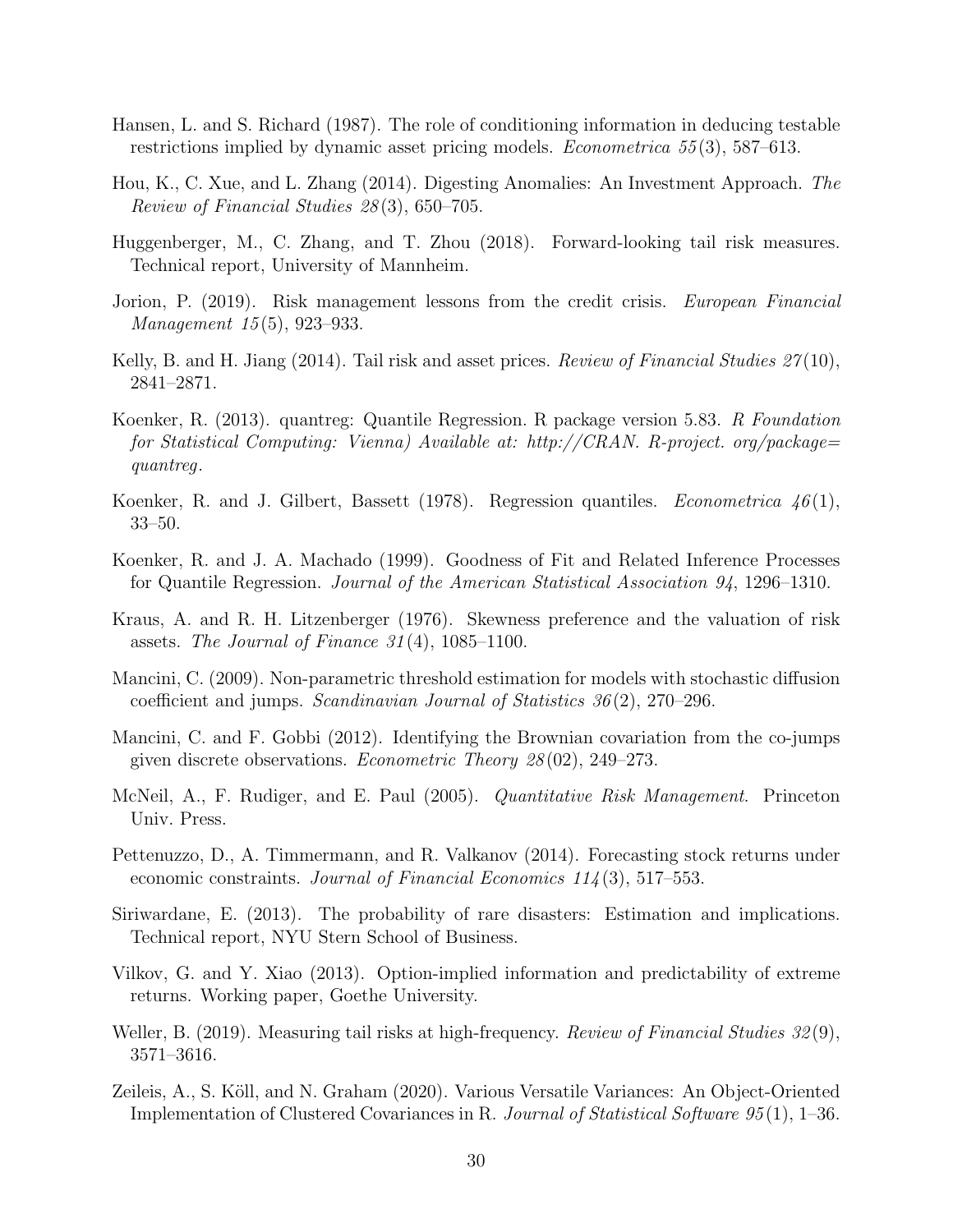Hansen, L. and S. Richard (1987). The role of conditioning information in deducing testable restrictions implied by dynamic asset pricing models. *Econometrica 55*(3), 587–613.

Hou, K., C. Xue, and L. Zhang (2014). Digesting Anomalies: An Investment Approach. *The Review of Financial Studies 28*(3), 650–705.

Huggenberger, M., C. Zhang, and T. Zhou (2018). Forward-looking tail risk measures. Technical report, University of Mannheim.

Jorion, P. (2019). Risk management lessons from the credit crisis. *European Financial Management 15*(5), 923–933.

Kelly, B. and H. Jiang (2014). Tail risk and asset prices. *Review of Financial Studies 27*(10), 2841–2871.

Koenker, R. (2013). quantreg: Quantile Regression. R package version 5.83. *R Foundation for Statistical Computing: Vienna) Available at: http://CRAN. R-project. org/package= quantreg*.

Koenker, R. and J. Gilbert, Bassett (1978). Regression quantiles. *Econometrica 46*(1), 33–50.

Koenker, R. and J. A. Machado (1999). Goodness of Fit and Related Inference Processes for Quantile Regression. *Journal of the American Statistical Association 94*, 1296–1310.

Kraus, A. and R. H. Litzenberger (1976). Skewness preference and the valuation of risk assets. *The Journal of Finance 31*(4), 1085–1100.

Mancini, C. (2009). Non-parametric threshold estimation for models with stochastic diffusion coefficient and jumps. *Scandinavian Journal of Statistics 36*(2), 270–296.

Mancini, C. and F. Gobbi (2012). Identifying the Brownian covariation from the co-jumps given discrete observations. *Econometric Theory 28*(02), 249–273.

McNeil, A., F. Rudiger, and E. Paul (2005). *Quantitative Risk Management*. Princeton Univ. Press.

Pettenuzzo, D., A. Timmermann, and R. Valkanov (2014). Forecasting stock returns under economic constraints. *Journal of Financial Economics 114*(3), 517–553.

Siriwardane, E. (2013). The probability of rare disasters: Estimation and implications. Technical report, NYU Stern School of Business.

Vilkov, G. and Y. Xiao (2013). Option-implied information and predictability of extreme returns. Working paper, Goethe University.

Weller, B. (2019). Measuring tail risks at high-frequency. *Review of Financial Studies 32*(9), 3571–3616.

Zeileis, A., S. Köll, and N. Graham (2020). Various Versatile Variances: An Object-Oriented Implementation of Clustered Covariances in R. *Journal of Statistical Software 95*(1), 1–36.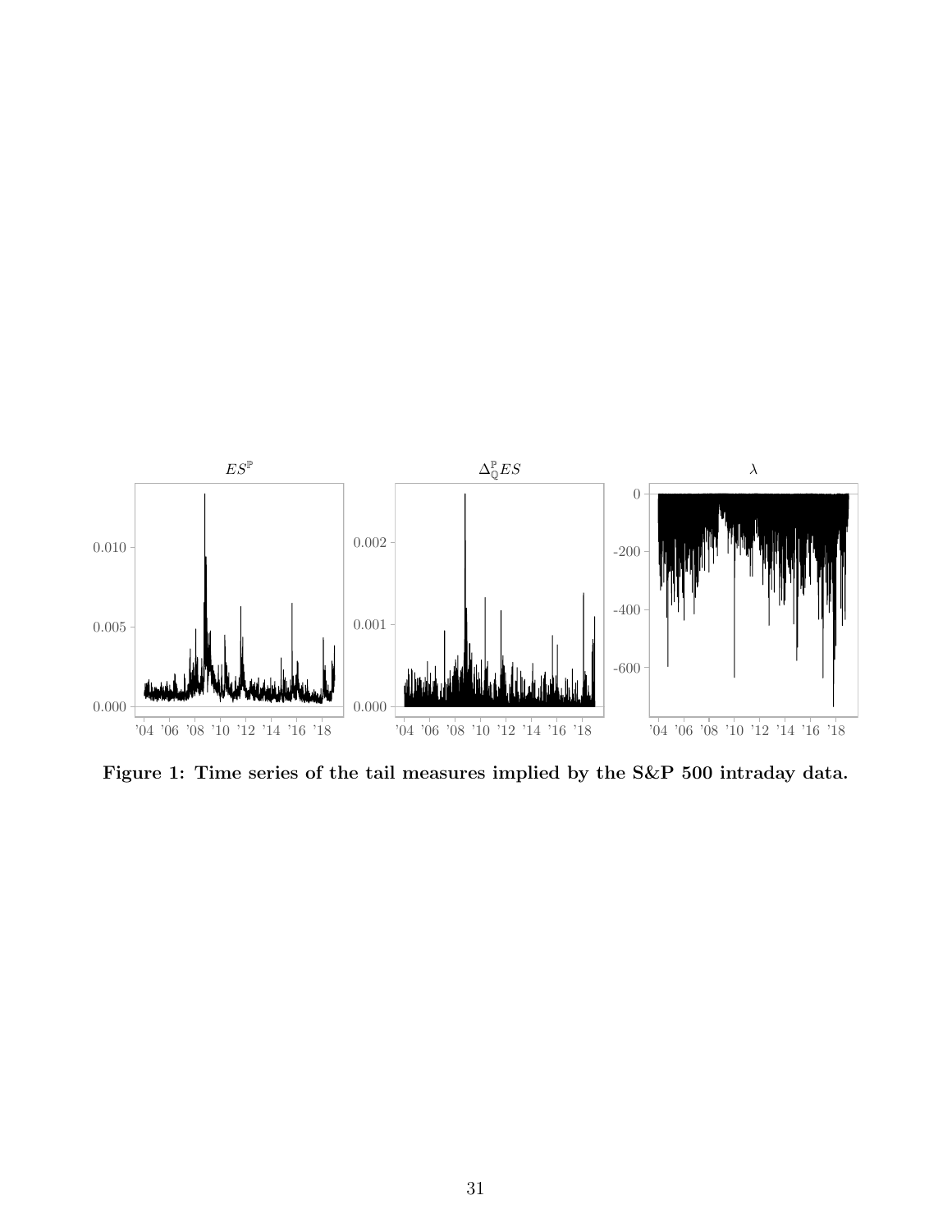**Figure 1: Time series of the tail measures implied by the S&P 500 intraday data.**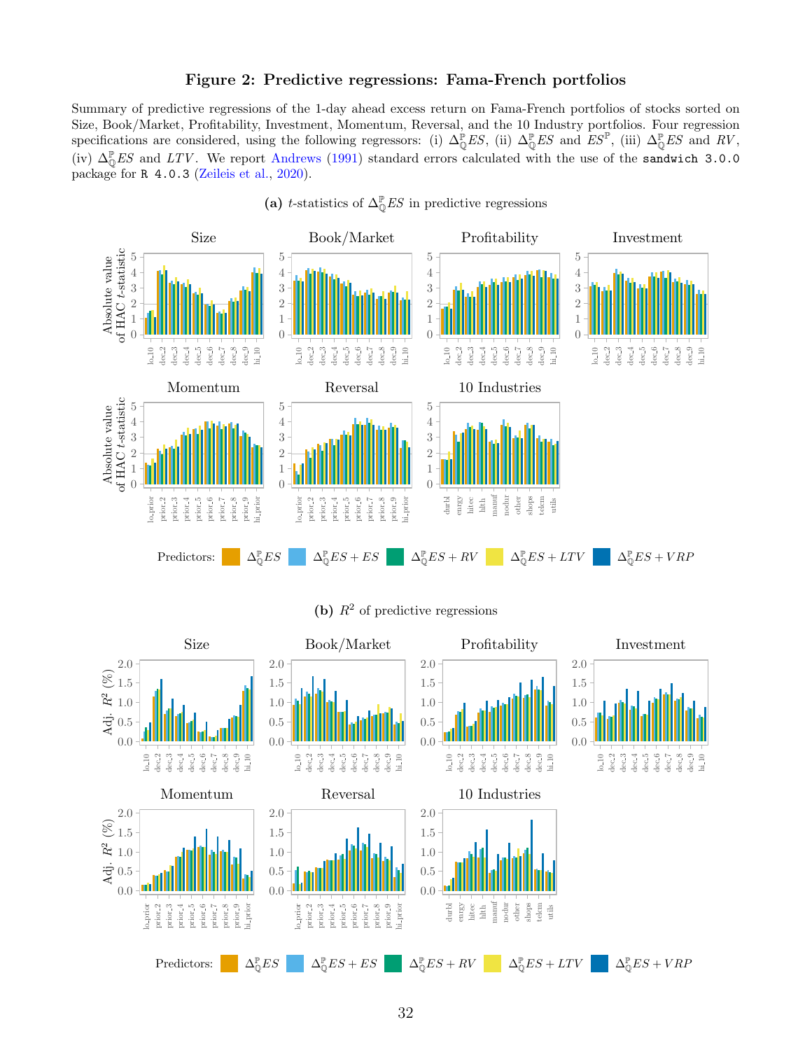# Figure 2: Predictive regressions: Fama-French portfolios

Summary of predictive regressions of the 1-day ahead excess return on Fama-French portfolios of stocks sorted on Size, Book/Market, Profitability, Investment, Momentum, Reversal, and the 10 Industry portfolios. Four regression specifications are considered, using the following regressors: (i) $\Delta^{\mathbb{P}}_{\mathbb{Q}}ES$, (ii) $\Delta^{\mathbb{P}}_{\mathbb{Q}}ES$ and $ES^{\mathbb{P}}$, (iii) $\Delta^{\mathbb{P}}_{\mathbb{Q}}ES$ and $RV$, (iv) $\Delta^{\mathbb{P}}_{\mathbb{Q}}ES$ and $LTV$. We report Andrews (1991) standard errors calculated with the use of the `sandwich 3.0.0` package for `R 4.0.3` (Zeileis et al., 2020).

**(a)** $t$-statistics of $\Delta^{\mathbb{P}}_{\mathbb{Q}}ES$ in predictive regressions

Predictors: $\Delta^{\mathbb{P}}_{\mathbb{Q}}ES$, $\Delta^{\mathbb{P}}_{\mathbb{Q}}ES + ES$, $\Delta^{\mathbb{P}}_{\mathbb{Q}}ES + RV$, $\Delta^{\mathbb{P}}_{\mathbb{Q}}ES + LTV$, $\Delta^{\mathbb{P}}_{\mathbb{Q}}ES + VRP$

**(b)** $R^2$ of predictive regressions

Predictors: $\Delta^{\mathbb{P}}_{\mathbb{Q}}ES$, $\Delta^{\mathbb{P}}_{\mathbb{Q}}ES + ES$, $\Delta^{\mathbb{P}}_{\mathbb{Q}}ES + RV$, $\Delta^{\mathbb{P}}_{\mathbb{Q}}ES + LTV$, $\Delta^{\mathbb{P}}_{\mathbb{Q}}ES + VRP$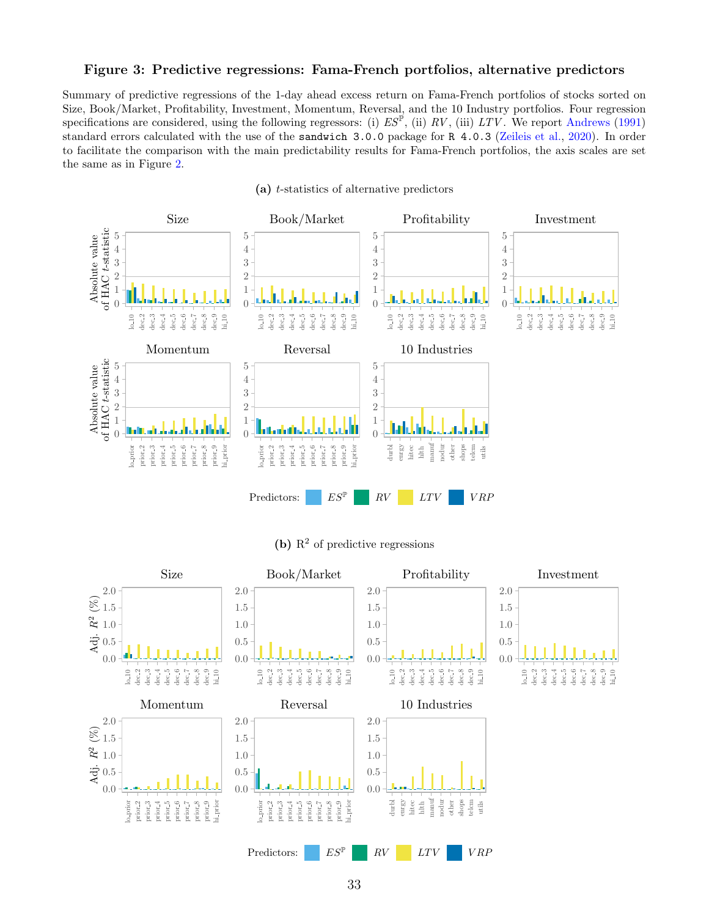# Figure 3: Predictive regressions: Fama-French portfolios, alternative predictors

Summary of predictive regressions of the 1-day ahead excess return on Fama-French portfolios of stocks sorted on Size, Book/Market, Profitability, Investment, Momentum, Reversal, and the 10 Industry portfolios. Four regression specifications are considered, using the following regressors: (i) $ES^{\mathbb{P}}$, (ii) $RV$, (iii) $LTV$. We report Andrews (1991) standard errors calculated with the use of the `sandwich 3.0.0` package for `R 4.0.3` (Zeileis et al., 2020). In order to facilitate the comparison with the main predictability results for Fama-French portfolios, the axis scales are set the same as in Figure 2.

**(a)** $t$-statistics of alternative predictors

Predictors: $ES^{\mathbb{P}}$, $RV$, $LTV$, $VRP$

**(b)** $\text{R}^2$ of predictive regressions

Predictors: $ES^{\mathbb{P}}$, $RV$, $LTV$, $VRP$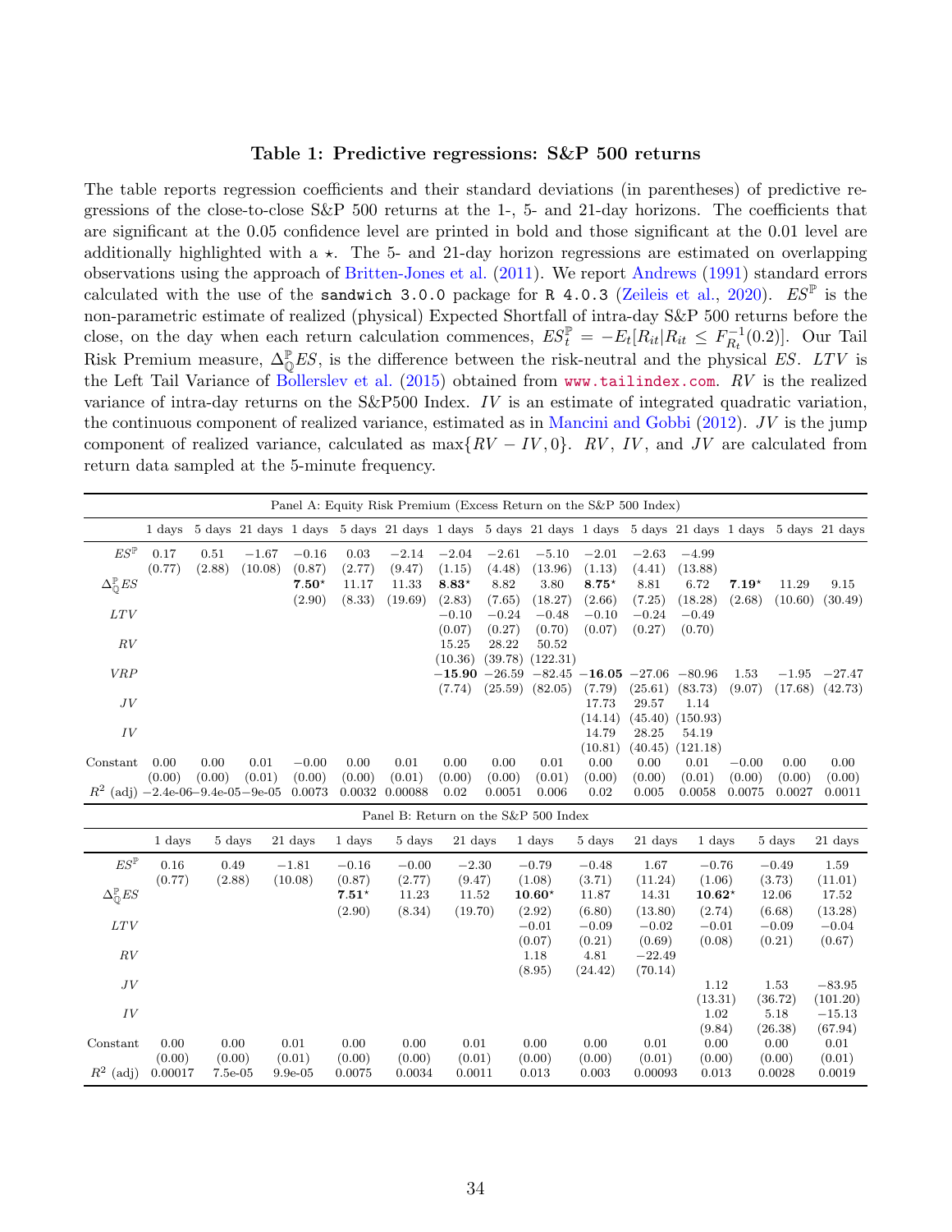### Table 1: Predictive regressions: S&P 500 returns

The table reports regression coefficients and their standard deviations (in parentheses) of predictive regressions of the close-to-close S&P 500 returns at the 1-, 5- and 21-day horizons. The coefficients that are significant at the 0.05 confidence level are printed in bold and those significant at the 0.01 level are additionally highlighted with a ⋆. The 5- and 21-day horizon regressions are estimated on overlapping observations using the approach of Britten-Jones et al. (2011). We report Andrews (1991) standard errors calculated with the use of the `sandwich 3.0.0` package for `R 4.0.3` (Zeileis et al., 2020). $ES^{\mathbb{P}}$ is the non-parametric estimate of realized (physical) Expected Shortfall of intra-day S&P 500 returns before the close, on the day when each return calculation commences, $ES^{\mathbb{P}}_t = -E_t[R_{it}|R_{it} \leq F^{-1}_{R_t}(0.2)]$. Our Tail Risk Premium measure, $\Delta^{\mathbb{P}}_{\mathbb{Q}}ES$, is the difference between the risk-neutral and the physical $ES$. $LTV$ is the Left Tail Variance of Bollerslev et al. (2015) obtained from www.tailindex.com. $RV$ is the realized variance of intra-day returns on the S&P500 Index. $IV$ is an estimate of integrated quadratic variation, the continuous component of realized variance, estimated as in Mancini and Gobbi (2012). $JV$ is the jump component of realized variance, calculated as $\max\{RV - IV, 0\}$. $RV$, $IV$, and $JV$ are calculated from return data sampled at the 5-minute frequency.

Panel A: Equity Risk Premium (Excess Return on the S&P 500 Index)

| | 1 days | 5 days | 21 days | 1 days | 5 days | 21 days | 1 days | 5 days | 21 days | 1 days | 5 days | 21 days | 1 days | 5 days | 21 days |
|---|---|---|---|---|---|---|---|---|---|---|---|---|---|---|---|
| $ES^{\mathbb{P}}$ | 0.17 | 0.51 | −1.67 | −0.16 | 0.03 | −2.14 | −2.04 | −2.61 | −5.10 | −2.01 | −2.63 | −4.99 | | | |
| | (0.77) | (2.88) | (10.08) | (0.87) | (2.77) | (9.47) | (1.15) | (4.48) | (13.96) | (1.13) | (4.41) | (13.88) | | | |
| $\Delta^{\mathbb{P}}_{\mathbb{Q}}ES$ | | | | **7.50**⋆ | 11.17 | 11.33 | **8.83**⋆ | 8.82 | 3.80 | **8.75**⋆ | 8.81 | 6.72 | **7.19**⋆ | 11.29 | 9.15 |
| | | | | (2.90) | (8.33) | (19.69) | (2.83) | (7.65) | (18.27) | (2.66) | (7.25) | (18.28) | (2.68) | (10.60) | (30.49) |
| $LTV$ | | | | | | | −0.10 | −0.24 | −0.48 | −0.10 | −0.24 | −0.49 | | | |
| | | | | | | | (0.07) | (0.27) | (0.70) | (0.07) | (0.27) | (0.70) | | | |
| $RV$ | | | | | | | 15.25 | 28.22 | 50.52 | | | | | | |
| | | | | | | | (10.36) | (39.78) | (122.31) | | | | | | |
| $VRP$ | | | | | | | **−15.90** | −26.59 | −82.45 | **−16.05** | −27.06 | −80.96 | 1.53 | −1.95 | −27.47 |
| | | | | | | | (7.74) | (25.59) | (82.05) | (7.79) | (25.61) | (83.73) | (9.07) | (17.68) | (42.73) |
| $JV$ | | | | | | | | | | 17.73 | 29.57 | 1.14 | | | |
| | | | | | | | | | | (14.14) | (45.40) | (150.93) | | | |
| $IV$ | | | | | | | | | | 14.79 | 28.25 | 54.19 | | | |
| | | | | | | | | | | (10.81) | (40.45) | (121.18) | | | |
| Constant | 0.00 | 0.00 | 0.01 | −0.00 | 0.00 | 0.01 | 0.00 | 0.00 | 0.01 | 0.00 | 0.00 | 0.01 | −0.00 | 0.00 | 0.00 |
| | (0.00) | (0.00) | (0.01) | (0.00) | (0.00) | (0.01) | (0.00) | (0.00) | (0.01) | (0.00) | (0.00) | (0.01) | (0.00) | (0.00) | (0.00) |
| $R^2$ (adj) | −2.4e-06 | −9.4e-05 | −9e-05 | 0.0073 | 0.0032 | 0.00088 | 0.02 | 0.0051 | 0.006 | 0.02 | 0.005 | 0.0058 | 0.0075 | 0.0027 | 0.0011 |

Panel B: Return on the S&P 500 Index

| | 1 days | 5 days | 21 days | 1 days | 5 days | 21 days | 1 days | 5 days | 21 days | 1 days | 5 days | 21 days |
|---|---|---|---|---|---|---|---|---|---|---|---|---|
| $ES^{\mathbb{P}}$ | 0.16 | 0.49 | −1.81 | −0.16 | −0.00 | −2.30 | −0.79 | −0.48 | 1.67 | −0.76 | −0.49 | 1.59 |
| | (0.77) | (2.88) | (10.08) | (0.87) | (2.77) | (9.47) | (1.08) | (3.71) | (11.24) | (1.06) | (3.73) | (11.01) |
| $\Delta^{\mathbb{P}}_{\mathbb{Q}}ES$ | | | | **7.51**⋆ | 11.23 | 11.52 | **10.60**⋆ | 11.87 | 14.31 | **10.62**⋆ | 12.06 | 17.52 |
| | | | | (2.90) | (8.34) | (19.70) | (2.92) | (6.80) | (13.80) | (2.74) | (6.68) | (13.28) |
| $LTV$ | | | | | | | −0.01 | −0.09 | −0.02 | −0.01 | −0.09 | −0.04 |
| | | | | | | | (0.07) | (0.21) | (0.69) | (0.08) | (0.21) | (0.67) |
| $RV$ | | | | | | | 1.18 | 4.81 | −22.49 | | | |
| | | | | | | | (8.95) | (24.42) | (70.14) | | | |
| $JV$ | | | | | | | | | | 1.12 | 1.53 | −83.95 |
| | | | | | | | | | | (13.31) | (36.72) | (101.20) |
| $IV$ | | | | | | | | | | 1.02 | 5.18 | −15.13 |
| | | | | | | | | | | (9.84) | (26.38) | (67.94) |
| Constant | 0.00 | 0.00 | 0.01 | 0.00 | 0.00 | 0.01 | 0.00 | 0.00 | 0.01 | 0.00 | 0.00 | 0.01 |
| | (0.00) | (0.00) | (0.01) | (0.00) | (0.00) | (0.01) | (0.00) | (0.00) | (0.01) | (0.00) | (0.00) | (0.01) |
| $R^2$ (adj) | 0.00017 | 7.5e-05 | 9.9e-05 | 0.0075 | 0.0034 | 0.0011 | 0.013 | 0.003 | 0.00093 | 0.013 | 0.0028 | 0.0019 |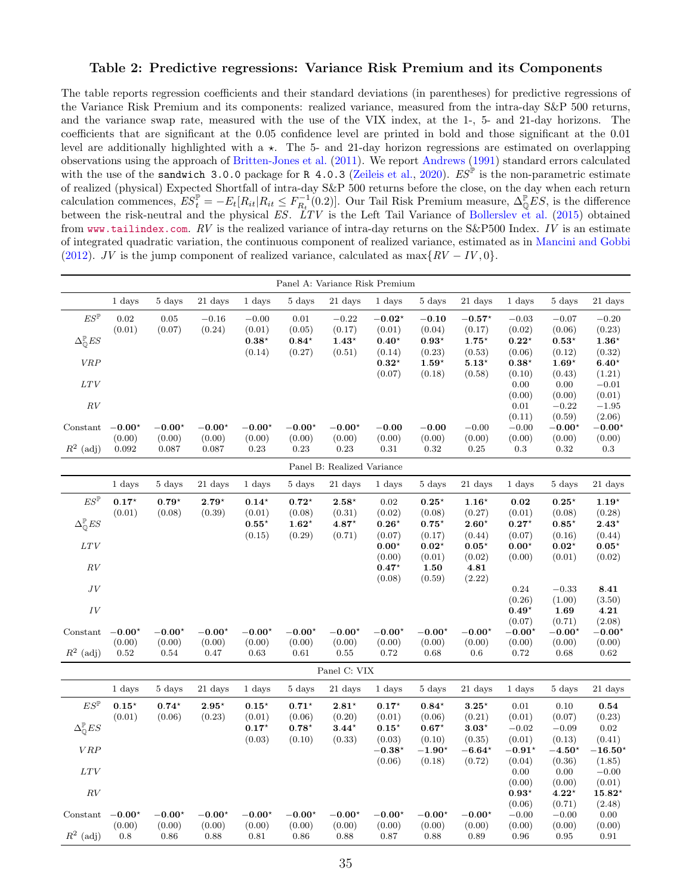### Table 2: Predictive regressions: Variance Risk Premium and its Components

The table reports regression coefficients and their standard deviations (in parentheses) for predictive regressions of the Variance Risk Premium and its components: realized variance, measured from the intra-day S&P 500 returns, and the variance swap rate, measured with the use of the VIX index, at the 1-, 5- and 21-day horizons. The coefficients that are significant at the 0.05 confidence level are printed in bold and those significant at the 0.01 level are additionally highlighted with a ⋆. The 5- and 21-day horizon regressions are estimated on overlapping observations using the approach of Britten-Jones et al. (2011). We report Andrews (1991) standard errors calculated with the use of the `sandwich 3.0.0` package for `R 4.0.3` (Zeileis et al., 2020). $ES^{\mathbb{P}}$ is the non-parametric estimate of realized (physical) Expected Shortfall of intra-day S&P 500 returns before the close, on the day when each return calculation commences, $ES^{\mathbb{P}}_t = -E_t[R_{it}|R_{it} \leq F^{-1}_{R_t}(0.2)]$. Our Tail Risk Premium measure, $\Delta^{\mathbb{P}}_{\mathbb{Q}}ES$, is the difference between the risk-neutral and the physical $ES$. $LTV$ is the Left Tail Variance of Bollerslev et al. (2015) obtained from www.tailindex.com. $RV$ is the realized variance of intra-day returns on the S&P500 Index. $IV$ is an estimate of integrated quadratic variation, the continuous component of realized variance, estimated as in Mancini and Gobbi (2012). $JV$ is the jump component of realized variance, calculated as $\max\{RV - IV, 0\}$.

**Panel A: Variance Risk Premium**

| | 1 days | 5 days | 21 days | 1 days | 5 days | 21 days | 1 days | 5 days | 21 days | 1 days | 5 days | 21 days |
|---|---|---|---|---|---|---|---|---|---|---|---|---|
| $ES^{\mathbb{P}}$ | 0.02 | 0.05 | −0.16 | −0.00 | 0.01 | −0.22 | **−0.02⋆** | **−0.10** | **−0.57⋆** | −0.03 | −0.07 | −0.20 |
| | (0.01) | (0.07) | (0.24) | (0.01) | (0.05) | (0.17) | (0.01) | (0.04) | (0.17) | (0.02) | (0.06) | (0.23) |
| $\Delta^{\mathbb{P}}_{\mathbb{Q}}ES$ | | | | **0.38⋆** | **0.84⋆** | **1.43⋆** | **0.40⋆** | **0.93⋆** | **1.75⋆** | **0.22⋆** | **0.53⋆** | **1.36⋆** |
| | | | | (0.14) | (0.27) | (0.51) | (0.14) | (0.23) | (0.53) | (0.06) | (0.12) | (0.32) |
| $VRP$ | | | | | | | **0.32⋆** | **1.59⋆** | **5.13⋆** | **0.38⋆** | **1.69⋆** | **6.40⋆** |
| | | | | | | | (0.07) | (0.18) | (0.58) | (0.10) | (0.43) | (1.21) |
| $LTV$ | | | | | | | | | | 0.00 | 0.00 | −0.01 |
| | | | | | | | | | | (0.00) | (0.00) | (0.01) |
| $RV$ | | | | | | | | | | 0.01 | −0.22 | −1.95 |
| | | | | | | | | | | (0.11) | (0.59) | (2.06) |
| Constant | **−0.00⋆** | **−0.00⋆** | **−0.00⋆** | **−0.00⋆** | **−0.00⋆** | **−0.00⋆** | **−0.00** | **−0.00** | −0.00 | −0.00 | **−0.00⋆** | **−0.00⋆** |
| | (0.00) | (0.00) | (0.00) | (0.00) | (0.00) | (0.00) | (0.00) | (0.00) | (0.00) | (0.00) | (0.00) | (0.00) |
| $R^2$ (adj) | 0.092 | 0.087 | 0.087 | 0.23 | 0.23 | 0.23 | 0.31 | 0.32 | 0.25 | 0.3 | 0.32 | 0.3 |

**Panel B: Realized Variance**

| | 1 days | 5 days | 21 days | 1 days | 5 days | 21 days | 1 days | 5 days | 21 days | 1 days | 5 days | 21 days |
|---|---|---|---|---|---|---|---|---|---|---|---|---|
| $ES^{\mathbb{P}}$ | **0.17⋆** | **0.79⋆** | **2.79⋆** | **0.14⋆** | **0.72⋆** | **2.58⋆** | 0.02 | **0.25⋆** | **1.16⋆** | **0.02** | **0.25⋆** | **1.19⋆** |
| | (0.01) | (0.08) | (0.39) | (0.01) | (0.08) | (0.31) | (0.02) | (0.08) | (0.27) | (0.01) | (0.08) | (0.28) |
| $\Delta^{\mathbb{P}}_{\mathbb{Q}}ES$ | | | | **0.55⋆** | **1.62⋆** | **4.87⋆** | **0.26⋆** | **0.75⋆** | **2.60⋆** | **0.27⋆** | **0.85⋆** | **2.43⋆** |
| | | | | (0.15) | (0.29) | (0.71) | (0.07) | (0.17) | (0.44) | (0.07) | (0.16) | (0.44) |
| $LTV$ | | | | | | | **0.00⋆** | **0.02⋆** | **0.05⋆** | **0.00⋆** | **0.02⋆** | **0.05⋆** |
| | | | | | | | (0.00) | (0.01) | (0.02) | (0.00) | (0.01) | (0.02) |
| $RV$ | | | | | | | **0.47⋆** | **1.50** | **4.81** | | | |
| | | | | | | | (0.08) | (0.59) | (2.22) | | | |
| $JV$ | | | | | | | | | | 0.24 | −0.33 | **8.41** |
| | | | | | | | | | | (0.26) | (1.00) | (3.50) |
| $IV$ | | | | | | | | | | **0.49⋆** | **1.69** | **4.21** |
| | | | | | | | | | | (0.07) | (0.71) | (2.08) |
| Constant | **−0.00⋆** | **−0.00⋆** | **−0.00⋆** | **−0.00⋆** | **−0.00⋆** | **−0.00⋆** | **−0.00⋆** | **−0.00⋆** | **−0.00⋆** | **−0.00⋆** | **−0.00⋆** | **−0.00⋆** |
| | (0.00) | (0.00) | (0.00) | (0.00) | (0.00) | (0.00) | (0.00) | (0.00) | (0.00) | (0.00) | (0.00) | (0.00) |
| $R^2$ (adj) | 0.52 | 0.54 | 0.47 | 0.63 | 0.61 | 0.55 | 0.72 | 0.68 | 0.6 | 0.72 | 0.68 | 0.62 |

**Panel C: VIX**

| | 1 days | 5 days | 21 days | 1 days | 5 days | 21 days | 1 days | 5 days | 21 days | 1 days | 5 days | 21 days |
|---|---|---|---|---|---|---|---|---|---|---|---|---|
| $ES^{\mathbb{P}}$ | **0.15⋆** | **0.74⋆** | **2.95⋆** | **0.15⋆** | **0.71⋆** | **2.81⋆** | **0.17⋆** | **0.84⋆** | **3.25⋆** | 0.01 | 0.10 | **0.54** |
| | (0.01) | (0.06) | (0.23) | (0.01) | (0.06) | (0.20) | (0.01) | (0.06) | (0.21) | (0.01) | (0.07) | (0.23) |
| $\Delta^{\mathbb{P}}_{\mathbb{Q}}ES$ | | | | **0.17⋆** | **0.78⋆** | **3.44⋆** | **0.15⋆** | **0.67⋆** | **3.03⋆** | −0.02 | −0.09 | 0.02 |
| | | | | (0.03) | (0.10) | (0.33) | (0.03) | (0.10) | (0.35) | (0.01) | (0.13) | (0.41) |
| $VRP$ | | | | | | | **−0.38⋆** | **−1.90⋆** | **−6.64⋆** | **−0.91⋆** | **−4.50⋆** | **−16.50⋆** |
| | | | | | | | (0.06) | (0.18) | (0.72) | (0.04) | (0.36) | (1.85) |
| $LTV$ | | | | | | | | | | 0.00 | 0.00 | −0.00 |
| | | | | | | | | | | (0.00) | (0.00) | (0.01) |
| $RV$ | | | | | | | | | | **0.93⋆** | **4.22⋆** | **15.82⋆** |
| | | | | | | | | | | (0.06) | (0.71) | (2.48) |
| Constant | **−0.00⋆** | **−0.00⋆** | **−0.00⋆** | **−0.00⋆** | **−0.00⋆** | **−0.00⋆** | **−0.00⋆** | **−0.00⋆** | **−0.00⋆** | −0.00 | −0.00 | 0.00 |
| | (0.00) | (0.00) | (0.00) | (0.00) | (0.00) | (0.00) | (0.00) | (0.00) | (0.00) | (0.00) | (0.00) | (0.00) |
| $R^2$ (adj) | 0.8 | 0.86 | 0.88 | 0.81 | 0.86 | 0.88 | 0.87 | 0.88 | 0.89 | 0.96 | 0.95 | 0.91 |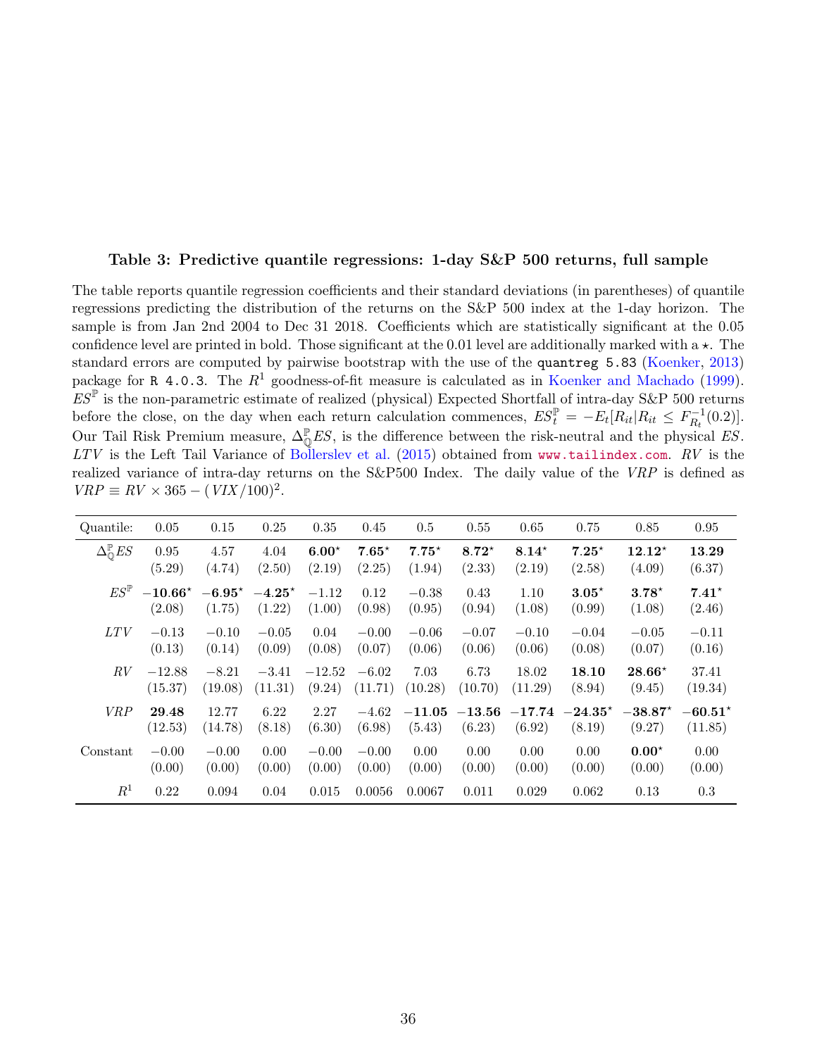**Table 3: Predictive quantile regressions: 1-day S&P 500 returns, full sample**

The table reports quantile regression coefficients and their standard deviations (in parentheses) of quantile regressions predicting the distribution of the returns on the S&P 500 index at the 1-day horizon. The sample is from Jan 2nd 2004 to Dec 31 2018. Coefficients which are statistically significant at the 0.05 confidence level are printed in bold. Those significant at the 0.01 level are additionally marked with a $\star$. The standard errors are computed by pairwise bootstrap with the use of the `quantreg 5.83` (Koenker, 2013) package for `R 4.0.3`. The $R^1$ goodness-of-fit measure is calculated as in Koenker and Machado (1999). $ES^{\mathbb{P}}$ is the non-parametric estimate of realized (physical) Expected Shortfall of intra-day S&P 500 returns before the close, on the day when each return calculation commences, $ES^{\mathbb{P}}_t = -E_t[R_{it}|R_{it} \leq F^{-1}_{R_t}(0.2)]$. Our Tail Risk Premium measure, $\Delta^{\mathbb{P}}_{\mathbb{Q}}ES$, is the difference between the risk-neutral and the physical $ES$. $LTV$ is the Left Tail Variance of Bollerslev et al. (2015) obtained from www.tailindex.com. $RV$ is the realized variance of intra-day returns on the S&P500 Index. The daily value of the $VRP$ is defined as $VRP \equiv RV \times 365 - (VIX/100)^2$.

| Quantile: | 0.05 | 0.15 | 0.25 | 0.35 | 0.45 | 0.5 | 0.55 | 0.65 | 0.75 | 0.85 | 0.95 |
|---|---|---|---|---|---|---|---|---|---|---|---|
| $\Delta^{\mathbb{P}}_{\mathbb{Q}}ES$ | 0.95 | 4.57 | 4.04 | **6.00**$^\star$ | **7.65**$^\star$ | **7.75**$^\star$ | **8.72**$^\star$ | **8.14**$^\star$ | **7.25**$^\star$ | **12.12**$^\star$ | **13.29** |
| | (5.29) | (4.74) | (2.50) | (2.19) | (2.25) | (1.94) | (2.33) | (2.19) | (2.58) | (4.09) | (6.37) |
| $ES^{\mathbb{P}}$ | **−10.66**$^\star$ | **−6.95**$^\star$ | **−4.25**$^\star$ | −1.12 | 0.12 | −0.38 | 0.43 | 1.10 | **3.05**$^\star$ | **3.78**$^\star$ | **7.41**$^\star$ |
| | (2.08) | (1.75) | (1.22) | (1.00) | (0.98) | (0.95) | (0.94) | (1.08) | (0.99) | (1.08) | (2.46) |
| $LTV$ | −0.13 | −0.10 | −0.05 | 0.04 | −0.00 | −0.06 | −0.07 | −0.10 | −0.04 | −0.05 | −0.11 |
| | (0.13) | (0.14) | (0.09) | (0.08) | (0.07) | (0.06) | (0.06) | (0.06) | (0.08) | (0.07) | (0.16) |
| $RV$ | −12.88 | −8.21 | −3.41 | −12.52 | −6.02 | 7.03 | 6.73 | 18.02 | **18.10** | **28.66**$^\star$ | 37.41 |
| | (15.37) | (19.08) | (11.31) | (9.24) | (11.71) | (10.28) | (10.70) | (11.29) | (8.94) | (9.45) | (19.34) |
| $VRP$ | **29.48** | 12.77 | 6.22 | 2.27 | −4.62 | **−11.05** | **−13.56** | **−17.74** | **−24.35**$^\star$ | **−38.87**$^\star$ | **−60.51**$^\star$ |
| | (12.53) | (14.78) | (8.18) | (6.30) | (6.98) | (5.43) | (6.23) | (6.92) | (8.19) | (9.27) | (11.85) |
| Constant | −0.00 | −0.00 | 0.00 | −0.00 | −0.00 | 0.00 | 0.00 | 0.00 | 0.00 | **0.00**$^\star$ | 0.00 |
| | (0.00) | (0.00) | (0.00) | (0.00) | (0.00) | (0.00) | (0.00) | (0.00) | (0.00) | (0.00) | (0.00) |
| $R^1$ | 0.22 | 0.094 | 0.04 | 0.015 | 0.0056 | 0.0067 | 0.011 | 0.029 | 0.062 | 0.13 | 0.3 |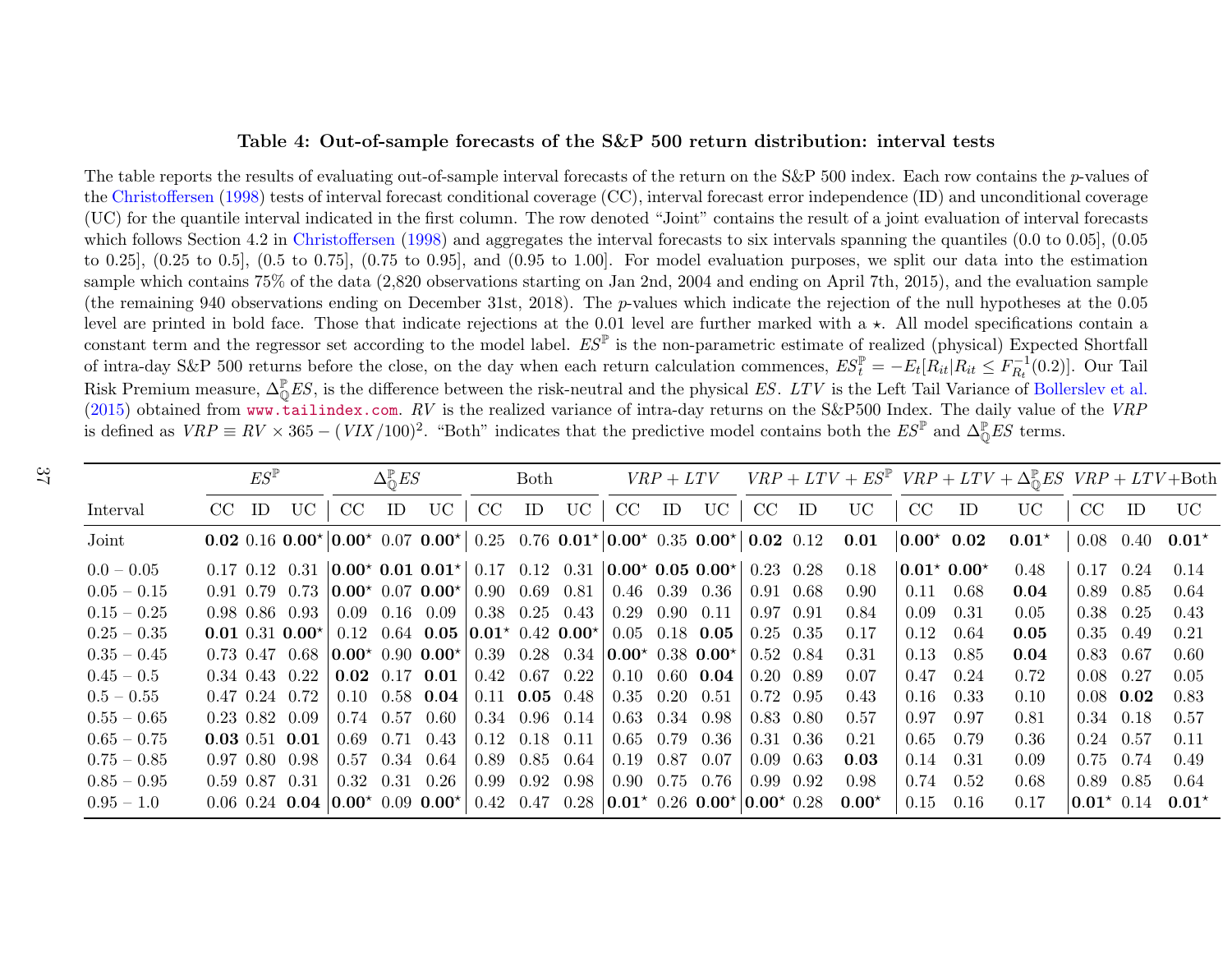**Table 4: Out-of-sample forecasts of the S&P 500 return distribution: interval tests**

The table reports the results of evaluating out-of-sample interval forecasts of the return on the S&P 500 index. Each row contains the $p$-values of the Christoffersen (1998) tests of interval forecast conditional coverage (CC), interval forecast error independence (ID) and unconditional coverage (UC) for the quantile interval indicated in the first column. The row denoted "Joint" contains the result of a joint evaluation of interval forecasts which follows Section 4.2 in Christoffersen (1998) and aggregates the interval forecasts to six intervals spanning the quantiles (0.0 to 0.05], (0.05 to 0.25], (0.25 to 0.5], (0.5 to 0.75], (0.75 to 0.95], and (0.95 to 1.00]. For model evaluation purposes, we split our data into the estimation sample which contains 75% of the data (2,820 observations starting on Jan 2nd, 2004 and ending on April 7th, 2015), and the evaluation sample (the remaining 940 observations ending on December 31st, 2018). The $p$-values which indicate the rejection of the null hypotheses at the 0.05 level are printed in bold face. Those that indicate rejections at the 0.01 level are further marked with a $\star$. All model specifications contain a constant term and the regressor set according to the model label. $ES^{\mathbb{P}}$ is the non-parametric estimate of realized (physical) Expected Shortfall of intra-day S&P 500 returns before the close, on the day when each return calculation commences, $ES^{\mathbb{P}}_t = -E_t[R_{it}|R_{it} \leq F^{-1}_{R_t}(0.2)]$. Our Tail Risk Premium measure, $\Delta^{\mathbb{P}}_{\mathbb{Q}}ES$, is the difference between the risk-neutral and the physical $ES$. $LTV$ is the Left Tail Variance of Bollerslev et al. (2015) obtained from www.tailindex.com. $RV$ is the realized variance of intra-day returns on the S&P500 Index. The daily value of the $VRP$ is defined as $VRP \equiv RV \times 365 - (VIX/100)^2$. "Both" indicates that the predictive model contains both the $ES^{\mathbb{P}}$ and $\Delta^{\mathbb{P}}_{\mathbb{Q}}ES$ terms.

| | $ES^{\mathbb{P}}$ | | | $\Delta^{\mathbb{P}}_{\mathbb{Q}}ES$ | | | Both | | | $VRP+LTV$ | | | $VRP+LTV+ES^{\mathbb{P}}$ | | | $VRP+LTV+\Delta^{\mathbb{P}}_{\mathbb{Q}}ES$ | | | $VRP+LTV$+Both | | |
|---|---|---|---|---|---|---|---|---|---|---|---|---|---|---|---|---|---|---|---|---|---|
| Interval | CC | ID | UC | CC | ID | UC | CC | ID | UC | CC | ID | UC | CC | ID | UC | CC | ID | UC | CC | ID | UC |
| Joint | **0.02** | 0.16 | **0.00**$^\star$ | **0.00**$^\star$ | 0.07 | **0.00**$^\star$ | 0.25 | 0.76 | **0.01**$^\star$ | **0.00**$^\star$ | 0.35 | **0.00**$^\star$ | **0.02** | 0.12 | **0.01** | **0.00**$^\star$ | **0.02** | **0.01**$^\star$ | 0.08 | 0.40 | **0.01**$^\star$ |
| 0.0 − 0.05 | 0.17 | 0.12 | 0.31 | **0.00**$^\star$ | **0.01** | **0.01**$^\star$ | 0.17 | 0.12 | 0.31 | **0.00**$^\star$ | **0.05** | **0.00**$^\star$ | 0.23 | 0.28 | 0.18 | **0.01**$^\star$ | **0.00**$^\star$ | 0.48 | 0.17 | 0.24 | 0.14 |
| 0.05 − 0.15 | 0.91 | 0.79 | 0.73 | **0.00**$^\star$ | 0.07 | **0.00**$^\star$ | 0.90 | 0.69 | 0.81 | 0.46 | 0.39 | 0.36 | 0.91 | 0.68 | 0.90 | 0.11 | 0.68 | **0.04** | 0.89 | 0.85 | 0.64 |
| 0.15 − 0.25 | 0.98 | 0.86 | 0.93 | 0.09 | 0.16 | 0.09 | 0.38 | 0.25 | 0.43 | 0.29 | 0.90 | 0.11 | 0.97 | 0.91 | 0.84 | 0.09 | 0.31 | 0.05 | 0.38 | 0.25 | 0.43 |
| 0.25 − 0.35 | **0.01** | 0.31 | **0.00**$^\star$ | 0.12 | 0.64 | **0.05** | **0.01**$^\star$ | 0.42 | **0.00**$^\star$ | 0.05 | 0.18 | **0.05** | 0.25 | 0.35 | 0.17 | 0.12 | 0.64 | **0.05** | 0.35 | 0.49 | 0.21 |
| 0.35 − 0.45 | 0.73 | 0.47 | 0.68 | **0.00**$^\star$ | 0.90 | **0.00**$^\star$ | 0.39 | 0.28 | 0.34 | **0.00**$^\star$ | 0.38 | **0.00**$^\star$ | 0.52 | 0.84 | 0.31 | 0.13 | 0.85 | **0.04** | 0.83 | 0.67 | 0.60 |
| 0.45 − 0.5 | 0.34 | 0.43 | 0.22 | **0.02** | 0.17 | **0.01** | 0.42 | 0.67 | 0.22 | 0.10 | 0.60 | **0.04** | 0.20 | 0.89 | 0.07 | 0.47 | 0.24 | 0.72 | 0.08 | 0.27 | 0.05 |
| 0.5 − 0.55 | 0.47 | 0.24 | 0.72 | 0.10 | 0.58 | **0.04** | 0.11 | **0.05** | 0.48 | 0.35 | 0.20 | 0.51 | 0.72 | 0.95 | 0.43 | 0.16 | 0.33 | 0.10 | 0.08 | **0.02** | 0.83 |
| 0.55 − 0.65 | 0.23 | 0.82 | 0.09 | 0.74 | 0.57 | 0.60 | 0.34 | 0.96 | 0.14 | 0.63 | 0.34 | 0.98 | 0.83 | 0.80 | 0.57 | 0.97 | 0.97 | 0.81 | 0.34 | 0.18 | 0.57 |
| 0.65 − 0.75 | **0.03** | 0.51 | **0.01** | 0.69 | 0.71 | 0.43 | 0.12 | 0.18 | 0.11 | 0.65 | 0.79 | 0.36 | 0.31 | 0.36 | 0.21 | 0.65 | 0.79 | 0.36 | 0.24 | 0.57 | 0.11 |
| 0.75 − 0.85 | 0.97 | 0.80 | 0.98 | 0.57 | 0.34 | 0.64 | 0.89 | 0.85 | 0.64 | 0.19 | 0.87 | 0.07 | 0.09 | 0.63 | **0.03** | 0.14 | 0.31 | 0.09 | 0.75 | 0.74 | 0.49 |
| 0.85 − 0.95 | 0.59 | 0.87 | 0.31 | 0.32 | 0.31 | 0.26 | 0.99 | 0.92 | 0.98 | 0.90 | 0.75 | 0.76 | 0.99 | 0.92 | 0.98 | 0.74 | 0.52 | 0.68 | 0.89 | 0.85 | 0.64 |
| 0.95 − 1.0 | 0.06 | 0.24 | **0.04** | **0.00**$^\star$ | 0.09 | **0.00**$^\star$ | 0.42 | 0.47 | 0.28 | **0.01**$^\star$ | 0.26 | **0.00**$^\star$ | **0.00**$^\star$ | 0.28 | **0.00**$^\star$ | 0.15 | 0.16 | 0.17 | **0.01**$^\star$ | 0.14 | **0.01**$^\star$ |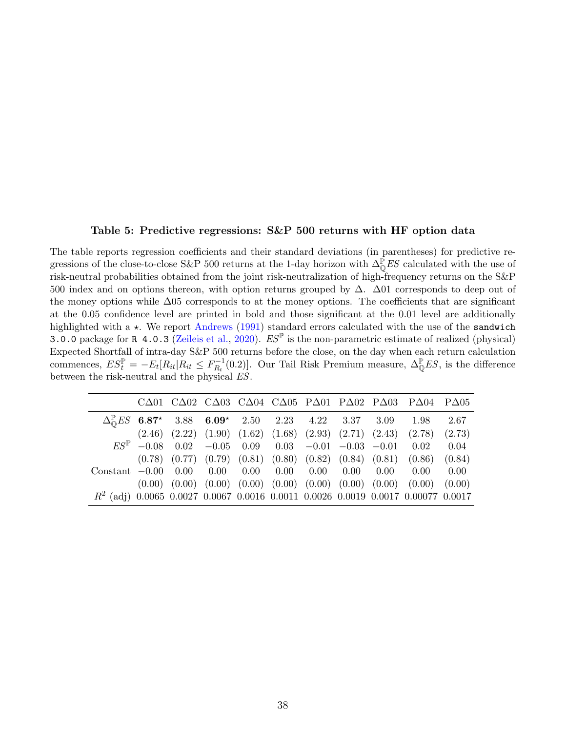**Table 5: Predictive regressions: S&P 500 returns with HF option data**

The table reports regression coefficients and their standard deviations (in parentheses) for predictive regressions of the close-to-close S&P 500 returns at the 1-day horizon with $\Delta^{\mathbb{P}}_{\mathbb{Q}} ES$ calculated with the use of risk-neutral probabilities obtained from the joint risk-neutralization of high-frequency returns on the S&P 500 index and on options thereon, with option returns grouped by $\Delta$. $\Delta 01$ corresponds to deep out of the money options while $\Delta 05$ corresponds to at the money options. The coefficients that are significant at the 0.05 confidence level are printed in bold and those significant at the 0.01 level are additionally highlighted with a $\star$. We report Andrews (1991) standard errors calculated with the use of the `sandwich 3.0.0` package for `R 4.0.3` (Zeileis et al., 2020). $ES^{\mathbb{P}}$ is the non-parametric estimate of realized (physical) Expected Shortfall of intra-day S&P 500 returns before the close, on the day when each return calculation commences, $ES^{\mathbb{P}}_t = -E_t[R_{it}|R_{it} \leq F^{-1}_{R_t}(0.2)]$. Our Tail Risk Premium measure, $\Delta^{\mathbb{P}}_{\mathbb{Q}} ES$, is the difference between the risk-neutral and the physical $ES$.

| | C$\Delta$01 | C$\Delta$02 | C$\Delta$03 | C$\Delta$04 | C$\Delta$05 | P$\Delta$01 | P$\Delta$02 | P$\Delta$03 | P$\Delta$04 | P$\Delta$05 |
|---|---|---|---|---|---|---|---|---|---|---|
| $\Delta^{\mathbb{P}}_{\mathbb{Q}} ES$ | **6.87**$^\star$ | 3.88 | **6.09**$^\star$ | 2.50 | 2.23 | 4.22 | 3.37 | 3.09 | 1.98 | 2.67 |
| | (2.46) | (2.22) | (1.90) | (1.62) | (1.68) | (2.93) | (2.71) | (2.43) | (2.78) | (2.73) |
| $ES^{\mathbb{P}}$ | −0.08 | 0.02 | −0.05 | 0.09 | 0.03 | −0.01 | −0.03 | −0.01 | 0.02 | 0.04 |
| | (0.78) | (0.77) | (0.79) | (0.81) | (0.80) | (0.82) | (0.84) | (0.81) | (0.86) | (0.84) |
| Constant | −0.00 | 0.00 | 0.00 | 0.00 | 0.00 | 0.00 | 0.00 | 0.00 | 0.00 | 0.00 |
| | (0.00) | (0.00) | (0.00) | (0.00) | (0.00) | (0.00) | (0.00) | (0.00) | (0.00) | (0.00) |
| $R^2$ (adj) | 0.0065 | 0.0027 | 0.0067 | 0.0016 | 0.0011 | 0.0026 | 0.0019 | 0.0017 | 0.00077 | 0.0017 |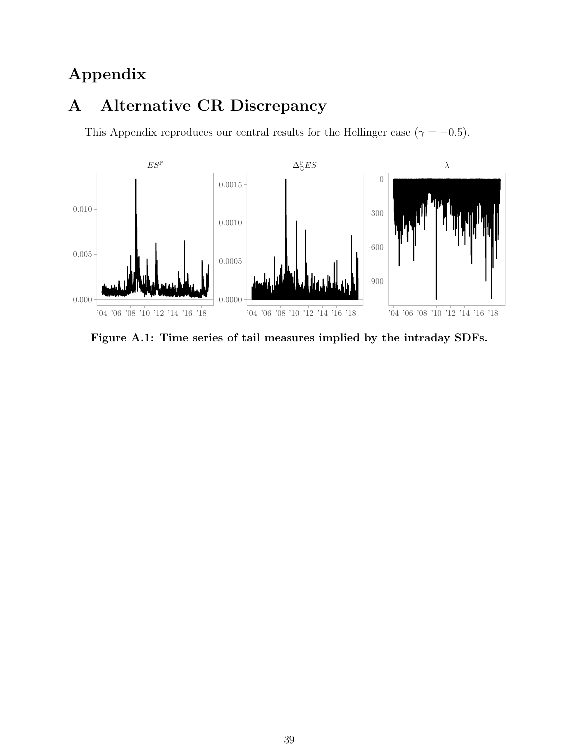# Appendix

## A Alternative CR Discrepancy

This Appendix reproduces our central results for the Hellinger case ($\gamma = -0.5$).

**Figure A.1: Time series of tail measures implied by the intraday SDFs.**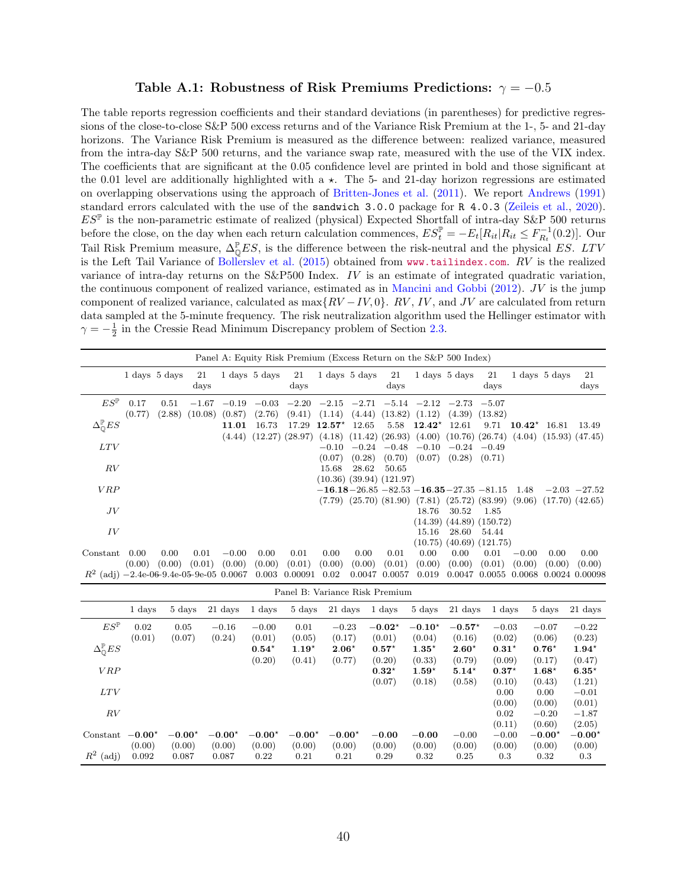### Table A.1: Robustness of Risk Premiums Predictions: $\gamma = -0.5$

The table reports regression coefficients and their standard deviations (in parentheses) for predictive regressions of the close-to-close S&P 500 excess returns and of the Variance Risk Premium at the 1-, 5- and 21-day horizons. The Variance Risk Premium is measured as the difference between: realized variance, measured from the intra-day S&P 500 returns, and the variance swap rate, measured with the use of the VIX index. The coefficients that are significant at the 0.05 confidence level are printed in bold and those significant at the 0.01 level are additionally highlighted with a $\star$. The 5- and 21-day horizon regressions are estimated on overlapping observations using the approach of Britten-Jones et al. (2011). We report Andrews (1991) standard errors calculated with the use of the `sandwich 3.0.0` package for `R 4.0.3` (Zeileis et al., 2020). $ES^{\mathbb{P}}$ is the non-parametric estimate of realized (physical) Expected Shortfall of intra-day S&P 500 returns before the close, on the day when each return calculation commences, $ES^{\mathbb{P}}_t = -E_t[R_{it}|R_{it} \leq F^{-1}_{R_t}(0.2)]$. Our Tail Risk Premium measure, $\Delta^{\mathbb{P}}_{\mathbb{Q}}ES$, is the difference between the risk-neutral and the physical $ES$. $LTV$ is the Left Tail Variance of Bollerslev et al. (2015) obtained from www.tailindex.com. $RV$ is the realized variance of intra-day returns on the S&P500 Index. $IV$ is an estimate of integrated quadratic variation, the continuous component of realized variance, estimated as in Mancini and Gobbi (2012). $JV$ is the jump component of realized variance, calculated as $\max\{RV - IV, 0\}$. $RV$, $IV$, and $JV$ are calculated from return data sampled at the 5-minute frequency. The risk neutralization algorithm used the Hellinger estimator with $\gamma = -\frac{1}{2}$ in the Cressie Read Minimum Discrepancy problem of Section 2.3.

Panel A: Equity Risk Premium (Excess Return on the S&P 500 Index)

| | 1 days | 5 days | 21 days | 1 days | 5 days | 21 days | 1 days | 5 days | 21 days | 1 days | 5 days | 21 days | 1 days | 5 days | 21 days |
|---|---|---|---|---|---|---|---|---|---|---|---|---|---|---|---|
| $ES^{\mathbb{P}}$ | 0.17 | 0.51 | −1.67 | −0.19 | −0.03 | −2.20 | −2.15 | −2.71 | −5.14 | −2.12 | −2.73 | −5.07 | | | |
| | (0.77) | (2.88) | (10.08) | (0.87) | (2.76) | (9.41) | (1.14) | (4.44) | (13.82) | (1.12) | (4.39) | (13.82) | | | |
| $\Delta^{\mathbb{P}}_{\mathbb{Q}}ES$ | | | | **11.01** | 16.73 | 17.29 | **12.57**$^\star$ | 12.65 | 5.58 | **12.42**$^\star$ | 12.61 | 9.71 | **10.42**$^\star$ | 16.81 | 13.49 |
| | | | | (4.44) | (12.27) | (28.97) | (4.18) | (11.42) | (26.93) | (4.00) | (10.76) | (26.74) | (4.04) | (15.93) | (47.45) |
| $LTV$ | | | | | | | −0.10 | −0.24 | −0.48 | −0.10 | −0.24 | −0.49 | | | |
| | | | | | | | (0.07) | (0.28) | (0.70) | (0.07) | (0.28) | (0.71) | | | |
| $RV$ | | | | | | | 15.68 | 28.62 | 50.65 | | | | | | |
| | | | | | | | (10.36) | (39.94) | (121.97) | | | | | | |
| $VRP$ | | | | | | | **−16.18** | −26.85 | −82.53 | **−16.35** | −27.35 | −81.15 | 1.48 | −2.03 | −27.52 |
| | | | | | | | (7.79) | (25.70) | (81.90) | (7.81) | (25.72) | (83.99) | (9.06) | (17.70) | (42.65) |
| $JV$ | | | | | | | | | | 18.76 | 30.52 | 1.85 | | | |
| | | | | | | | | | | (14.39) | (44.89) | (150.72) | | | |
| $IV$ | | | | | | | | | | 15.16 | 28.60 | 54.44 | | | |
| | | | | | | | | | | (10.75) | (40.69) | (121.75) | | | |
| Constant | 0.00 | 0.00 | 0.01 | −0.00 | 0.00 | 0.01 | 0.00 | 0.00 | 0.01 | 0.00 | 0.00 | 0.01 | −0.00 | 0.00 | 0.00 |
| | (0.00) | (0.00) | (0.01) | (0.00) | (0.00) | (0.01) | (0.00) | (0.00) | (0.01) | (0.00) | (0.00) | (0.01) | (0.00) | (0.00) | (0.00) |
| $R^2$ (adj) | −2.4e-06 | −9.4e-05 | −9e-05 | 0.0067 | 0.003 | 0.00091 | 0.02 | 0.0047 | 0.0057 | 0.019 | 0.0047 | 0.0055 | 0.0068 | 0.0024 | 0.00098 |

Panel B: Variance Risk Premium

| | 1 days | 5 days | 21 days | 1 days | 5 days | 21 days | 1 days | 5 days | 21 days | 1 days | 5 days | 21 days |
|---|---|---|---|---|---|---|---|---|---|---|---|---|
| $ES^{\mathbb{P}}$ | 0.02 | 0.05 | −0.16 | −0.00 | 0.01 | −0.23 | **−0.02**$^\star$ | **−0.10**$^\star$ | **−0.57**$^\star$ | −0.03 | −0.07 | −0.22 |
| | (0.01) | (0.07) | (0.24) | (0.01) | (0.05) | (0.17) | (0.01) | (0.04) | (0.16) | (0.02) | (0.06) | (0.23) |
| $\Delta^{\mathbb{P}}_{\mathbb{Q}}ES$ | | | | **0.54**$^\star$ | **1.19**$^\star$ | **2.06**$^\star$ | **0.57**$^\star$ | **1.35**$^\star$ | **2.60**$^\star$ | **0.31**$^\star$ | **0.76**$^\star$ | **1.94**$^\star$ |
| | | | | (0.20) | (0.41) | (0.77) | (0.20) | (0.33) | (0.79) | (0.09) | (0.17) | (0.47) |
| $VRP$ | | | | | | | **0.32**$^\star$ | **1.59**$^\star$ | **5.14**$^\star$ | **0.37**$^\star$ | **1.68**$^\star$ | **6.35**$^\star$ |
| | | | | | | | (0.07) | (0.18) | (0.58) | (0.10) | (0.43) | (1.21) |
| $LTV$ | | | | | | | | | | 0.00 | 0.00 | −0.01 |
| | | | | | | | | | | (0.00) | (0.00) | (0.01) |
| $RV$ | | | | | | | | | | 0.02 | −0.20 | −1.87 |
| | | | | | | | | | | (0.11) | (0.60) | (2.05) |
| Constant | **−0.00**$^\star$ | **−0.00**$^\star$ | **−0.00**$^\star$ | **−0.00**$^\star$ | **−0.00**$^\star$ | **−0.00**$^\star$ | **−0.00** | **−0.00** | −0.00 | −0.00 | **−0.00**$^\star$ | **−0.00**$^\star$ |
| | (0.00) | (0.00) | (0.00) | (0.00) | (0.00) | (0.00) | (0.00) | (0.00) | (0.00) | (0.00) | (0.00) | (0.00) |
| $R^2$ (adj) | 0.092 | 0.087 | 0.087 | 0.22 | 0.21 | 0.21 | 0.29 | 0.32 | 0.25 | 0.3 | 0.32 | 0.3 |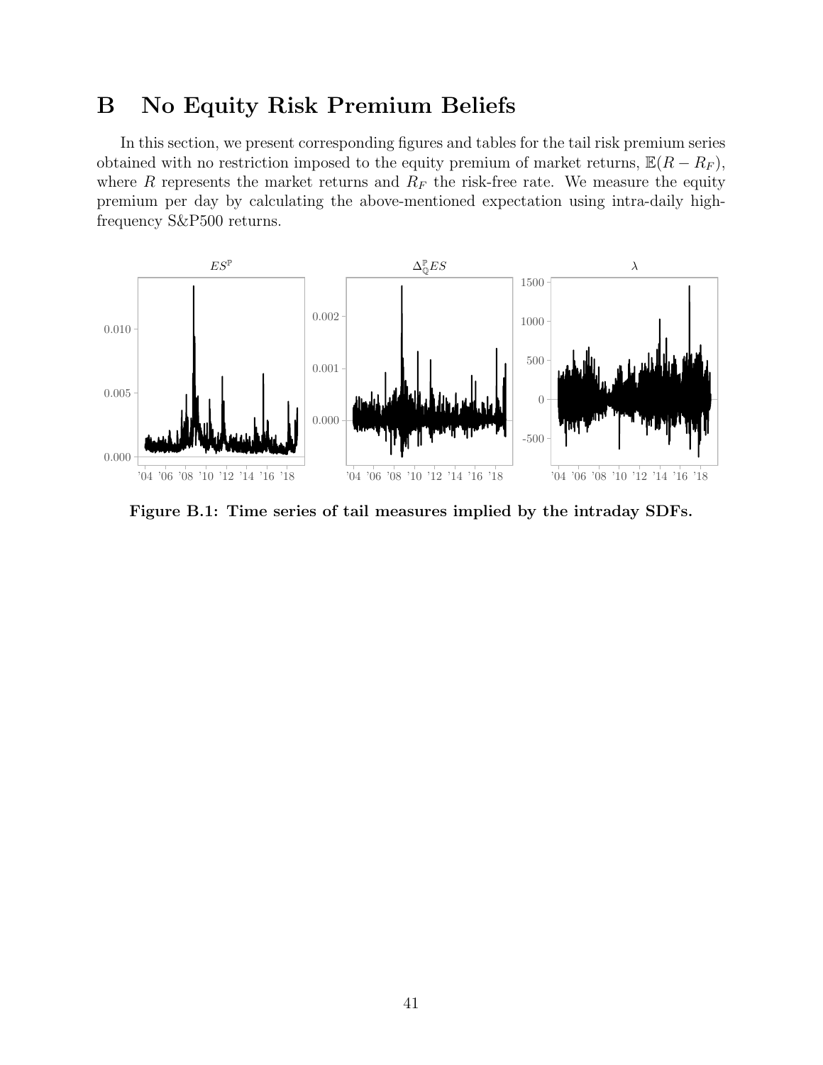# B No Equity Risk Premium Beliefs

In this section, we present corresponding figures and tables for the tail risk premium series obtained with no restriction imposed to the equity premium of market returns, $\mathbb{E}(R - R_F)$, where $R$ represents the market returns and $R_F$ the risk-free rate. We measure the equity premium per day by calculating the above-mentioned expectation using intra-daily high-frequency S&P500 returns.

**Figure B.1: Time series of tail measures implied by the intraday SDFs.**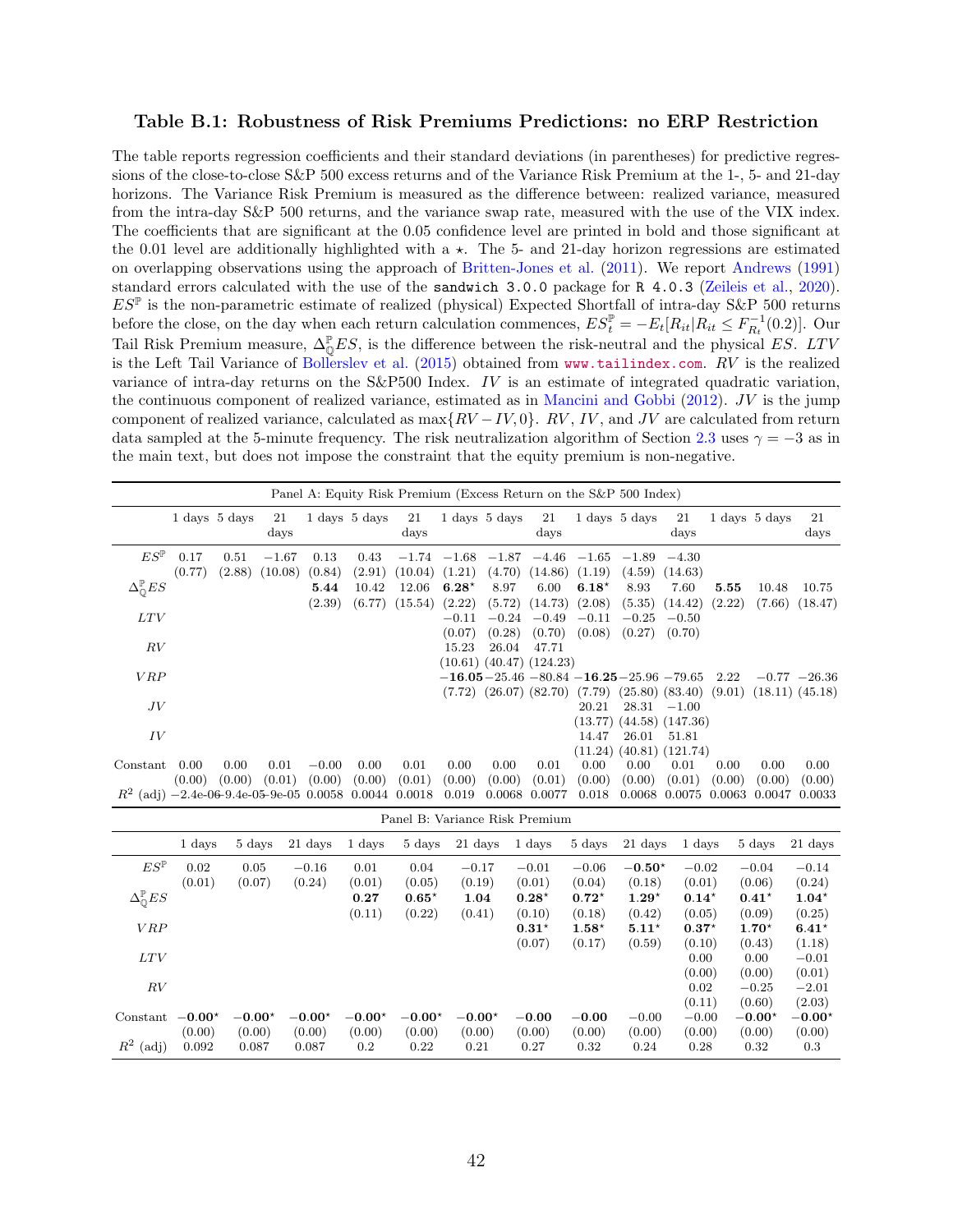### Table B.1: Robustness of Risk Premiums Predictions: no ERP Restriction

The table reports regression coefficients and their standard deviations (in parentheses) for predictive regressions of the close-to-close S&P 500 excess returns and of the Variance Risk Premium at the 1-, 5- and 21-day horizons. The Variance Risk Premium is measured as the difference between: realized variance, measured from the intra-day S&P 500 returns, and the variance swap rate, measured with the use of the VIX index. The coefficients that are significant at the 0.05 confidence level are printed in bold and those significant at the 0.01 level are additionally highlighted with a $\star$. The 5- and 21-day horizon regressions are estimated on overlapping observations using the approach of Britten-Jones et al. (2011). We report Andrews (1991) standard errors calculated with the use of the `sandwich 3.0.0` package for `R 4.0.3` (Zeileis et al., 2020). $ES^{\mathbb{P}}$ is the non-parametric estimate of realized (physical) Expected Shortfall of intra-day S&P 500 returns before the close, on the day when each return calculation commences, $ES_t^{\mathbb{P}} = -E_t[R_{it}|R_{it} \leq F_{R_t}^{-1}(0.2)]$. Our Tail Risk Premium measure, $\Delta_{\mathbb{Q}}^{\mathbb{P}}ES$, is the difference between the risk-neutral and the physical $ES$. $LTV$ is the Left Tail Variance of Bollerslev et al. (2015) obtained from www.tailindex.com. $RV$ is the realized variance of intra-day returns on the S&P500 Index. $IV$ is an estimate of integrated quadratic variation, the continuous component of realized variance, estimated as in Mancini and Gobbi (2012). $JV$ is the jump component of realized variance, calculated as $\max\{RV - IV, 0\}$. $RV$, $IV$, and $JV$ are calculated from return data sampled at the 5-minute frequency. The risk neutralization algorithm of Section 2.3 uses $\gamma = -3$ as in the main text, but does not impose the constraint that the equity premium is non-negative.

Panel A: Equity Risk Premium (Excess Return on the S&P 500 Index)

| | 1 days | 5 days | 21 days | 1 days | 5 days | 21 days | 1 days | 5 days | 21 days | 1 days | 5 days | 21 days | 1 days | 5 days | 21 days |
|---|---|---|---|---|---|---|---|---|---|---|---|---|---|---|---|
| $ES^{\mathbb{P}}$ | 0.17 | 0.51 | −1.67 | 0.13 | 0.43 | −1.74 | −1.68 | −1.87 | −4.46 | −1.65 | −1.89 | −4.30 | | | |
| | (0.77) | (2.88) | (10.08) | (0.84) | (2.91) | (10.04) | (1.21) | (4.70) | (14.86) | (1.19) | (4.59) | (14.63) | | | |
| $\Delta_{\mathbb{Q}}^{\mathbb{P}}ES$ | | | | **5.44** | 10.42 | 12.06 | **6.28**$^\star$ | 8.97 | 6.00 | **6.18**$^\star$ | 8.93 | 7.60 | **5.55** | 10.48 | 10.75 |
| | | | | (2.39) | (6.77) | (15.54) | (2.22) | (5.72) | (14.73) | (2.08) | (5.35) | (14.42) | (2.22) | (7.66) | (18.47) |
| $LTV$ | | | | | | | −0.11 | −0.24 | −0.49 | −0.11 | −0.25 | −0.50 | | | |
| | | | | | | | (0.07) | (0.28) | (0.70) | (0.08) | (0.27) | (0.70) | | | |
| $RV$ | | | | | | | 15.23 | 26.04 | 47.71 | | | | | | |
| | | | | | | | (10.61) | (40.47) | (124.23) | | | | | | |
| $VRP$ | | | | | | | **−16.05** | −25.46 | −80.84 | **−16.25** | −25.96 | −79.65 | 2.22 | −0.77 | −26.36 |
| | | | | | | | (7.72) | (26.07) | (82.70) | (7.79) | (25.80) | (83.40) | (9.01) | (18.11) | (45.18) |
| $JV$ | | | | | | | | | | 20.21 | 28.31 | −1.00 | | | |
| | | | | | | | | | | (13.77) | (44.58) | (147.36) | | | |
| $IV$ | | | | | | | | | | 14.47 | 26.01 | 51.81 | | | |
| | | | | | | | | | | (11.24) | (40.81) | (121.74) | | | |
| Constant | 0.00 | 0.00 | 0.01 | −0.00 | 0.00 | 0.01 | 0.00 | 0.00 | 0.01 | 0.00 | 0.00 | 0.01 | 0.00 | 0.00 | 0.00 |
| | (0.00) | (0.00) | (0.01) | (0.00) | (0.00) | (0.01) | (0.00) | (0.00) | (0.01) | (0.00) | (0.00) | (0.01) | (0.00) | (0.00) | (0.00) |
| $R^2$ (adj) | −2.4e-06 | −9.4e-05 | −9e-05 | 0.0058 | 0.0044 | 0.0018 | 0.019 | 0.0068 | 0.0077 | 0.018 | 0.0068 | 0.0075 | 0.0063 | 0.0047 | 0.0033 |

Panel B: Variance Risk Premium

| | 1 days | 5 days | 21 days | 1 days | 5 days | 21 days | 1 days | 5 days | 21 days | 1 days | 5 days | 21 days |
|---|---|---|---|---|---|---|---|---|---|---|---|---|
| $ES^{\mathbb{P}}$ | 0.02 | 0.05 | −0.16 | 0.01 | 0.04 | −0.17 | −0.01 | −0.06 | **−0.50**$^\star$ | −0.02 | −0.04 | −0.14 |
| | (0.01) | (0.07) | (0.24) | (0.01) | (0.05) | (0.19) | (0.01) | (0.04) | (0.18) | (0.01) | (0.06) | (0.24) |
| $\Delta_{\mathbb{Q}}^{\mathbb{P}}ES$ | | | | **0.27** | **0.65**$^\star$ | 1.04 | **0.28**$^\star$ | **0.72**$^\star$ | **1.29**$^\star$ | **0.14**$^\star$ | **0.41**$^\star$ | **1.04**$^\star$ |
| | | | | (0.11) | (0.22) | (0.41) | (0.10) | (0.18) | (0.42) | (0.05) | (0.09) | (0.25) |
| $VRP$ | | | | | | | **0.31**$^\star$ | **1.58**$^\star$ | **5.11**$^\star$ | **0.37**$^\star$ | **1.70**$^\star$ | **6.41**$^\star$ |
| | | | | | | | (0.07) | (0.17) | (0.59) | (0.10) | (0.43) | (1.18) |
| $LTV$ | | | | | | | | | | 0.00 | 0.00 | −0.01 |
| | | | | | | | | | | (0.00) | (0.00) | (0.01) |
| $RV$ | | | | | | | | | | 0.02 | −0.25 | −2.01 |
| | | | | | | | | | | (0.11) | (0.60) | (2.03) |
| Constant | **−0.00**$^\star$ | **−0.00**$^\star$ | **−0.00**$^\star$ | **−0.00**$^\star$ | **−0.00**$^\star$ | **−0.00**$^\star$ | **−0.00** | **−0.00** | −0.00 | −0.00 | **−0.00**$^\star$ | **−0.00**$^\star$ |
| | (0.00) | (0.00) | (0.00) | (0.00) | (0.00) | (0.00) | (0.00) | (0.00) | (0.00) | (0.00) | (0.00) | (0.00) |
| $R^2$ (adj) | 0.092 | 0.087 | 0.087 | 0.2 | 0.22 | 0.21 | 0.27 | 0.32 | 0.24 | 0.28 | 0.32 | 0.3 |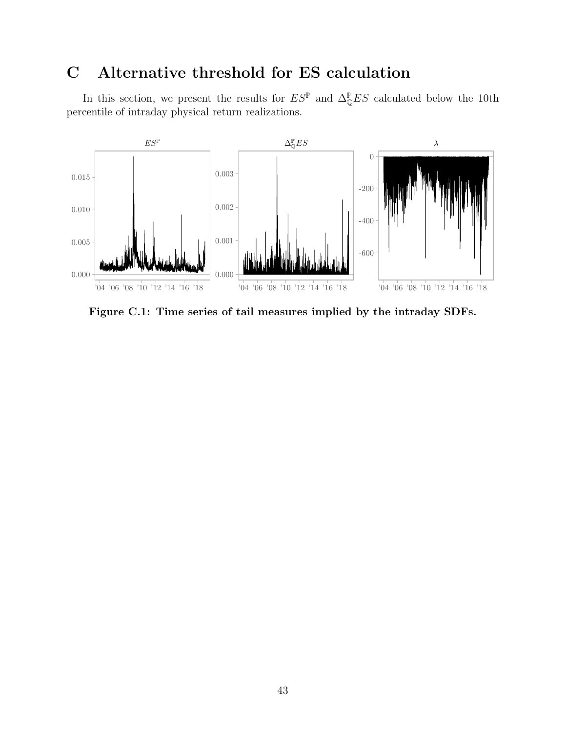# C Alternative threshold for ES calculation

In this section, we present the results for $ES^{\mathbb{P}}$ and $\Delta_{\mathbb{Q}}^{\mathbb{P}}ES$ calculated below the 10th percentile of intraday physical return realizations.

**Figure C.1: Time series of tail measures implied by the intraday SDFs.**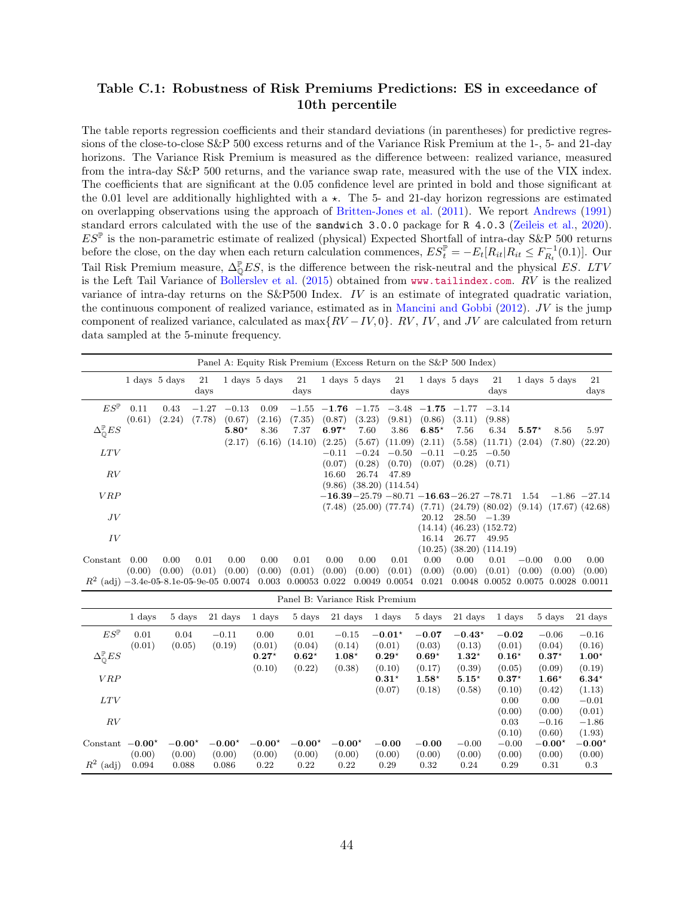### Table C.1: Robustness of Risk Premiums Predictions: ES in exceedance of 10th percentile

The table reports regression coefficients and their standard deviations (in parentheses) for predictive regressions of the close-to-close S&P 500 excess returns and of the Variance Risk Premium at the 1-, 5- and 21-day horizons. The Variance Risk Premium is measured as the difference between: realized variance, measured from the intra-day S&P 500 returns, and the variance swap rate, measured with the use of the VIX index. The coefficients that are significant at the 0.05 confidence level are printed in bold and those significant at the 0.01 level are additionally highlighted with a ⋆. The 5- and 21-day horizon regressions are estimated on overlapping observations using the approach of Britten-Jones et al. (2011). We report Andrews (1991) standard errors calculated with the use of the `sandwich 3.0.0` package for `R 4.0.3` (Zeileis et al., 2020). $ES^{\mathbb{P}}$ is the non-parametric estimate of realized (physical) Expected Shortfall of intra-day S&P 500 returns before the close, on the day when each return calculation commences, $ES_t^{\mathbb{P}} = -E_t[R_{it}|R_{it} \le F_{R_t}^{-1}(0.1)]$. Our Tail Risk Premium measure, $\Delta_{\mathbb{Q}}^{\mathbb{P}}ES$, is the difference between the risk-neutral and the physical $ES$. $LTV$ is the Left Tail Variance of Bollerslev et al. (2015) obtained from www.tailindex.com. $RV$ is the realized variance of intra-day returns on the S&P500 Index. $IV$ is an estimate of integrated quadratic variation, the continuous component of realized variance, estimated as in Mancini and Gobbi (2012). $JV$ is the jump component of realized variance, calculated as $\max\{RV - IV, 0\}$. $RV$, $IV$, and $JV$ are calculated from return data sampled at the 5-minute frequency.

Panel A: Equity Risk Premium (Excess Return on the S&P 500 Index)

| | 1 days | 5 days | 21 days | 1 days | 5 days | 21 days | 1 days | 5 days | 21 days | 1 days | 5 days | 21 days | 1 days | 5 days | 21 days |
|---|---|---|---|---|---|---|---|---|---|---|---|---|---|---|---|
| $ES^{\mathbb{P}}$ | 0.11 | 0.43 | −1.27 | −0.13 | 0.09 | −1.55 | **−1.76** | −1.75 | −3.48 | **−1.75** | −1.77 | −3.14 | | | |
| | (0.61) | (2.24) | (7.78) | (0.67) | (2.16) | (7.35) | (0.87) | (3.23) | (9.81) | (0.86) | (3.11) | (9.88) | | | |
| $\Delta_{\mathbb{Q}}^{\mathbb{P}}ES$ | | | | **5.80⋆** | 8.36 | 7.37 | **6.97⋆** | 7.60 | 3.86 | **6.85⋆** | 7.56 | 6.34 | **5.57⋆** | 8.56 | 5.97 |
| | | | | (2.17) | (6.16) | (14.10) | (2.25) | (5.67) | (11.09) | (2.11) | (5.58) | (11.71) | (2.04) | (7.80) | (22.20) |
| $LTV$ | | | | | | | −0.11 | −0.24 | −0.50 | −0.11 | −0.25 | −0.50 | | | |
| | | | | | | | (0.07) | (0.28) | (0.70) | (0.07) | (0.28) | (0.71) | | | |
| $RV$ | | | | | | | 16.60 | 26.74 | 47.89 | | | | | | |
| | | | | | | | (9.86) | (38.20) | (114.54) | | | | | | |
| $VRP$ | | | | | | | **−16.39** | −25.79 | −80.71 | **−16.63** | −26.27 | −78.71 | 1.54 | −1.86 | −27.14 |
| | | | | | | | (7.48) | (25.00) | (77.74) | (7.71) | (24.79) | (80.02) | (9.14) | (17.67) | (42.68) |
| $JV$ | | | | | | | | | | 20.12 | 28.50 | −1.39 | | | |
| | | | | | | | | | | (14.14) | (46.23) | (152.72) | | | |
| $IV$ | | | | | | | | | | 16.14 | 26.77 | 49.95 | | | |
| | | | | | | | | | | (10.25) | (38.20) | (114.19) | | | |
| Constant | 0.00 | 0.00 | 0.01 | 0.00 | 0.00 | 0.01 | 0.00 | 0.00 | 0.01 | 0.00 | 0.00 | 0.01 | −0.00 | 0.00 | 0.00 |
| | (0.00) | (0.00) | (0.01) | (0.00) | (0.00) | (0.01) | (0.00) | (0.00) | (0.01) | (0.00) | (0.00) | (0.01) | (0.00) | (0.00) | (0.00) |
| $R^2$ (adj) | −3.4e-05 | −8.1e-05 | −9e-05 | 0.0074 | 0.003 | 0.00053 | 0.022 | 0.0049 | 0.0054 | 0.021 | 0.0048 | 0.0052 | 0.0075 | 0.0028 | 0.0011 |

Panel B: Variance Risk Premium

| | 1 days | 5 days | 21 days | 1 days | 5 days | 21 days | 1 days | 5 days | 21 days | 1 days | 5 days | 21 days |
|---|---|---|---|---|---|---|---|---|---|---|---|---|
| $ES^{\mathbb{P}}$ | 0.01 | 0.04 | −0.11 | 0.00 | 0.01 | −0.15 | **−0.01⋆** | **−0.07** | **−0.43⋆** | **−0.02** | −0.06 | −0.16 |
| | (0.01) | (0.05) | (0.19) | (0.01) | (0.04) | (0.14) | (0.01) | (0.03) | (0.13) | (0.01) | (0.04) | (0.16) |
| $\Delta_{\mathbb{Q}}^{\mathbb{P}}ES$ | | | | **0.27⋆** | **0.62⋆** | **1.08⋆** | **0.29⋆** | **0.69⋆** | **1.32⋆** | **0.16⋆** | **0.37⋆** | **1.00⋆** |
| | | | | (0.10) | (0.22) | (0.38) | (0.10) | (0.17) | (0.39) | (0.05) | (0.09) | (0.19) |
| $VRP$ | | | | | | | **0.31⋆** | **1.58⋆** | **5.15⋆** | **0.37⋆** | **1.66⋆** | **6.34⋆** |
| | | | | | | | (0.07) | (0.18) | (0.58) | (0.10) | (0.42) | (1.13) |
| $LTV$ | | | | | | | | | | 0.00 | 0.00 | −0.01 |
| | | | | | | | | | | (0.00) | (0.00) | (0.01) |
| $RV$ | | | | | | | | | | 0.03 | −0.16 | −1.86 |
| | | | | | | | | | | (0.10) | (0.60) | (1.93) |
| Constant | **−0.00⋆** | **−0.00⋆** | **−0.00⋆** | **−0.00⋆** | **−0.00⋆** | **−0.00⋆** | **−0.00** | **−0.00** | −0.00 | −0.00 | **−0.00⋆** | **−0.00⋆** |
| | (0.00) | (0.00) | (0.00) | (0.00) | (0.00) | (0.00) | (0.00) | (0.00) | (0.00) | (0.00) | (0.00) | (0.00) |
| $R^2$ (adj) | 0.094 | 0.088 | 0.086 | 0.22 | 0.22 | 0.22 | 0.29 | 0.32 | 0.24 | 0.29 | 0.31 | 0.3 |